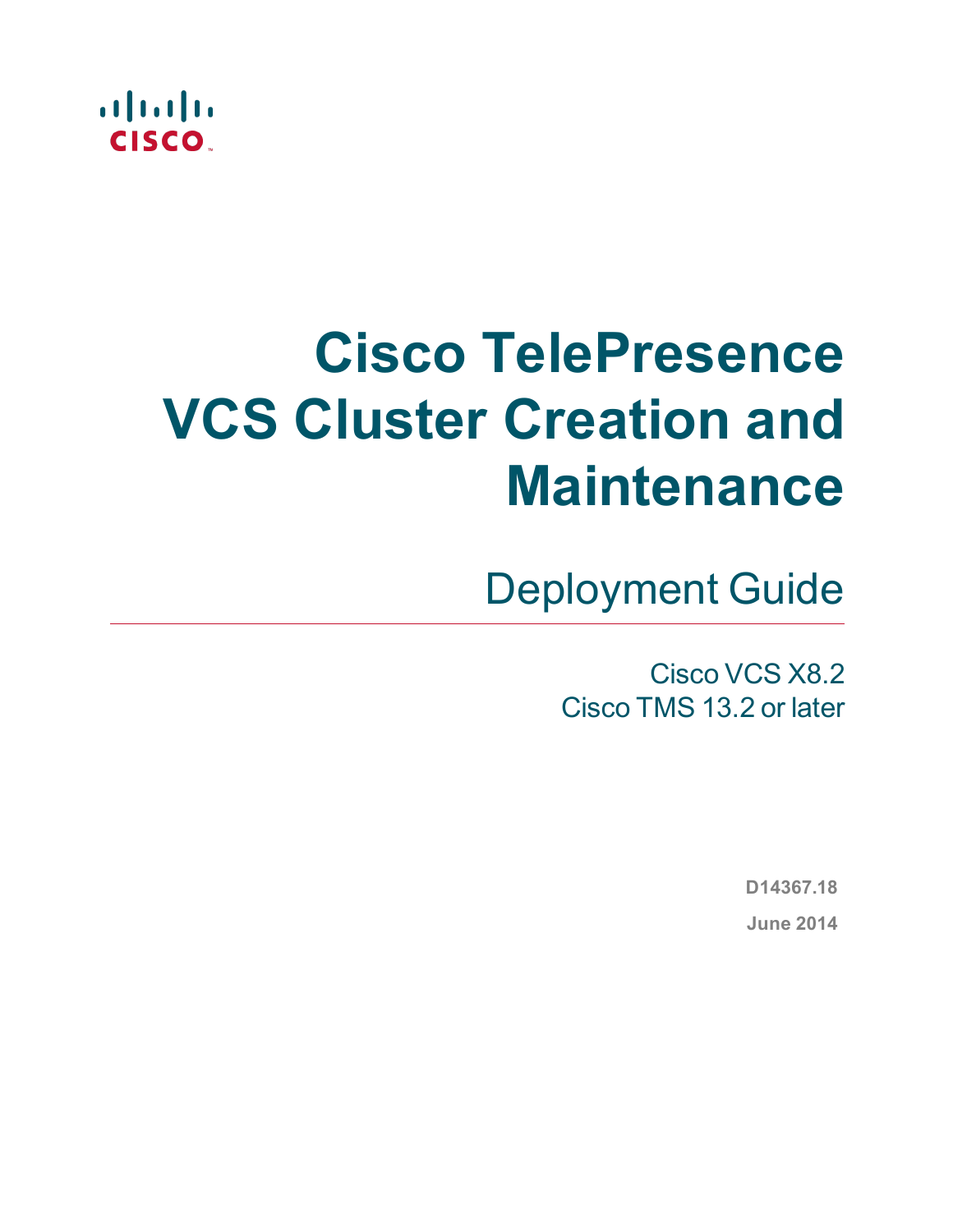# Cisco TelePresence VCS Cluster Creation and Maintenance

## Deployment Guide

Cisco VCS X8.2
Cisco TMS 13.2 or later

**D14367.18**

**June 2014**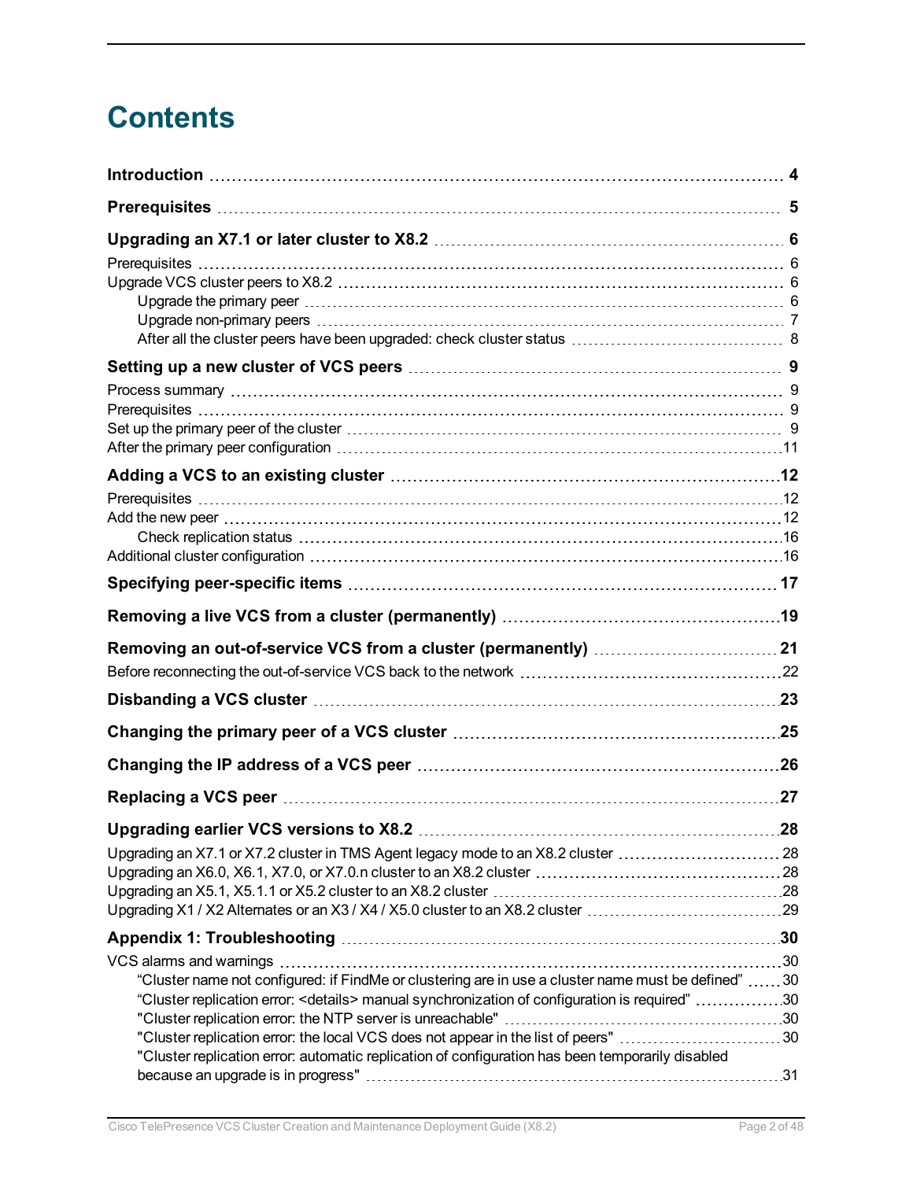# Contents

**Introduction** 4

**Prerequisites** 5

**Upgrading an X7.1 or later cluster to X8.2** 6

- Prerequisites 6
- Upgrade VCS cluster peers to X8.2 6
  - Upgrade the primary peer 6
  - Upgrade non-primary peers 7
  - After all the cluster peers have been upgraded: check cluster status 8

**Setting up a new cluster of VCS peers** 9

- Process summary 9
- Prerequisites 9
- Set up the primary peer of the cluster 9
- After the primary peer configuration 11

**Adding a VCS to an existing cluster** 12

- Prerequisites 12
- Add the new peer 12
  - Check replication status 16
- Additional cluster configuration 16

**Specifying peer-specific items** 17

**Removing a live VCS from a cluster (permanently)** 19

**Removing an out-of-service VCS from a cluster (permanently)** 21

- Before reconnecting the out-of-service VCS back to the network 22

**Disbanding a VCS cluster** 23

**Changing the primary peer of a VCS cluster** 25

**Changing the IP address of a VCS peer** 26

**Replacing a VCS peer** 27

**Upgrading earlier VCS versions to X8.2** 28

- Upgrading an X7.1 or X7.2 cluster in TMS Agent legacy mode to an X8.2 cluster 28
- Upgrading an X6.0, X6.1, X7.0, or X7.0.n cluster to an X8.2 cluster 28
- Upgrading an X5.1, X5.1.1 or X5.2 cluster to an X8.2 cluster 28
- Upgrading X1 / X2 Alternates or an X3 / X4 / X5.0 cluster to an X8.2 cluster 29

**Appendix 1: Troubleshooting** 30

- VCS alarms and warnings 30
  - "Cluster name not configured: if FindMe or clustering are in use a cluster name must be defined" 30
  - "Cluster replication error: <details> manual synchronization of configuration is required" 30
  - "Cluster replication error: the NTP server is unreachable" 30
  - "Cluster replication error: the local VCS does not appear in the list of peers" 30
  - "Cluster replication error: automatic replication of configuration has been temporarily disabled because an upgrade is in progress" 31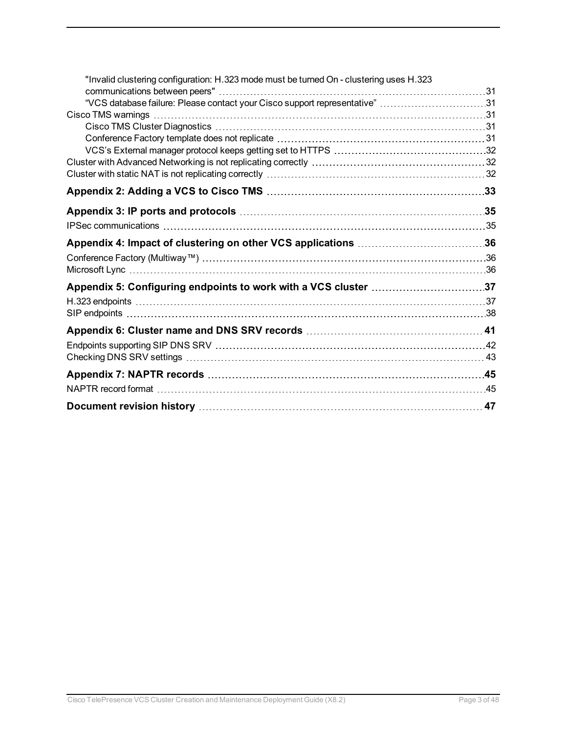"Invalid clustering configuration: H.323 mode must be turned On - clustering uses H.323 communications between peers" 31
"VCS database failure: Please contact your Cisco support representative" 31
Cisco TMS warnings 31
Cisco TMS Cluster Diagnostics 31
Conference Factory template does not replicate 31
VCS's External manager protocol keeps getting set to HTTPS 32
Cluster with Advanced Networking is not replicating correctly 32
Cluster with static NAT is not replicating correctly 32

**Appendix 2: Adding a VCS to Cisco TMS 33**

**Appendix 3: IP ports and protocols 35**

IPSec communications 35

**Appendix 4: Impact of clustering on other VCS applications 36**

Conference Factory (Multiway™) 36
Microsoft Lync 36

**Appendix 5: Configuring endpoints to work with a VCS cluster 37**

H.323 endpoints 37
SIP endpoints 38

**Appendix 6: Cluster name and DNS SRV records 41**

Endpoints supporting SIP DNS SRV 42
Checking DNS SRV settings 43

**Appendix 7: NAPTR records 45**

NAPTR record format 45

**Document revision history 47**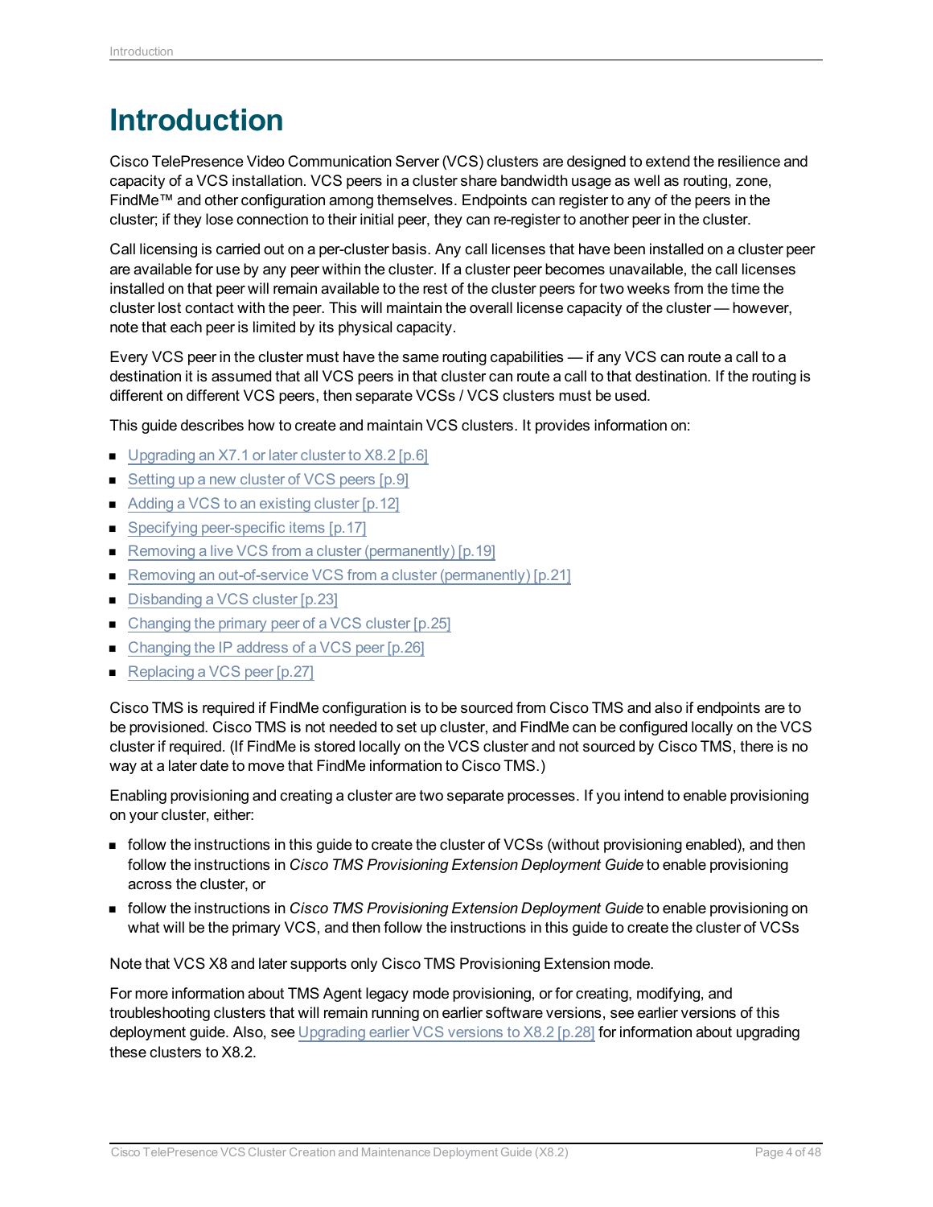# Introduction

Cisco TelePresence Video Communication Server (VCS) clusters are designed to extend the resilience and capacity of a VCS installation. VCS peers in a cluster share bandwidth usage as well as routing, zone, FindMe™ and other configuration among themselves. Endpoints can register to any of the peers in the cluster; if they lose connection to their initial peer, they can re-register to another peer in the cluster.

Call licensing is carried out on a per-cluster basis. Any call licenses that have been installed on a cluster peer are available for use by any peer within the cluster. If a cluster peer becomes unavailable, the call licenses installed on that peer will remain available to the rest of the cluster peers for two weeks from the time the cluster lost contact with the peer. This will maintain the overall license capacity of the cluster — however, note that each peer is limited by its physical capacity.

Every VCS peer in the cluster must have the same routing capabilities — if any VCS can route a call to a destination it is assumed that all VCS peers in that cluster can route a call to that destination. If the routing is different on different VCS peers, then separate VCSs / VCS clusters must be used.

This guide describes how to create and maintain VCS clusters. It provides information on:

- Upgrading an X7.1 or later cluster to X8.2 [p.6]
- Setting up a new cluster of VCS peers [p.9]
- Adding a VCS to an existing cluster [p.12]
- Specifying peer-specific items [p.17]
- Removing a live VCS from a cluster (permanently) [p.19]
- Removing an out-of-service VCS from a cluster (permanently) [p.21]
- Disbanding a VCS cluster [p.23]
- Changing the primary peer of a VCS cluster [p.25]
- Changing the IP address of a VCS peer [p.26]
- Replacing a VCS peer [p.27]

Cisco TMS is required if FindMe configuration is to be sourced from Cisco TMS and also if endpoints are to be provisioned. Cisco TMS is not needed to set up cluster, and FindMe can be configured locally on the VCS cluster if required. (If FindMe is stored locally on the VCS cluster and not sourced by Cisco TMS, there is no way at a later date to move that FindMe information to Cisco TMS.)

Enabling provisioning and creating a cluster are two separate processes. If you intend to enable provisioning on your cluster, either:

- follow the instructions in this guide to create the cluster of VCSs (without provisioning enabled), and then follow the instructions in *Cisco TMS Provisioning Extension Deployment Guide* to enable provisioning across the cluster, or
- follow the instructions in *Cisco TMS Provisioning Extension Deployment Guide* to enable provisioning on what will be the primary VCS, and then follow the instructions in this guide to create the cluster of VCSs

Note that VCS X8 and later supports only Cisco TMS Provisioning Extension mode.

For more information about TMS Agent legacy mode provisioning, or for creating, modifying, and troubleshooting clusters that will remain running on earlier software versions, see earlier versions of this deployment guide. Also, see Upgrading earlier VCS versions to X8.2 [p.28] for information about upgrading these clusters to X8.2.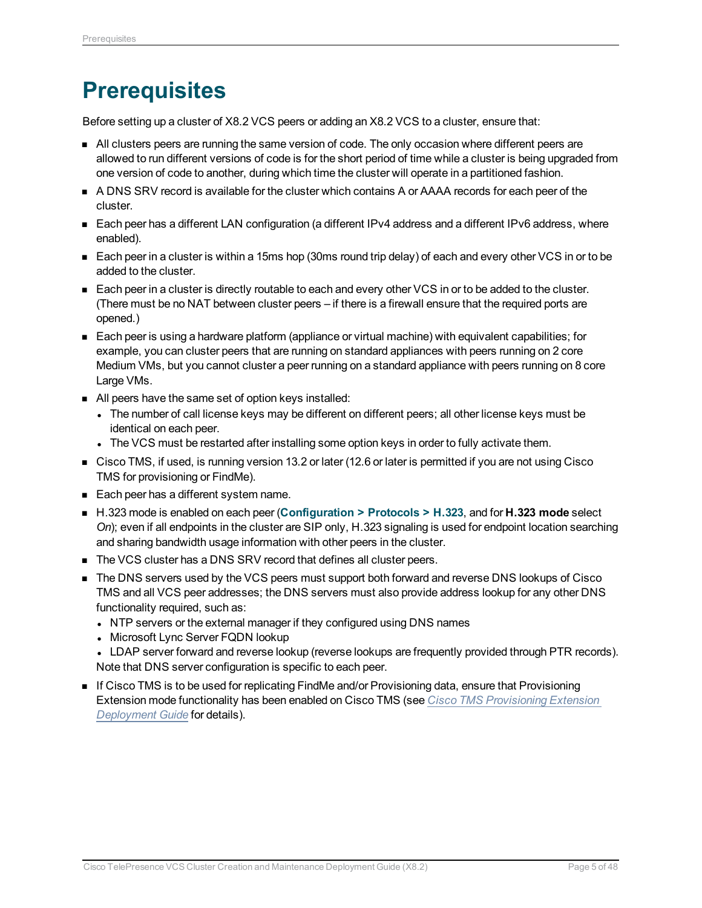# Prerequisites

Before setting up a cluster of X8.2 VCS peers or adding an X8.2 VCS to a cluster, ensure that:

- All clusters peers are running the same version of code. The only occasion where different peers are allowed to run different versions of code is for the short period of time while a cluster is being upgraded from one version of code to another, during which time the cluster will operate in a partitioned fashion.
- A DNS SRV record is available for the cluster which contains A or AAAA records for each peer of the cluster.
- Each peer has a different LAN configuration (a different IPv4 address and a different IPv6 address, where enabled).
- Each peer in a cluster is within a 15ms hop (30ms round trip delay) of each and every other VCS in or to be added to the cluster.
- Each peer in a cluster is directly routable to each and every other VCS in or to be added to the cluster. (There must be no NAT between cluster peers – if there is a firewall ensure that the required ports are opened.)
- Each peer is using a hardware platform (appliance or virtual machine) with equivalent capabilities; for example, you can cluster peers that are running on standard appliances with peers running on 2 core Medium VMs, but you cannot cluster a peer running on a standard appliance with peers running on 8 core Large VMs.
- All peers have the same set of option keys installed:
  - The number of call license keys may be different on different peers; all other license keys must be identical on each peer.
  - The VCS must be restarted after installing some option keys in order to fully activate them.
- Cisco TMS, if used, is running version 13.2 or later (12.6 or later is permitted if you are not using Cisco TMS for provisioning or FindMe).
- Each peer has a different system name.
- H.323 mode is enabled on each peer (**Configuration > Protocols > H.323**, and for **H.323 mode** select *On*); even if all endpoints in the cluster are SIP only, H.323 signaling is used for endpoint location searching and sharing bandwidth usage information with other peers in the cluster.
- The VCS cluster has a DNS SRV record that defines all cluster peers.
- The DNS servers used by the VCS peers must support both forward and reverse DNS lookups of Cisco TMS and all VCS peer addresses; the DNS servers must also provide address lookup for any other DNS functionality required, such as:
  - NTP servers or the external manager if they configured using DNS names
  - Microsoft Lync Server FQDN lookup
  - LDAP server forward and reverse lookup (reverse lookups are frequently provided through PTR records).

  Note that DNS server configuration is specific to each peer.
- If Cisco TMS is to be used for replicating FindMe and/or Provisioning data, ensure that Provisioning Extension mode functionality has been enabled on Cisco TMS (see *Cisco TMS Provisioning Extension Deployment Guide* for details).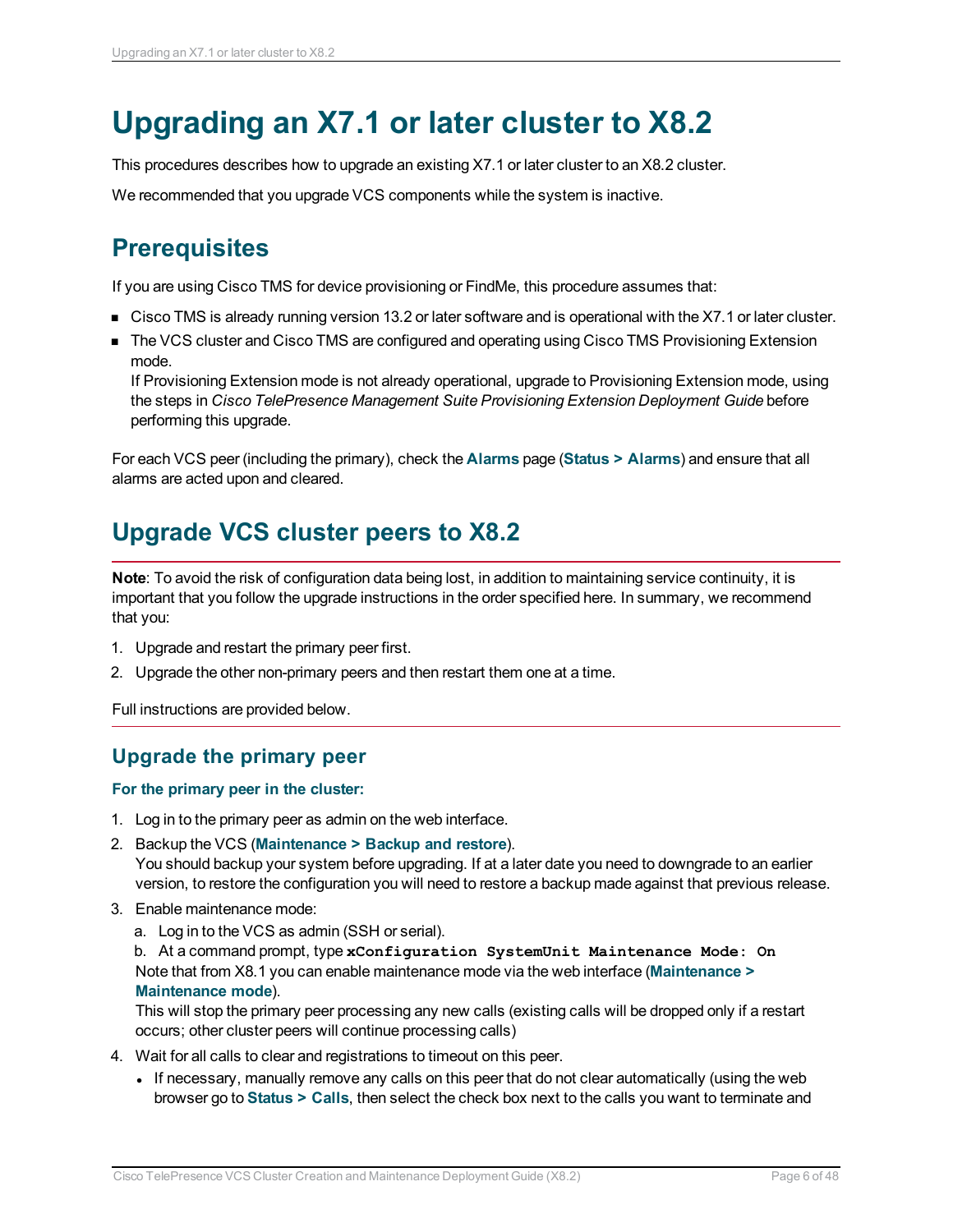# Upgrading an X7.1 or later cluster to X8.2

This procedures describes how to upgrade an existing X7.1 or later cluster to an X8.2 cluster.

We recommended that you upgrade VCS components while the system is inactive.

## Prerequisites

If you are using Cisco TMS for device provisioning or FindMe, this procedure assumes that:

- Cisco TMS is already running version 13.2 or later software and is operational with the X7.1 or later cluster.
- The VCS cluster and Cisco TMS are configured and operating using Cisco TMS Provisioning Extension mode.
  If Provisioning Extension mode is not already operational, upgrade to Provisioning Extension mode, using the steps in *Cisco TelePresence Management Suite Provisioning Extension Deployment Guide* before performing this upgrade.

For each VCS peer (including the primary), check the **Alarms** page (**Status > Alarms**) and ensure that all alarms are acted upon and cleared.

## Upgrade VCS cluster peers to X8.2

**Note**: To avoid the risk of configuration data being lost, in addition to maintaining service continuity, it is important that you follow the upgrade instructions in the order specified here. In summary, we recommend that you:

1. Upgrade and restart the primary peer first.
2. Upgrade the other non-primary peers and then restart them one at a time.

Full instructions are provided below.

### Upgrade the primary peer

#### For the primary peer in the cluster:

1. Log in to the primary peer as admin on the web interface.
2. Backup the VCS (**Maintenance > Backup and restore**).
   You should backup your system before upgrading. If at a later date you need to downgrade to an earlier version, to restore the configuration you will need to restore a backup made against that previous release.
3. Enable maintenance mode:
   a. Log in to the VCS as admin (SSH or serial).
   b. At a command prompt, type **`xConfiguration SystemUnit Maintenance Mode: On`**
   Note that from X8.1 you can enable maintenance mode via the web interface (**Maintenance > Maintenance mode**).
   This will stop the primary peer processing any new calls (existing calls will be dropped only if a restart occurs; other cluster peers will continue processing calls)
4. Wait for all calls to clear and registrations to timeout on this peer.
   - If necessary, manually remove any calls on this peer that do not clear automatically (using the web browser go to **Status > Calls**, then select the check box next to the calls you want to terminate and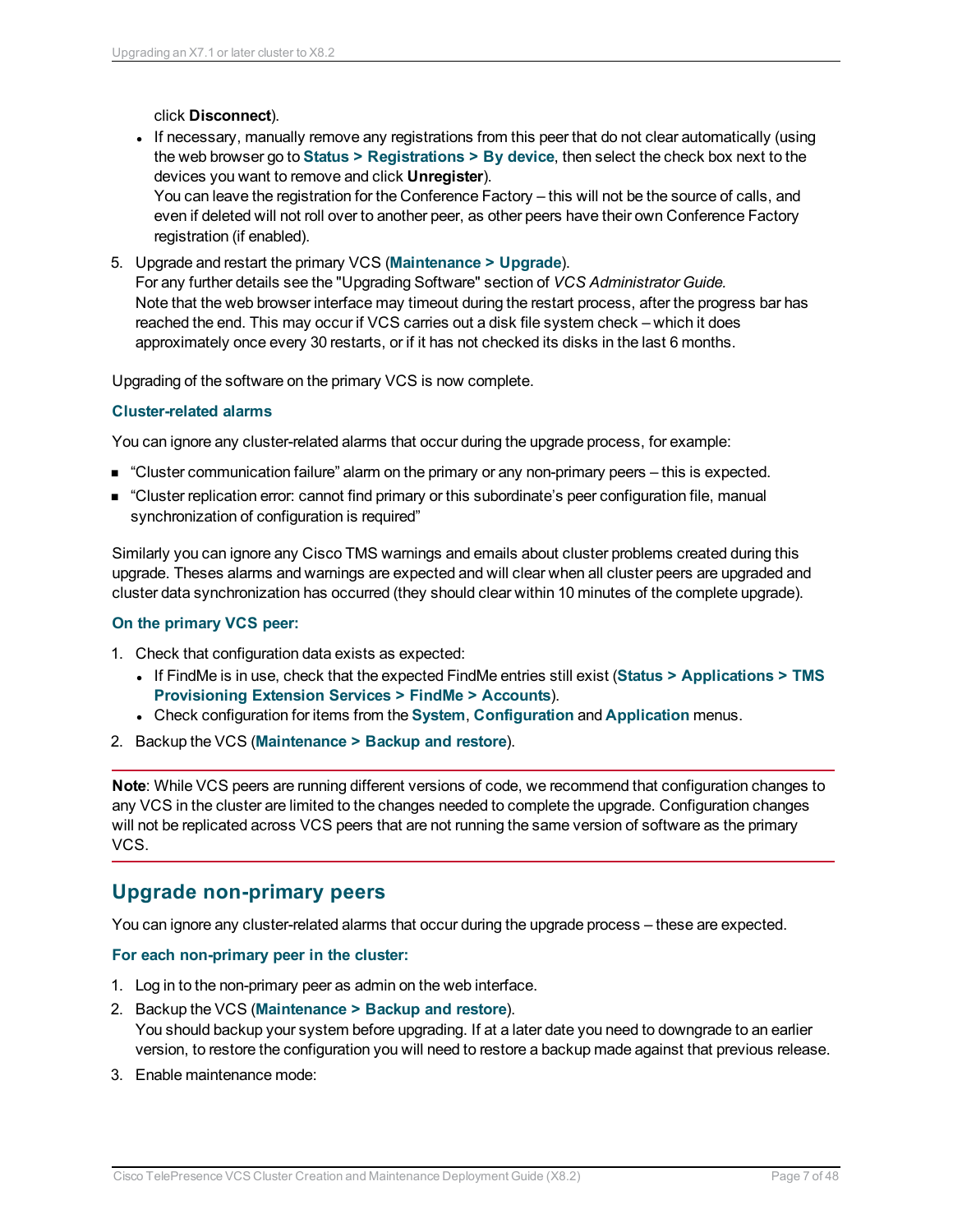click **Disconnect**).

- If necessary, manually remove any registrations from this peer that do not clear automatically (using the web browser go to **Status > Registrations > By device**, then select the check box next to the devices you want to remove and click **Unregister**).
  You can leave the registration for the Conference Factory – this will not be the source of calls, and even if deleted will not roll over to another peer, as other peers have their own Conference Factory registration (if enabled).

5. Upgrade and restart the primary VCS (**Maintenance > Upgrade**).
   For any further details see the "Upgrading Software" section of *VCS Administrator Guide.*
   Note that the web browser interface may timeout during the restart process, after the progress bar has reached the end. This may occur if VCS carries out a disk file system check – which it does approximately once every 30 restarts, or if it has not checked its disks in the last 6 months.

Upgrading of the software on the primary VCS is now complete.

#### Cluster-related alarms

You can ignore any cluster-related alarms that occur during the upgrade process, for example:

- "Cluster communication failure" alarm on the primary or any non-primary peers – this is expected.
- "Cluster replication error: cannot find primary or this subordinate's peer configuration file, manual synchronization of configuration is required"

Similarly you can ignore any Cisco TMS warnings and emails about cluster problems created during this upgrade. Theses alarms and warnings are expected and will clear when all cluster peers are upgraded and cluster data synchronization has occurred (they should clear within 10 minutes of the complete upgrade).

#### On the primary VCS peer:

1. Check that configuration data exists as expected:
   - If FindMe is in use, check that the expected FindMe entries still exist (**Status > Applications > TMS Provisioning Extension Services > FindMe > Accounts**).
   - Check configuration for items from the **System**, **Configuration** and **Application** menus.
2. Backup the VCS (**Maintenance > Backup and restore**).

**Note**: While VCS peers are running different versions of code, we recommend that configuration changes to any VCS in the cluster are limited to the changes needed to complete the upgrade. Configuration changes will not be replicated across VCS peers that are not running the same version of software as the primary VCS.

## Upgrade non-primary peers

You can ignore any cluster-related alarms that occur during the upgrade process – these are expected.

#### For each non-primary peer in the cluster:

1. Log in to the non-primary peer as admin on the web interface.
2. Backup the VCS (**Maintenance > Backup and restore**).
   You should backup your system before upgrading. If at a later date you need to downgrade to an earlier version, to restore the configuration you will need to restore a backup made against that previous release.
3. Enable maintenance mode: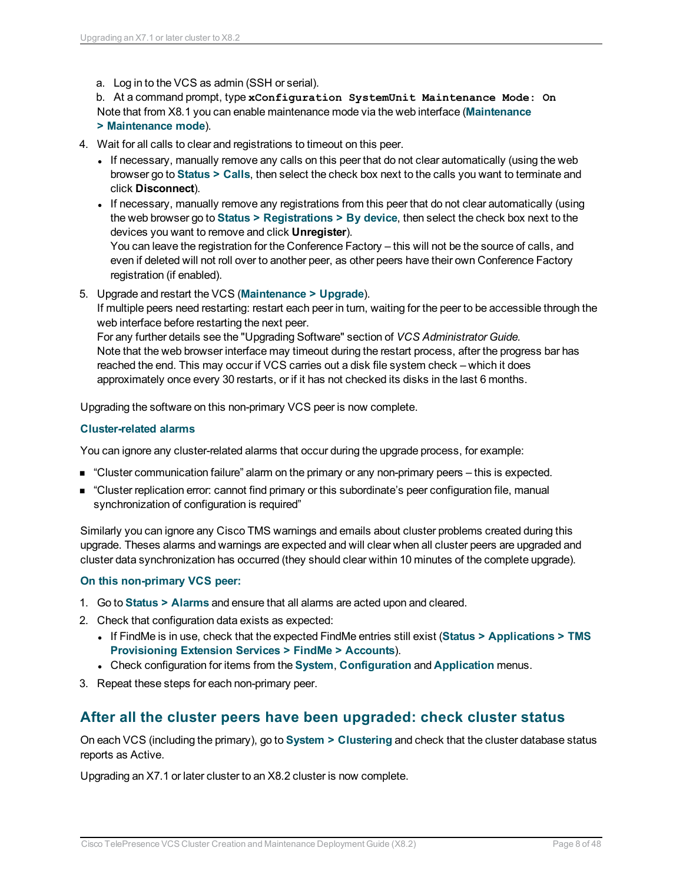a. Log in to the VCS as admin (SSH or serial).

   b. At a command prompt, type **`xConfiguration SystemUnit Maintenance Mode: On`**

   Note that from X8.1 you can enable maintenance mode via the web interface (**Maintenance > Maintenance mode**).

4. Wait for all calls to clear and registrations to timeout on this peer.
   - If necessary, manually remove any calls on this peer that do not clear automatically (using the web browser go to **Status > Calls**, then select the check box next to the calls you want to terminate and click **Disconnect**).
   - If necessary, manually remove any registrations from this peer that do not clear automatically (using the web browser go to **Status > Registrations > By device**, then select the check box next to the devices you want to remove and click **Unregister**).

     You can leave the registration for the Conference Factory – this will not be the source of calls, and even if deleted will not roll over to another peer, as other peers have their own Conference Factory registration (if enabled).
5. Upgrade and restart the VCS (**Maintenance > Upgrade**).

   If multiple peers need restarting: restart each peer in turn, waiting for the peer to be accessible through the web interface before restarting the next peer.

   For any further details see the "Upgrading Software" section of *VCS Administrator Guide.*

   Note that the web browser interface may timeout during the restart process, after the progress bar has reached the end. This may occur if VCS carries out a disk file system check – which it does approximately once every 30 restarts, or if it has not checked its disks in the last 6 months.

Upgrading the software on this non-primary VCS peer is now complete.

#### Cluster-related alarms

You can ignore any cluster-related alarms that occur during the upgrade process, for example:

- “Cluster communication failure” alarm on the primary or any non-primary peers – this is expected.
- “Cluster replication error: cannot find primary or this subordinate’s peer configuration file, manual synchronization of configuration is required”

Similarly you can ignore any Cisco TMS warnings and emails about cluster problems created during this upgrade. Theses alarms and warnings are expected and will clear when all cluster peers are upgraded and cluster data synchronization has occurred (they should clear within 10 minutes of the complete upgrade).

#### On this non-primary VCS peer:

1. Go to **Status > Alarms** and ensure that all alarms are acted upon and cleared.
2. Check that configuration data exists as expected:
   - If FindMe is in use, check that the expected FindMe entries still exist (**Status > Applications > TMS Provisioning Extension Services > FindMe > Accounts**).
   - Check configuration for items from the **System**, **Configuration** and **Application** menus.
3. Repeat these steps for each non-primary peer.

## After all the cluster peers have been upgraded: check cluster status

On each VCS (including the primary), go to **System > Clustering** and check that the cluster database status reports as Active.

Upgrading an X7.1 or later cluster to an X8.2 cluster is now complete.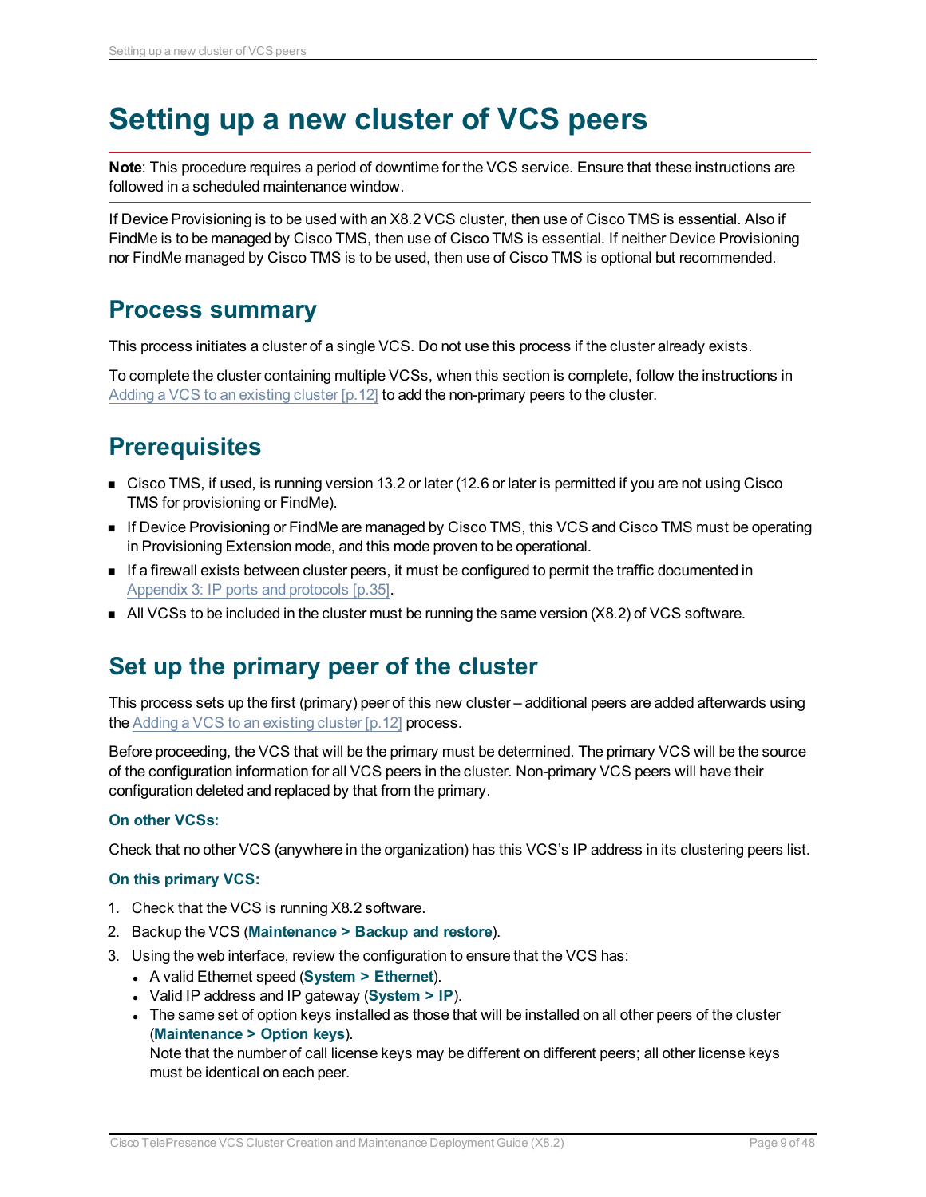# Setting up a new cluster of VCS peers

**Note**: This procedure requires a period of downtime for the VCS service. Ensure that these instructions are followed in a scheduled maintenance window.

If Device Provisioning is to be used with an X8.2 VCS cluster, then use of Cisco TMS is essential. Also if FindMe is to be managed by Cisco TMS, then use of Cisco TMS is essential. If neither Device Provisioning nor FindMe managed by Cisco TMS is to be used, then use of Cisco TMS is optional but recommended.

## Process summary

This process initiates a cluster of a single VCS. Do not use this process if the cluster already exists.

To complete the cluster containing multiple VCSs, when this section is complete, follow the instructions in Adding a VCS to an existing cluster [p.12] to add the non-primary peers to the cluster.

## Prerequisites

- Cisco TMS, if used, is running version 13.2 or later (12.6 or later is permitted if you are not using Cisco TMS for provisioning or FindMe).
- If Device Provisioning or FindMe are managed by Cisco TMS, this VCS and Cisco TMS must be operating in Provisioning Extension mode, and this mode proven to be operational.
- If a firewall exists between cluster peers, it must be configured to permit the traffic documented in Appendix 3: IP ports and protocols [p.35].
- All VCSs to be included in the cluster must be running the same version (X8.2) of VCS software.

## Set up the primary peer of the cluster

This process sets up the first (primary) peer of this new cluster – additional peers are added afterwards using the Adding a VCS to an existing cluster [p.12] process.

Before proceeding, the VCS that will be the primary must be determined. The primary VCS will be the source of the configuration information for all VCS peers in the cluster. Non-primary VCS peers will have their configuration deleted and replaced by that from the primary.

#### On other VCSs:

Check that no other VCS (anywhere in the organization) has this VCS's IP address in its clustering peers list.

#### On this primary VCS:

1. Check that the VCS is running X8.2 software.
2. Backup the VCS (**Maintenance > Backup and restore**).
3. Using the web interface, review the configuration to ensure that the VCS has:
   - A valid Ethernet speed (**System > Ethernet**).
   - Valid IP address and IP gateway (**System > IP**).
   - The same set of option keys installed as those that will be installed on all other peers of the cluster (**Maintenance > Option keys**).
     Note that the number of call license keys may be different on different peers; all other license keys must be identical on each peer.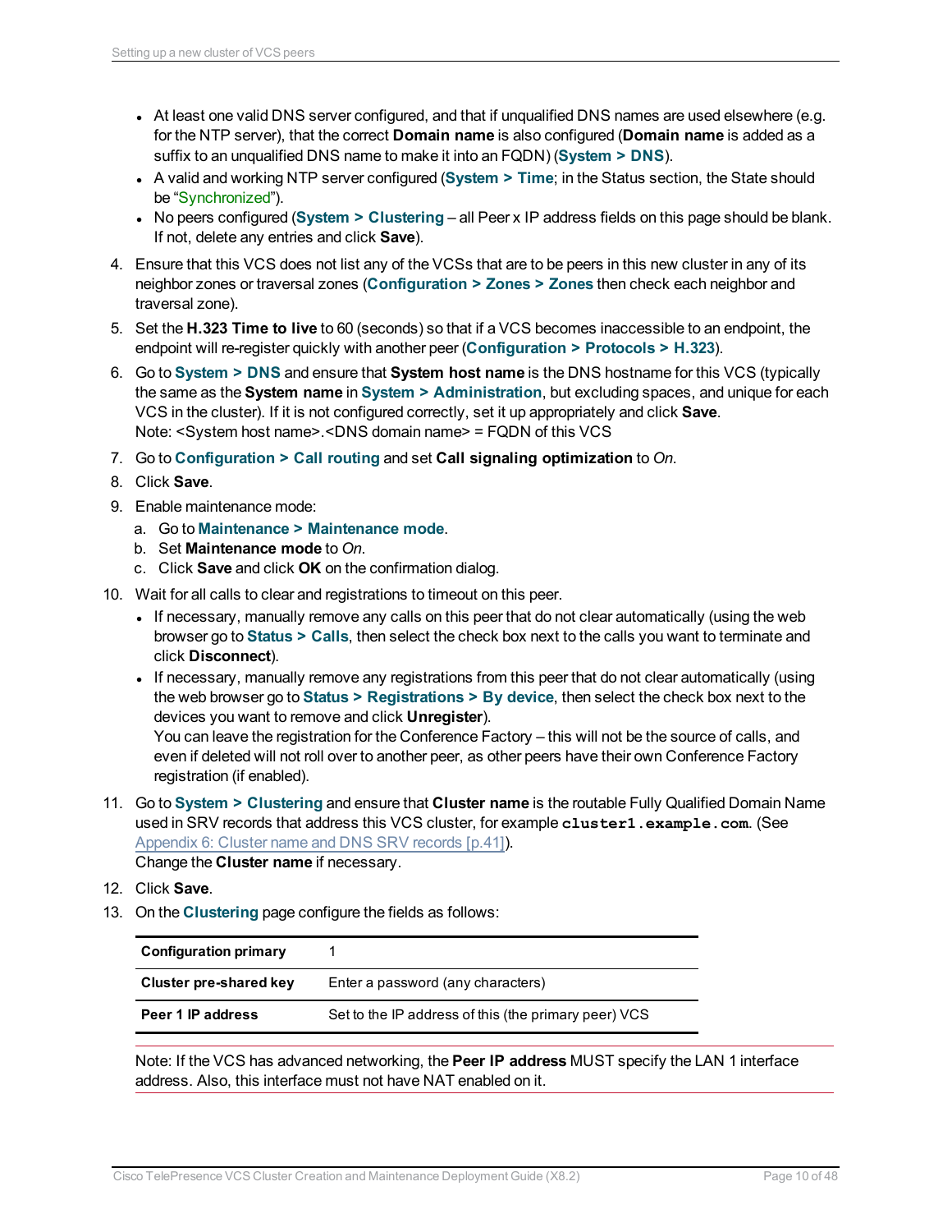- At least one valid DNS server configured, and that if unqualified DNS names are used elsewhere (e.g. for the NTP server), that the correct **Domain name** is also configured (**Domain name** is added as a suffix to an unqualified DNS name to make it into an FQDN) (**System > DNS**).
- A valid and working NTP server configured (**System > Time**; in the Status section, the State should be "Synchronized").
- No peers configured (**System > Clustering** – all Peer x IP address fields on this page should be blank. If not, delete any entries and click **Save**).

4. Ensure that this VCS does not list any of the VCSs that are to be peers in this new cluster in any of its neighbor zones or traversal zones (**Configuration > Zones > Zones** then check each neighbor and traversal zone).
5. Set the **H.323 Time to live** to 60 (seconds) so that if a VCS becomes inaccessible to an endpoint, the endpoint will re-register quickly with another peer (**Configuration > Protocols > H.323**).
6. Go to **System > DNS** and ensure that **System host name** is the DNS hostname for this VCS (typically the same as the **System name** in **System > Administration**, but excluding spaces, and unique for each VCS in the cluster). If it is not configured correctly, set it up appropriately and click **Save**.
   Note: <System host name>.<DNS domain name> = FQDN of this VCS
7. Go to **Configuration > Call routing** and set **Call signaling optimization** to *On*.
8. Click **Save**.
9. Enable maintenance mode:
   a. Go to **Maintenance > Maintenance mode**.
   b. Set **Maintenance mode** to *On*.
   c. Click **Save** and click **OK** on the confirmation dialog.
10. Wait for all calls to clear and registrations to timeout on this peer.
    - If necessary, manually remove any calls on this peer that do not clear automatically (using the web browser go to **Status > Calls**, then select the check box next to the calls you want to terminate and click **Disconnect**).
    - If necessary, manually remove any registrations from this peer that do not clear automatically (using the web browser go to **Status > Registrations > By device**, then select the check box next to the devices you want to remove and click **Unregister**).
      You can leave the registration for the Conference Factory – this will not be the source of calls, and even if deleted will not roll over to another peer, as other peers have their own Conference Factory registration (if enabled).
11. Go to **System > Clustering** and ensure that **Cluster name** is the routable Fully Qualified Domain Name used in SRV records that address this VCS cluster, for example `cluster1.example.com`. (See Appendix 6: Cluster name and DNS SRV records [p.41]).
    Change the **Cluster name** if necessary.
12. Click **Save**.
13. On the **Clustering** page configure the fields as follows:

| | |
|---|---|
| **Configuration primary** | 1 |
| **Cluster pre-shared key** | Enter a password (any characters) |
| **Peer 1 IP address** | Set to the IP address of this (the primary peer) VCS |

Note: If the VCS has advanced networking, the **Peer IP address** MUST specify the LAN 1 interface address. Also, this interface must not have NAT enabled on it.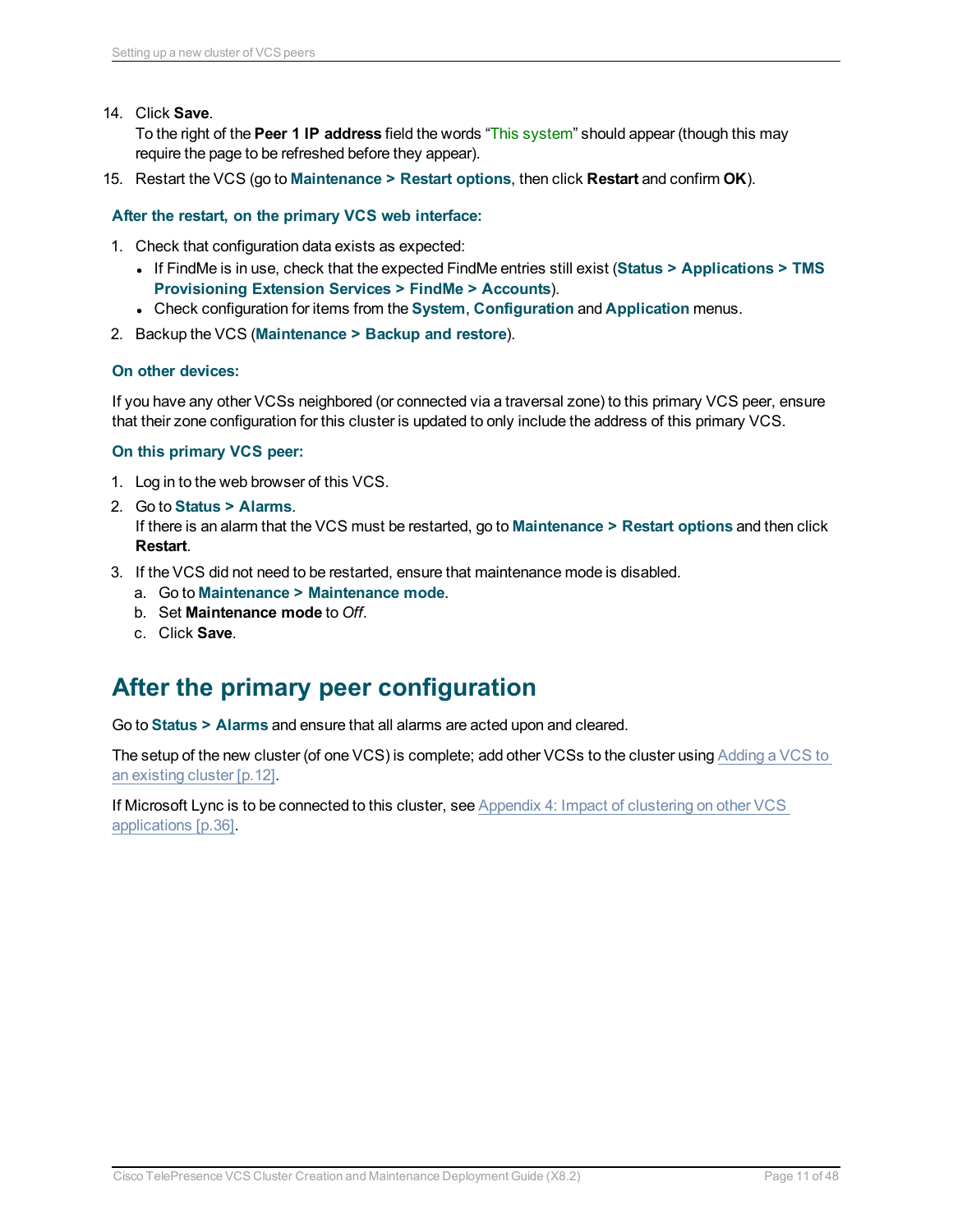14. Click **Save**.
    To the right of the **Peer 1 IP address** field the words "This system" should appear (though this may require the page to be refreshed before they appear).
15. Restart the VCS (go to **Maintenance > Restart options**, then click **Restart** and confirm **OK**).

#### After the restart, on the primary VCS web interface:

1. Check that configuration data exists as expected:
   - If FindMe is in use, check that the expected FindMe entries still exist (**Status > Applications > TMS Provisioning Extension Services > FindMe > Accounts**).
   - Check configuration for items from the **System**, **Configuration** and **Application** menus.
2. Backup the VCS (**Maintenance > Backup and restore**).

#### On other devices:

If you have any other VCSs neighbored (or connected via a traversal zone) to this primary VCS peer, ensure that their zone configuration for this cluster is updated to only include the address of this primary VCS.

#### On this primary VCS peer:

1. Log in to the web browser of this VCS.
2. Go to **Status > Alarms**.
   If there is an alarm that the VCS must be restarted, go to **Maintenance > Restart options** and then click **Restart**.
3. If the VCS did not need to be restarted, ensure that maintenance mode is disabled.
   a. Go to **Maintenance > Maintenance mode**.
   b. Set **Maintenance mode** to *Off*.
   c. Click **Save**.

## After the primary peer configuration

Go to **Status > Alarms** and ensure that all alarms are acted upon and cleared.

The setup of the new cluster (of one VCS) is complete; add other VCSs to the cluster using Adding a VCS to an existing cluster [p.12].

If Microsoft Lync is to be connected to this cluster, see Appendix 4: Impact of clustering on other VCS applications [p.36].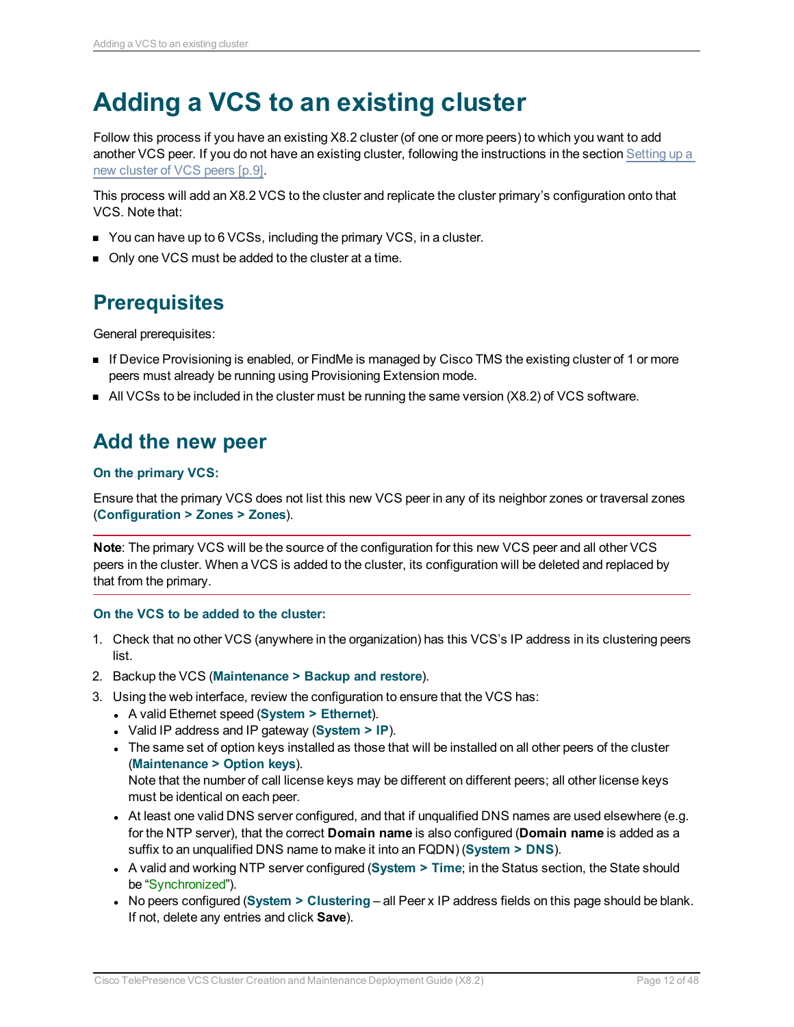# Adding a VCS to an existing cluster

Follow this process if you have an existing X8.2 cluster (of one or more peers) to which you want to add another VCS peer. If you do not have an existing cluster, following the instructions in the section Setting up a new cluster of VCS peers [p.9].

This process will add an X8.2 VCS to the cluster and replicate the cluster primary's configuration onto that VCS. Note that:

- You can have up to 6 VCSs, including the primary VCS, in a cluster.
- Only one VCS must be added to the cluster at a time.

## Prerequisites

General prerequisites:

- If Device Provisioning is enabled, or FindMe is managed by Cisco TMS the existing cluster of 1 or more peers must already be running using Provisioning Extension mode.
- All VCSs to be included in the cluster must be running the same version (X8.2) of VCS software.

## Add the new peer

#### On the primary VCS:

Ensure that the primary VCS does not list this new VCS peer in any of its neighbor zones or traversal zones (**Configuration > Zones > Zones**).

**Note**: The primary VCS will be the source of the configuration for this new VCS peer and all other VCS peers in the cluster. When a VCS is added to the cluster, its configuration will be deleted and replaced by that from the primary.

#### On the VCS to be added to the cluster:

1. Check that no other VCS (anywhere in the organization) has this VCS's IP address in its clustering peers list.
2. Backup the VCS (**Maintenance > Backup and restore**).
3. Using the web interface, review the configuration to ensure that the VCS has:
   - A valid Ethernet speed (**System > Ethernet**).
   - Valid IP address and IP gateway (**System > IP**).
   - The same set of option keys installed as those that will be installed on all other peers of the cluster (**Maintenance > Option keys**).
     Note that the number of call license keys may be different on different peers; all other license keys must be identical on each peer.
   - At least one valid DNS server configured, and that if unqualified DNS names are used elsewhere (e.g. for the NTP server), that the correct **Domain name** is also configured (**Domain name** is added as a suffix to an unqualified DNS name to make it into an FQDN) (**System > DNS**).
   - A valid and working NTP server configured (**System > Time**; in the Status section, the State should be "Synchronized").
   - No peers configured (**System > Clustering** – all Peer x IP address fields on this page should be blank. If not, delete any entries and click **Save**).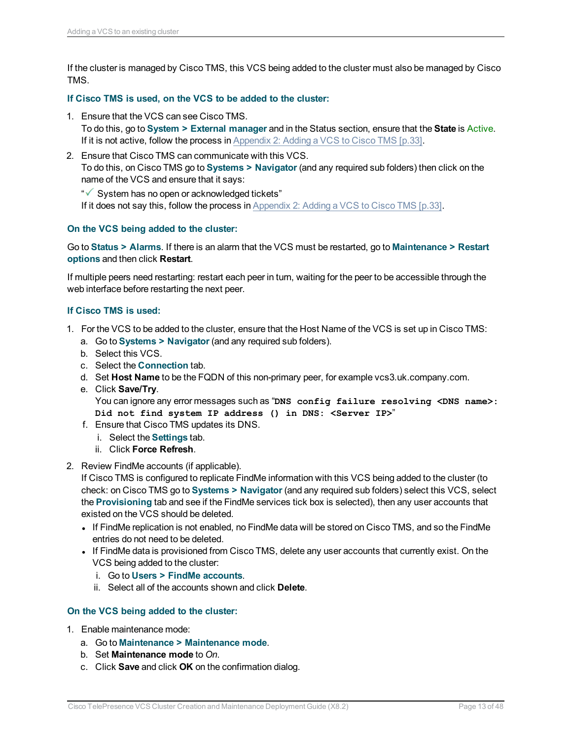If the cluster is managed by Cisco TMS, this VCS being added to the cluster must also be managed by Cisco TMS.

#### If Cisco TMS is used, on the VCS to be added to the cluster:

1. Ensure that the VCS can see Cisco TMS.
   To do this, go to **System > External manager** and in the Status section, ensure that the **State** is Active.
   If it is not active, follow the process in Appendix 2: Adding a VCS to Cisco TMS [p.33].
2. Ensure that Cisco TMS can communicate with this VCS.
   To do this, on Cisco TMS go to **Systems > Navigator** (and any required sub folders) then click on the name of the VCS and ensure that it says:
   "✓ System has no open or acknowledged tickets"
   If it does not say this, follow the process in Appendix 2: Adding a VCS to Cisco TMS [p.33].

#### On the VCS being added to the cluster:

Go to **Status > Alarms**. If there is an alarm that the VCS must be restarted, go to **Maintenance > Restart options** and then click **Restart**.

If multiple peers need restarting: restart each peer in turn, waiting for the peer to be accessible through the web interface before restarting the next peer.

#### If Cisco TMS is used:

1. For the VCS to be added to the cluster, ensure that the Host Name of the VCS is set up in Cisco TMS:
   a. Go to **Systems > Navigator** (and any required sub folders).
   b. Select this VCS.
   c. Select the **Connection** tab.
   d. Set **Host Name** to be the FQDN of this non-primary peer, for example vcs3.uk.company.com.
   e. Click **Save/Try**.
      You can ignore any error messages such as "`DNS config failure resolving <DNS name>: Did not find system IP address () in DNS: <Server IP>`"
   f. Ensure that Cisco TMS updates its DNS.
      i. Select the **Settings** tab.
      ii. Click **Force Refresh**.
2. Review FindMe accounts (if applicable).
   If Cisco TMS is configured to replicate FindMe information with this VCS being added to the cluster (to check: on Cisco TMS go to **Systems > Navigator** (and any required sub folders) select this VCS, select the **Provisioning** tab and see if the FindMe services tick box is selected), then any user accounts that existed on the VCS should be deleted.
   - If FindMe replication is not enabled, no FindMe data will be stored on Cisco TMS, and so the FindMe entries do not need to be deleted.
   - If FindMe data is provisioned from Cisco TMS, delete any user accounts that currently exist. On the VCS being added to the cluster:
     i. Go to **Users > FindMe accounts**.
     ii. Select all of the accounts shown and click **Delete**.

#### On the VCS being added to the cluster:

1. Enable maintenance mode:
   a. Go to **Maintenance > Maintenance mode**.
   b. Set **Maintenance mode** to *On*.
   c. Click **Save** and click **OK** on the confirmation dialog.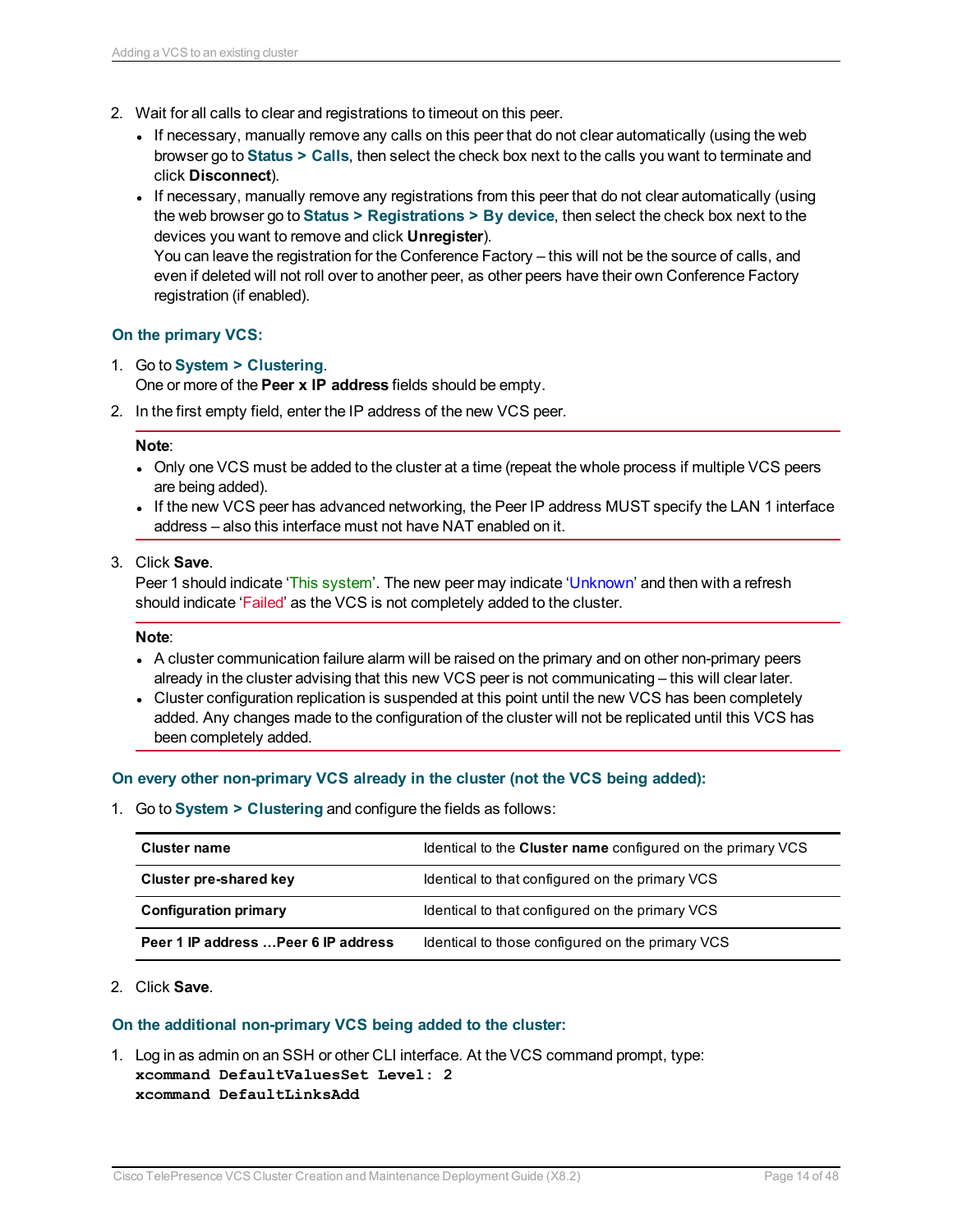2. Wait for all calls to clear and registrations to timeout on this peer.
   - If necessary, manually remove any calls on this peer that do not clear automatically (using the web browser go to **Status > Calls**, then select the check box next to the calls you want to terminate and click **Disconnect**).
   - If necessary, manually remove any registrations from this peer that do not clear automatically (using the web browser go to **Status > Registrations > By device**, then select the check box next to the devices you want to remove and click **Unregister**).
     You can leave the registration for the Conference Factory – this will not be the source of calls, and even if deleted will not roll over to another peer, as other peers have their own Conference Factory registration (if enabled).

### On the primary VCS:

1. Go to **System > Clustering**.
   One or more of the **Peer x IP address** fields should be empty.
2. In the first empty field, enter the IP address of the new VCS peer.

   **Note**:
   - Only one VCS must be added to the cluster at a time (repeat the whole process if multiple VCS peers are being added).
   - If the new VCS peer has advanced networking, the Peer IP address MUST specify the LAN 1 interface address – also this interface must not have NAT enabled on it.

3. Click **Save**.
   Peer 1 should indicate 'This system'. The new peer may indicate 'Unknown' and then with a refresh should indicate 'Failed' as the VCS is not completely added to the cluster.

   **Note**:
   - A cluster communication failure alarm will be raised on the primary and on other non-primary peers already in the cluster advising that this new VCS peer is not communicating – this will clear later.
   - Cluster configuration replication is suspended at this point until the new VCS has been completely added. Any changes made to the configuration of the cluster will not be replicated until this VCS has been completely added.

### On every other non-primary VCS already in the cluster (not the VCS being added):

1. Go to **System > Clustering** and configure the fields as follows:

| | |
|---|---|
| **Cluster name** | Identical to the **Cluster name** configured on the primary VCS |
| **Cluster pre-shared key** | Identical to that configured on the primary VCS |
| **Configuration primary** | Identical to that configured on the primary VCS |
| **Peer 1 IP address …Peer 6 IP address** | Identical to those configured on the primary VCS |

2. Click **Save**.

### On the additional non-primary VCS being added to the cluster:

1. Log in as admin on an SSH or other CLI interface. At the VCS command prompt, type:

```
xcommand DefaultValuesSet Level: 2
xcommand DefaultLinksAdd
```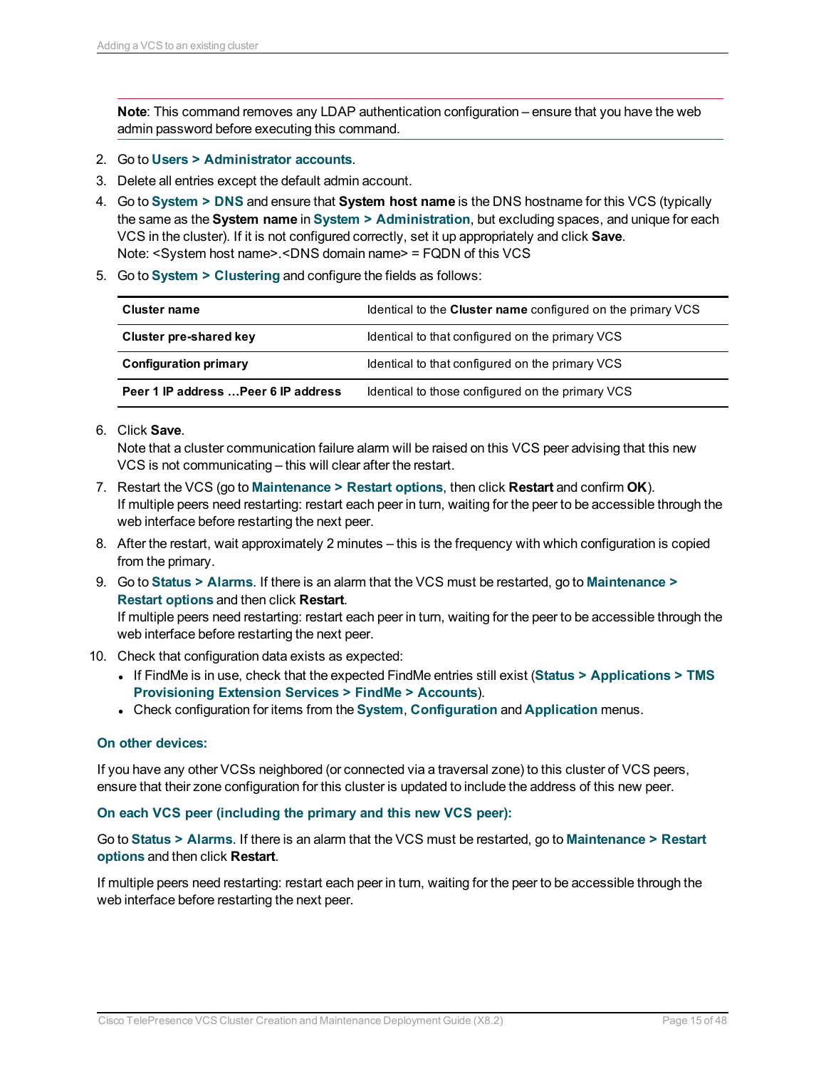**Note**: This command removes any LDAP authentication configuration – ensure that you have the web admin password before executing this command.

2. Go to **Users > Administrator accounts**.
3. Delete all entries except the default admin account.
4. Go to **System > DNS** and ensure that **System host name** is the DNS hostname for this VCS (typically the same as the **System name** in **System > Administration**, but excluding spaces, and unique for each VCS in the cluster). If it is not configured correctly, set it up appropriately and click **Save**.
   Note: <System host name>.<DNS domain name> = FQDN of this VCS
5. Go to **System > Clustering** and configure the fields as follows:

| | |
|---|---|
| **Cluster name** | Identical to the **Cluster name** configured on the primary VCS |
| **Cluster pre-shared key** | Identical to that configured on the primary VCS |
| **Configuration primary** | Identical to that configured on the primary VCS |
| **Peer 1 IP address …Peer 6 IP address** | Identical to those configured on the primary VCS |

6. Click **Save**.
   Note that a cluster communication failure alarm will be raised on this VCS peer advising that this new VCS is not communicating – this will clear after the restart.
7. Restart the VCS (go to **Maintenance > Restart options**, then click **Restart** and confirm **OK**).
   If multiple peers need restarting: restart each peer in turn, waiting for the peer to be accessible through the web interface before restarting the next peer.
8. After the restart, wait approximately 2 minutes – this is the frequency with which configuration is copied from the primary.
9. Go to **Status > Alarms**. If there is an alarm that the VCS must be restarted, go to **Maintenance > Restart options** and then click **Restart**.
   If multiple peers need restarting: restart each peer in turn, waiting for the peer to be accessible through the web interface before restarting the next peer.
10. Check that configuration data exists as expected:
    - If FindMe is in use, check that the expected FindMe entries still exist (**Status > Applications > TMS Provisioning Extension Services > FindMe > Accounts**).
    - Check configuration for items from the **System**, **Configuration** and **Application** menus.

### On other devices:

If you have any other VCSs neighbored (or connected via a traversal zone) to this cluster of VCS peers, ensure that their zone configuration for this cluster is updated to include the address of this new peer.

### On each VCS peer (including the primary and this new VCS peer):

Go to **Status > Alarms**. If there is an alarm that the VCS must be restarted, go to **Maintenance > Restart options** and then click **Restart**.

If multiple peers need restarting: restart each peer in turn, waiting for the peer to be accessible through the web interface before restarting the next peer.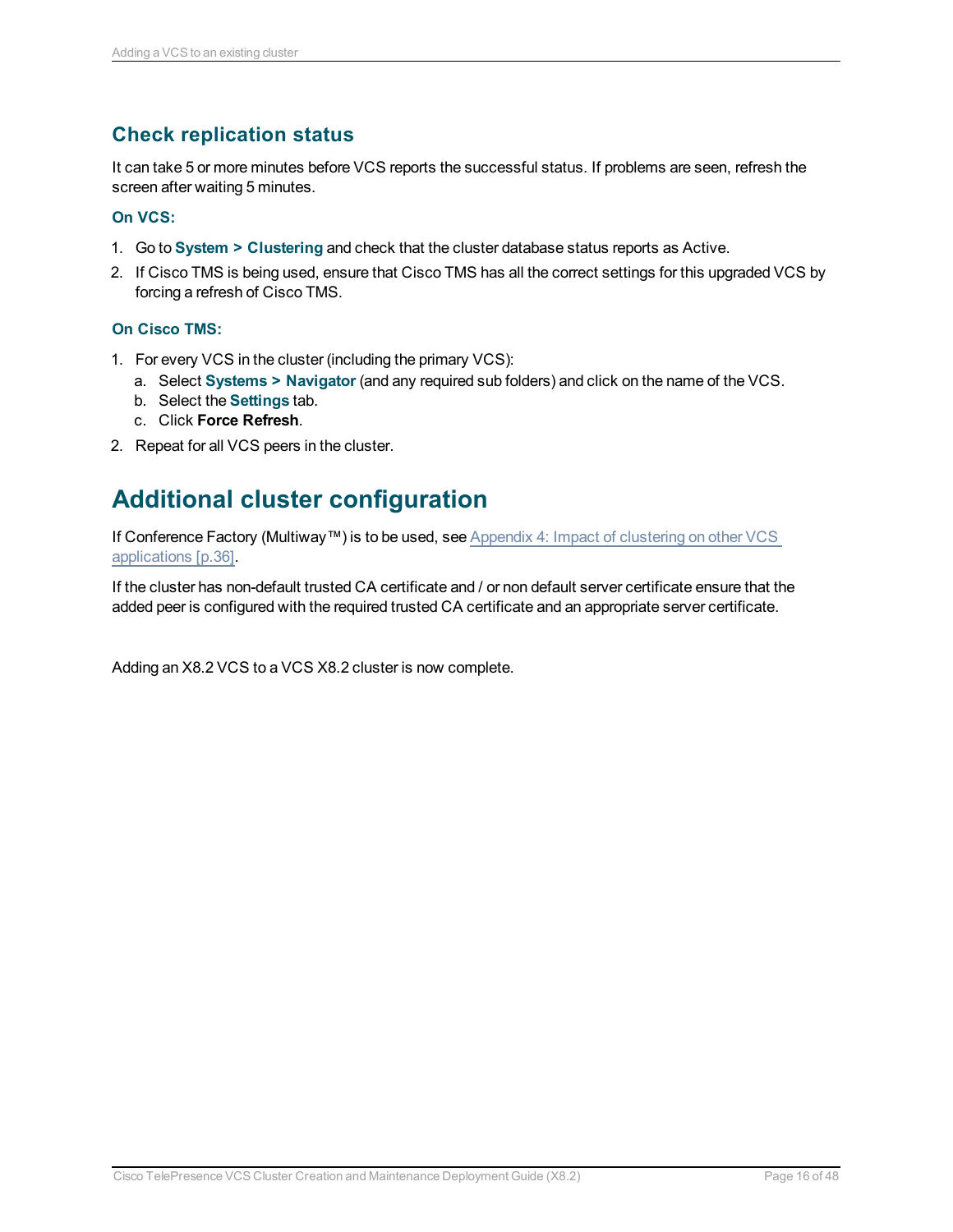## Check replication status

It can take 5 or more minutes before VCS reports the successful status. If problems are seen, refresh the screen after waiting 5 minutes.

### On VCS:

1. Go to **System > Clustering** and check that the cluster database status reports as Active.
2. If Cisco TMS is being used, ensure that Cisco TMS has all the correct settings for this upgraded VCS by forcing a refresh of Cisco TMS.

### On Cisco TMS:

1. For every VCS in the cluster (including the primary VCS):
   a. Select **Systems > Navigator** (and any required sub folders) and click on the name of the VCS.
   b. Select the **Settings** tab.
   c. Click **Force Refresh**.
2. Repeat for all VCS peers in the cluster.

# Additional cluster configuration

If Conference Factory (Multiway™) is to be used, see Appendix 4: Impact of clustering on other VCS applications [p.36].

If the cluster has non-default trusted CA certificate and / or non default server certificate ensure that the added peer is configured with the required trusted CA certificate and an appropriate server certificate.

Adding an X8.2 VCS to a VCS X8.2 cluster is now complete.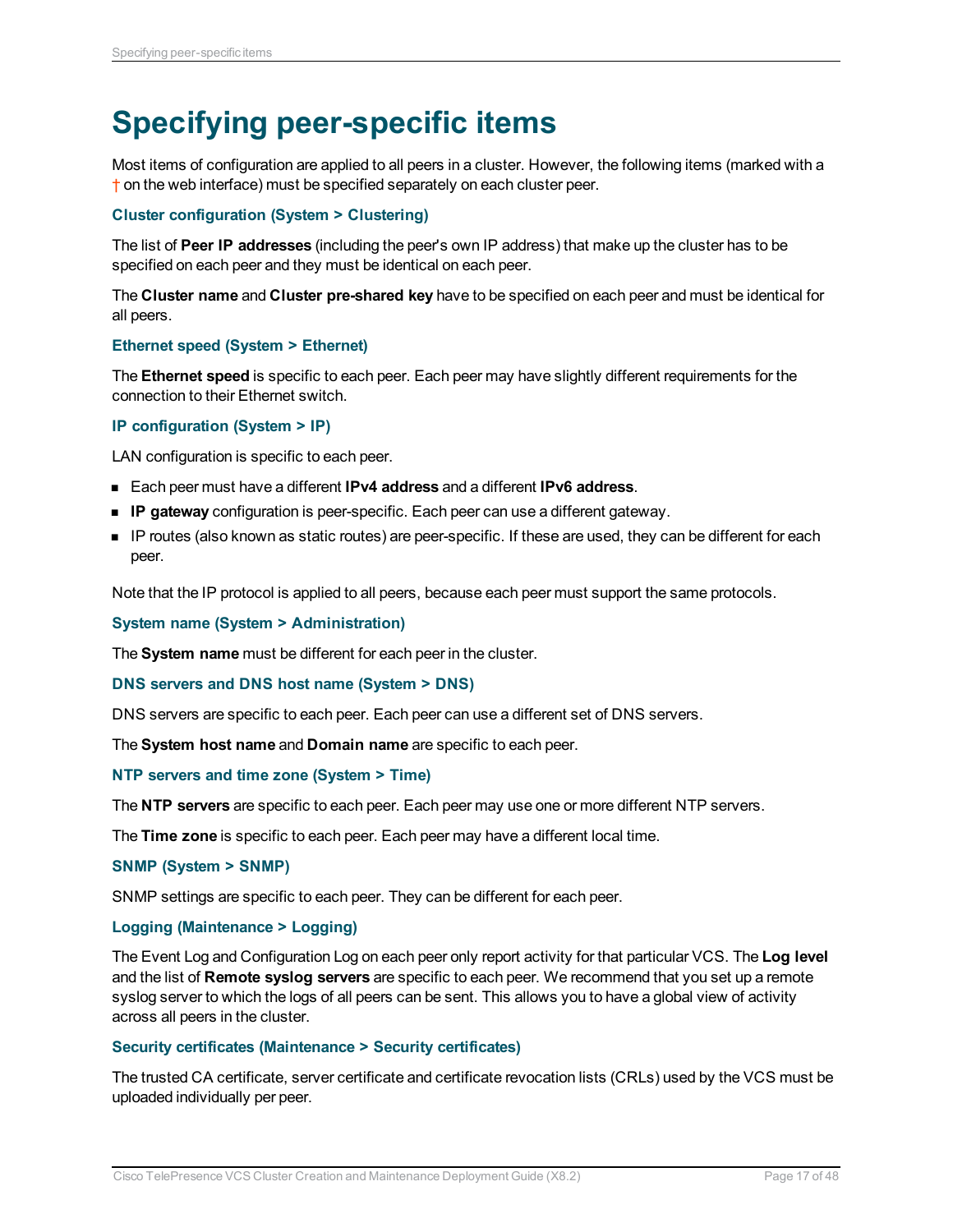# Specifying peer-specific items

Most items of configuration are applied to all peers in a cluster. However, the following items (marked with a † on the web interface) must be specified separately on each cluster peer.

### Cluster configuration (System > Clustering)

The list of **Peer IP addresses** (including the peer's own IP address) that make up the cluster has to be specified on each peer and they must be identical on each peer.

The **Cluster name** and **Cluster pre-shared key** have to be specified on each peer and must be identical for all peers.

### Ethernet speed (System > Ethernet)

The **Ethernet speed** is specific to each peer. Each peer may have slightly different requirements for the connection to their Ethernet switch.

### IP configuration (System > IP)

LAN configuration is specific to each peer.

- Each peer must have a different **IPv4 address** and a different **IPv6 address**.
- **IP gateway** configuration is peer-specific. Each peer can use a different gateway.
- IP routes (also known as static routes) are peer-specific. If these are used, they can be different for each peer.

Note that the IP protocol is applied to all peers, because each peer must support the same protocols.

### System name (System > Administration)

The **System name** must be different for each peer in the cluster.

### DNS servers and DNS host name (System > DNS)

DNS servers are specific to each peer. Each peer can use a different set of DNS servers.

The **System host name** and **Domain name** are specific to each peer.

### NTP servers and time zone (System > Time)

The **NTP servers** are specific to each peer. Each peer may use one or more different NTP servers.

The **Time zone** is specific to each peer. Each peer may have a different local time.

### SNMP (System > SNMP)

SNMP settings are specific to each peer. They can be different for each peer.

### Logging (Maintenance > Logging)

The Event Log and Configuration Log on each peer only report activity for that particular VCS. The **Log level** and the list of **Remote syslog servers** are specific to each peer. We recommend that you set up a remote syslog server to which the logs of all peers can be sent. This allows you to have a global view of activity across all peers in the cluster.

### Security certificates (Maintenance > Security certificates)

The trusted CA certificate, server certificate and certificate revocation lists (CRLs) used by the VCS must be uploaded individually per peer.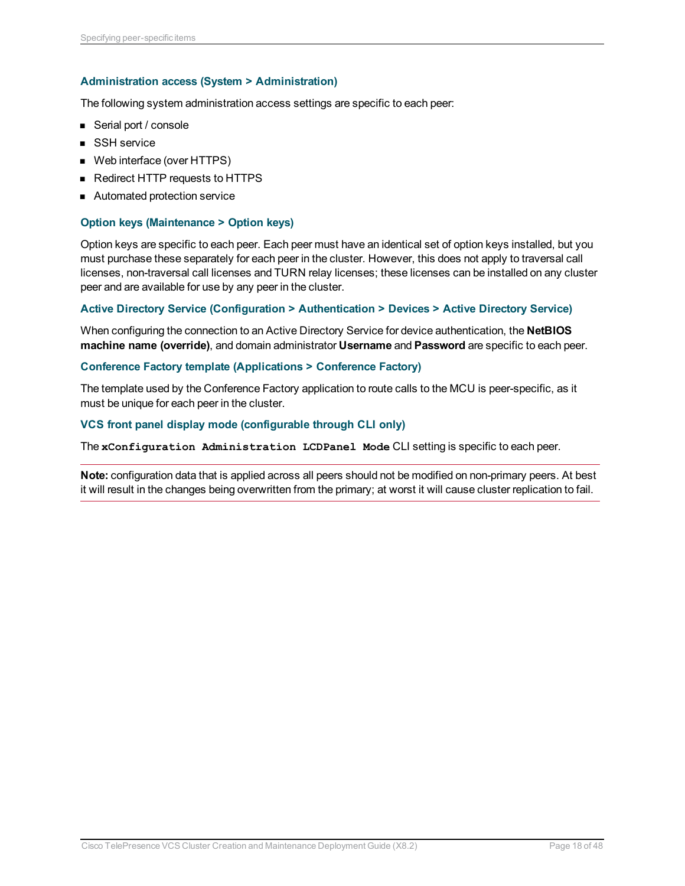### Administration access (System > Administration)

The following system administration access settings are specific to each peer:

- Serial port / console
- SSH service
- Web interface (over HTTPS)
- Redirect HTTP requests to HTTPS
- Automated protection service

### Option keys (Maintenance > Option keys)

Option keys are specific to each peer. Each peer must have an identical set of option keys installed, but you must purchase these separately for each peer in the cluster. However, this does not apply to traversal call licenses, non-traversal call licenses and TURN relay licenses; these licenses can be installed on any cluster peer and are available for use by any peer in the cluster.

### Active Directory Service (Configuration > Authentication > Devices > Active Directory Service)

When configuring the connection to an Active Directory Service for device authentication, the **NetBIOS machine name (override)**, and domain administrator **Username** and **Password** are specific to each peer.

### Conference Factory template (Applications > Conference Factory)

The template used by the Conference Factory application to route calls to the MCU is peer-specific, as it must be unique for each peer in the cluster.

### VCS front panel display mode (configurable through CLI only)

The `xConfiguration Administration LCDPanel Mode` CLI setting is specific to each peer.

---

**Note:** configuration data that is applied across all peers should not be modified on non-primary peers. At best it will result in the changes being overwritten from the primary; at worst it will cause cluster replication to fail.

---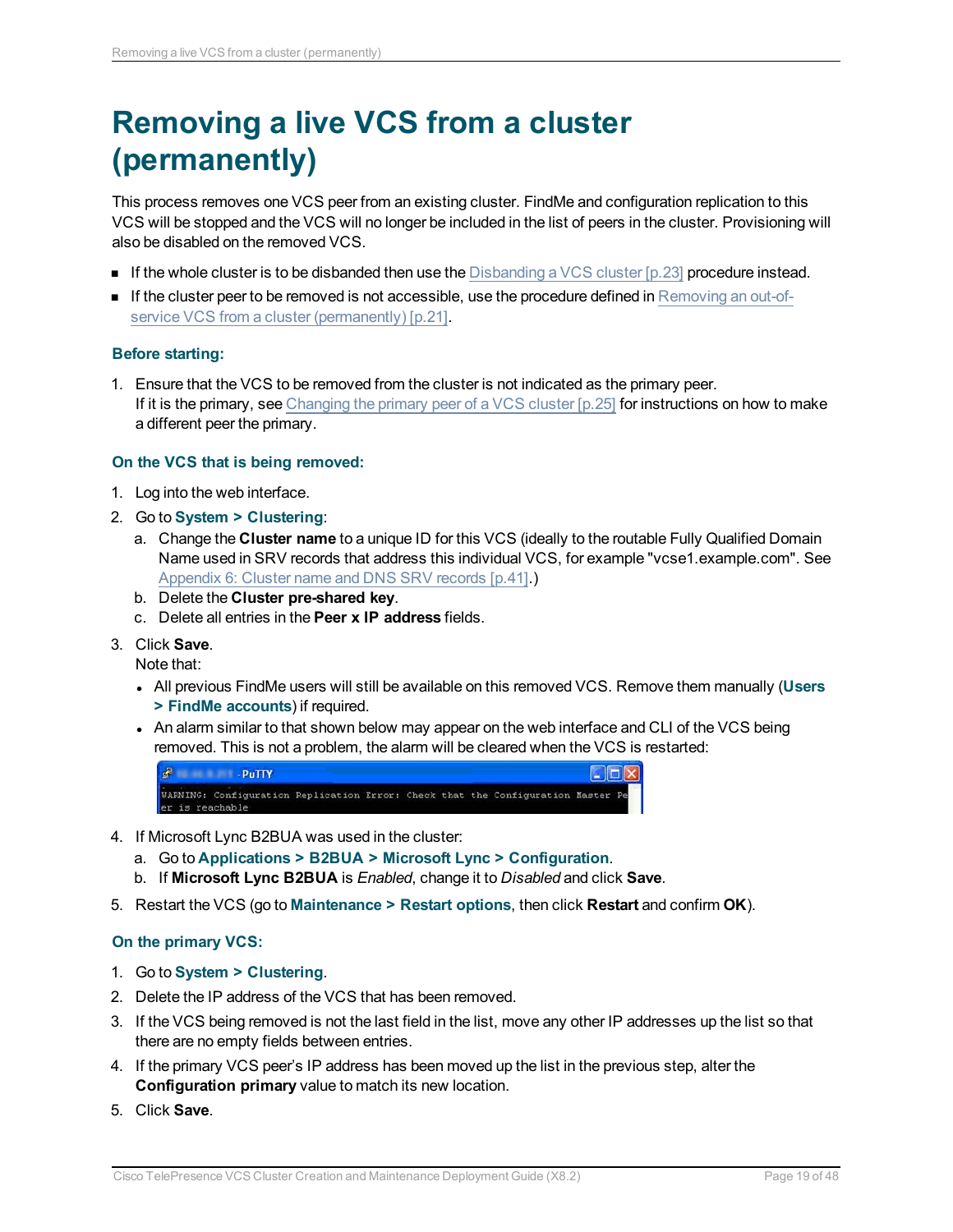# Removing a live VCS from a cluster (permanently)

This process removes one VCS peer from an existing cluster. FindMe and configuration replication to this VCS will be stopped and the VCS will no longer be included in the list of peers in the cluster. Provisioning will also be disabled on the removed VCS.

- If the whole cluster is to be disbanded then use the Disbanding a VCS cluster [p.23] procedure instead.
- If the cluster peer to be removed is not accessible, use the procedure defined in Removing an out-of-service VCS from a cluster (permanently) [p.21].

### Before starting:

1. Ensure that the VCS to be removed from the cluster is not indicated as the primary peer.
   If it is the primary, see Changing the primary peer of a VCS cluster [p.25] for instructions on how to make a different peer the primary.

### On the VCS that is being removed:

1. Log into the web interface.
2. Go to **System > Clustering**:
   a. Change the **Cluster name** to a unique ID for this VCS (ideally to the routable Fully Qualified Domain Name used in SRV records that address this individual VCS, for example "vcse1.example.com". See Appendix 6: Cluster name and DNS SRV records [p.41].)
   b. Delete the **Cluster pre-shared key**.
   c. Delete all entries in the **Peer x IP address** fields.
3. Click **Save**.
   Note that:
   - All previous FindMe users will still be available on this removed VCS. Remove them manually (**Users > FindMe accounts**) if required.
   - An alarm similar to that shown below may appear on the web interface and CLI of the VCS being removed. This is not a problem, the alarm will be cleared when the VCS is restarted:

```
WARNING: Configuration Replication Error: Check that the Configuration Master Peer is reachable
```

4. If Microsoft Lync B2BUA was used in the cluster:
   a. Go to **Applications > B2BUA > Microsoft Lync > Configuration**.
   b. If **Microsoft Lync B2BUA** is *Enabled*, change it to *Disabled* and click **Save**.
5. Restart the VCS (go to **Maintenance > Restart options**, then click **Restart** and confirm **OK**).

### On the primary VCS:

1. Go to **System > Clustering**.
2. Delete the IP address of the VCS that has been removed.
3. If the VCS being removed is not the last field in the list, move any other IP addresses up the list so that there are no empty fields between entries.
4. If the primary VCS peer's IP address has been moved up the list in the previous step, alter the **Configuration primary** value to match its new location.
5. Click **Save**.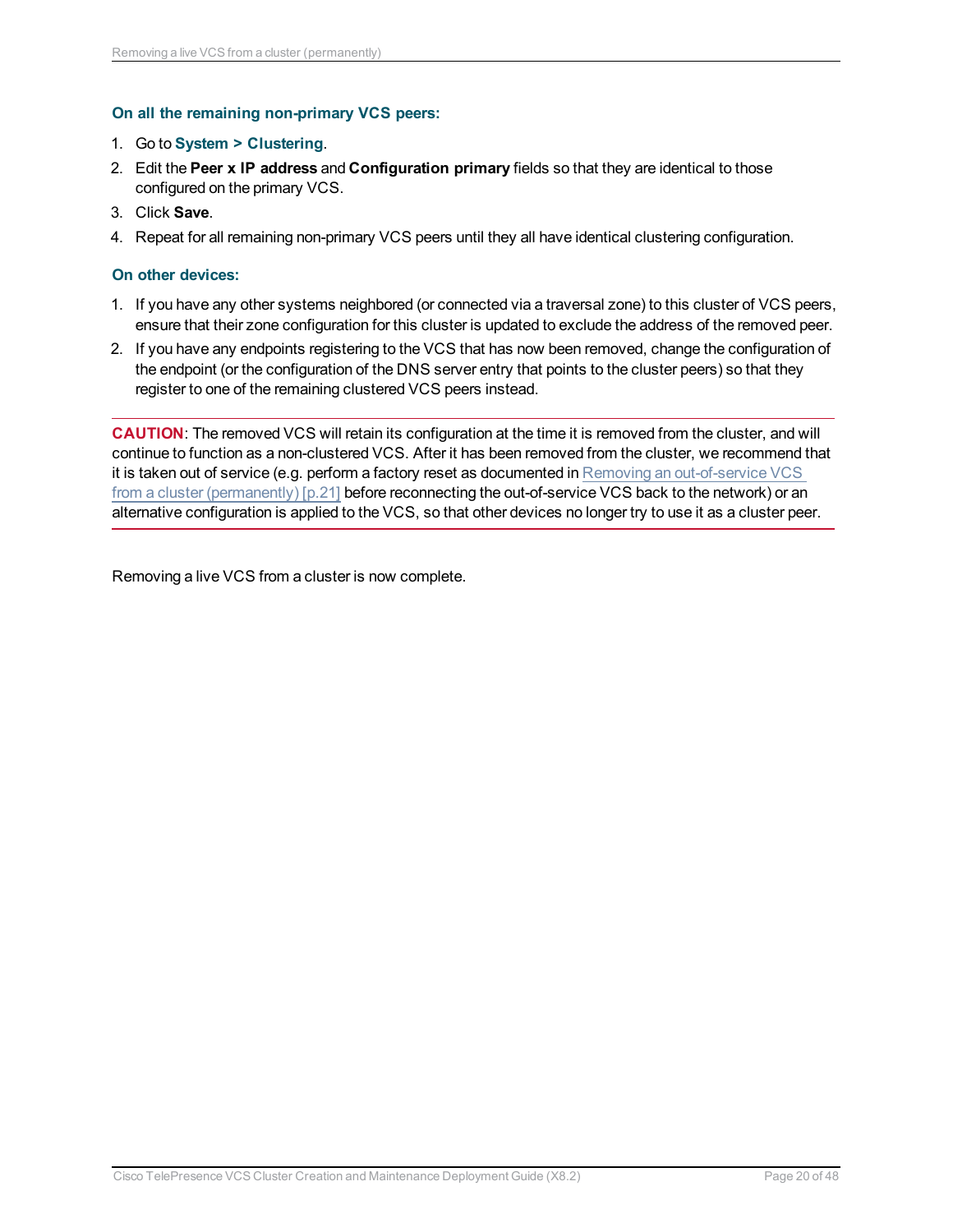### On all the remaining non-primary VCS peers:

1. Go to **System > Clustering**.
2. Edit the **Peer x IP address** and **Configuration primary** fields so that they are identical to those configured on the primary VCS.
3. Click **Save**.
4. Repeat for all remaining non-primary VCS peers until they all have identical clustering configuration.

### On other devices:

1. If you have any other systems neighbored (or connected via a traversal zone) to this cluster of VCS peers, ensure that their zone configuration for this cluster is updated to exclude the address of the removed peer.
2. If you have any endpoints registering to the VCS that has now been removed, change the configuration of the endpoint (or the configuration of the DNS server entry that points to the cluster peers) so that they register to one of the remaining clustered VCS peers instead.

---

**CAUTION**: The removed VCS will retain its configuration at the time it is removed from the cluster, and will continue to function as a non-clustered VCS. After it has been removed from the cluster, we recommend that it is taken out of service (e.g. perform a factory reset as documented in Removing an out-of-service VCS from a cluster (permanently) [p.21] before reconnecting the out-of-service VCS back to the network) or an alternative configuration is applied to the VCS, so that other devices no longer try to use it as a cluster peer.

---

Removing a live VCS from a cluster is now complete.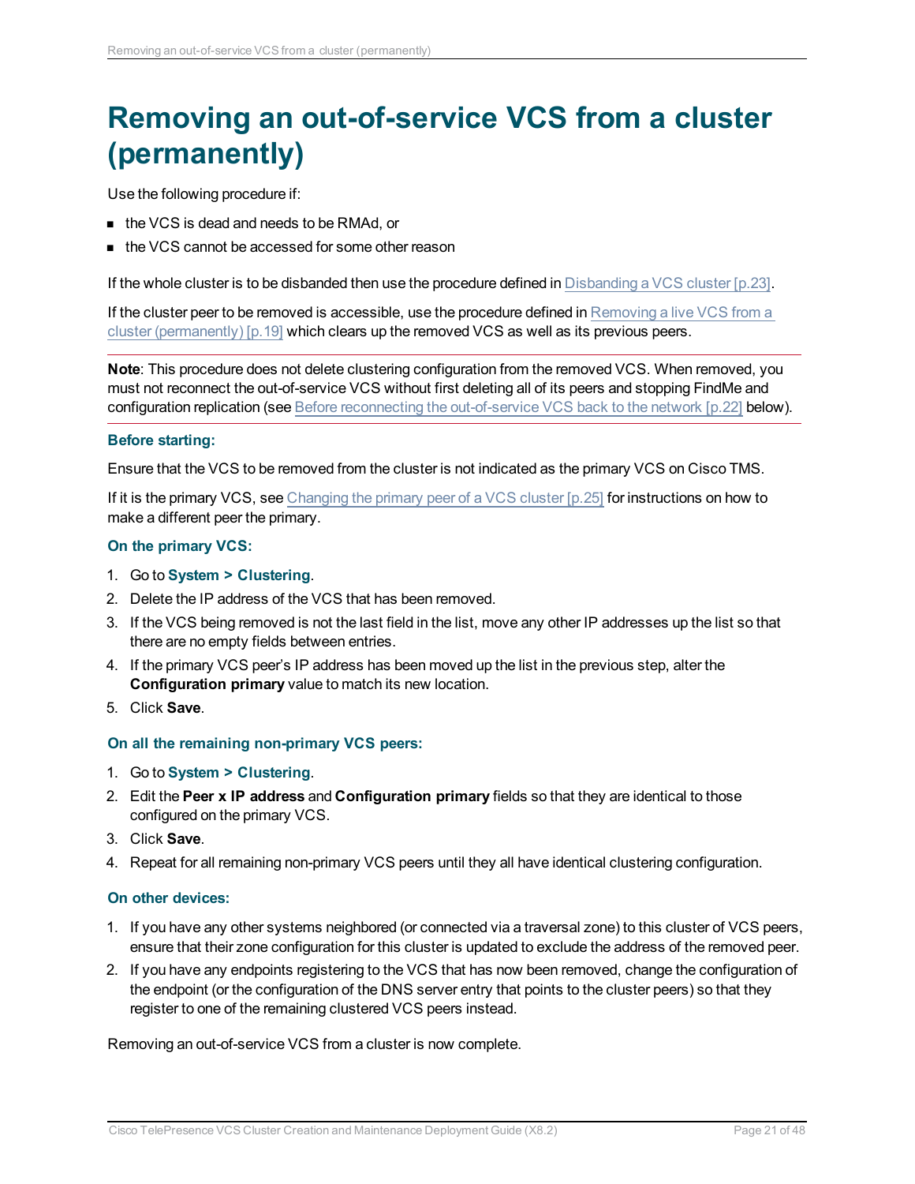# Removing an out-of-service VCS from a cluster (permanently)

Use the following procedure if:

- the VCS is dead and needs to be RMAd, or
- the VCS cannot be accessed for some other reason

If the whole cluster is to be disbanded then use the procedure defined in Disbanding a VCS cluster [p.23].

If the cluster peer to be removed is accessible, use the procedure defined in Removing a live VCS from a cluster (permanently) [p.19] which clears up the removed VCS as well as its previous peers.

**Note**: This procedure does not delete clustering configuration from the removed VCS. When removed, you must not reconnect the out-of-service VCS without first deleting all of its peers and stopping FindMe and configuration replication (see Before reconnecting the out-of-service VCS back to the network [p.22] below).

### Before starting:

Ensure that the VCS to be removed from the cluster is not indicated as the primary VCS on Cisco TMS.

If it is the primary VCS, see Changing the primary peer of a VCS cluster [p.25] for instructions on how to make a different peer the primary.

### On the primary VCS:

1. Go to **System > Clustering**.
2. Delete the IP address of the VCS that has been removed.
3. If the VCS being removed is not the last field in the list, move any other IP addresses up the list so that there are no empty fields between entries.
4. If the primary VCS peer's IP address has been moved up the list in the previous step, alter the **Configuration primary** value to match its new location.
5. Click **Save**.

### On all the remaining non-primary VCS peers:

1. Go to **System > Clustering**.
2. Edit the **Peer x IP address** and **Configuration primary** fields so that they are identical to those configured on the primary VCS.
3. Click **Save**.
4. Repeat for all remaining non-primary VCS peers until they all have identical clustering configuration.

### On other devices:

1. If you have any other systems neighbored (or connected via a traversal zone) to this cluster of VCS peers, ensure that their zone configuration for this cluster is updated to exclude the address of the removed peer.
2. If you have any endpoints registering to the VCS that has now been removed, change the configuration of the endpoint (or the configuration of the DNS server entry that points to the cluster peers) so that they register to one of the remaining clustered VCS peers instead.

Removing an out-of-service VCS from a cluster is now complete.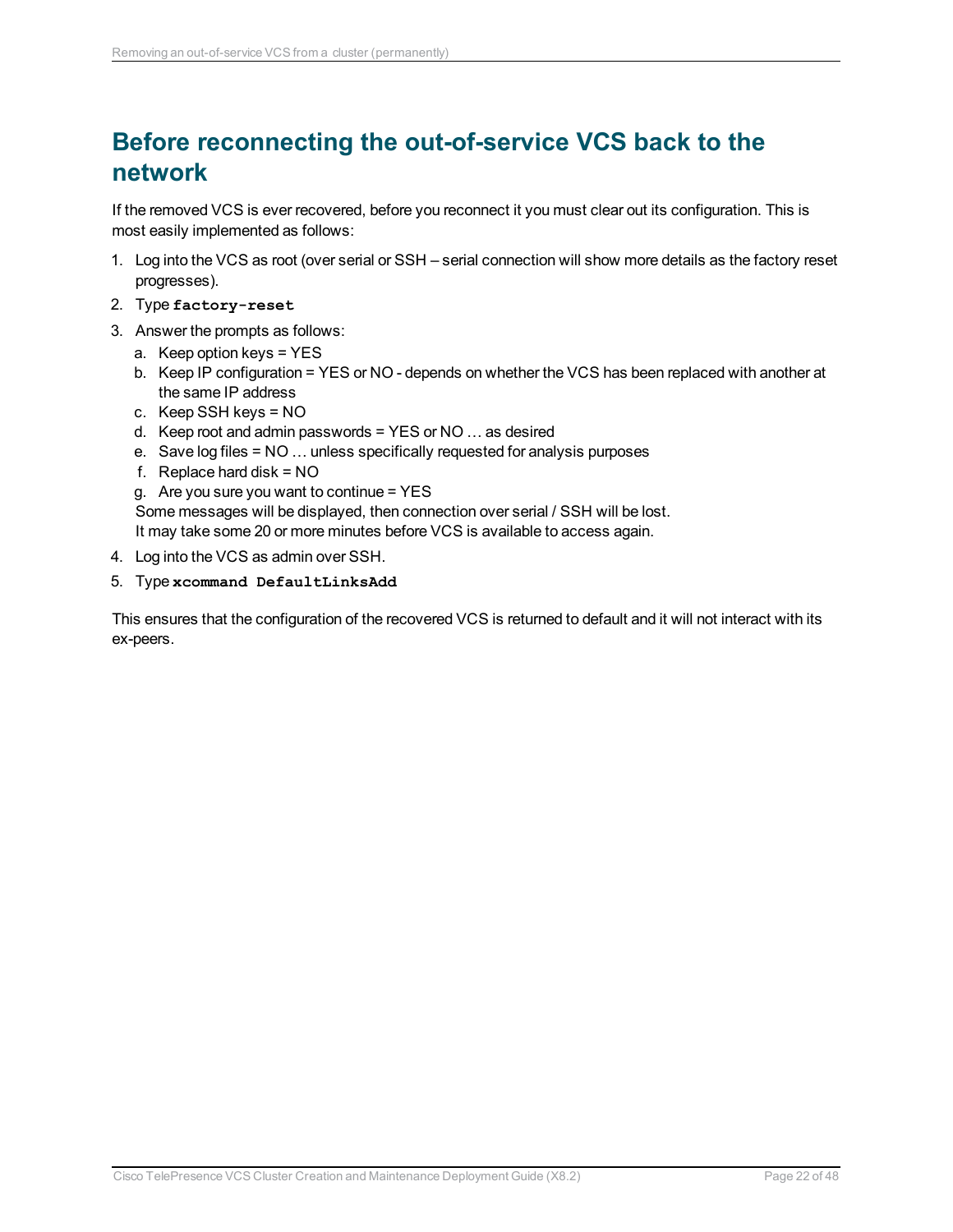## Before reconnecting the out-of-service VCS back to the network

If the removed VCS is ever recovered, before you reconnect it you must clear out its configuration. This is most easily implemented as follows:

1. Log into the VCS as root (over serial or SSH – serial connection will show more details as the factory reset progresses).
2. Type **`factory-reset`**
3. Answer the prompts as follows:
   a. Keep option keys = YES
   b. Keep IP configuration = YES or NO - depends on whether the VCS has been replaced with another at the same IP address
   c. Keep SSH keys = NO
   d. Keep root and admin passwords = YES or NO … as desired
   e. Save log files = NO … unless specifically requested for analysis purposes
   f. Replace hard disk = NO
   g. Are you sure you want to continue = YES

   Some messages will be displayed, then connection over serial / SSH will be lost.
   It may take some 20 or more minutes before VCS is available to access again.
4. Log into the VCS as admin over SSH.
5. Type **`xcommand DefaultLinksAdd`**

This ensures that the configuration of the recovered VCS is returned to default and it will not interact with its ex-peers.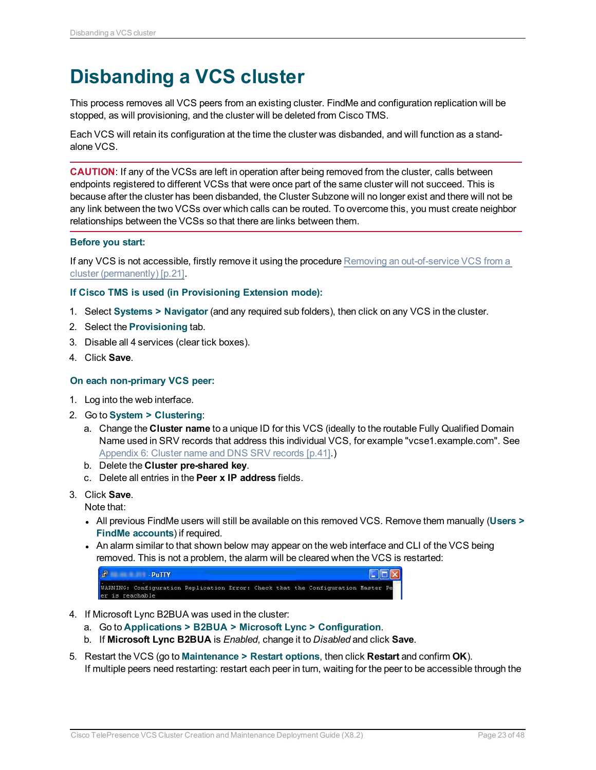# Disbanding a VCS cluster

This process removes all VCS peers from an existing cluster. FindMe and configuration replication will be stopped, as will provisioning, and the cluster will be deleted from Cisco TMS.

Each VCS will retain its configuration at the time the cluster was disbanded, and will function as a stand-alone VCS.

**CAUTION**: If any of the VCSs are left in operation after being removed from the cluster, calls between endpoints registered to different VCSs that were once part of the same cluster will not succeed. This is because after the cluster has been disbanded, the Cluster Subzone will no longer exist and there will not be any link between the two VCSs over which calls can be routed. To overcome this, you must create neighbor relationships between the VCSs so that there are links between them.

### Before you start:

If any VCS is not accessible, firstly remove it using the procedure Removing an out-of-service VCS from a cluster (permanently) [p.21].

### If Cisco TMS is used (in Provisioning Extension mode):

1. Select **Systems > Navigator** (and any required sub folders), then click on any VCS in the cluster.
2. Select the **Provisioning** tab.
3. Disable all 4 services (clear tick boxes).
4. Click **Save**.

### On each non-primary VCS peer:

1. Log into the web interface.
2. Go to **System > Clustering**:
   a. Change the **Cluster name** to a unique ID for this VCS (ideally to the routable Fully Qualified Domain Name used in SRV records that address this individual VCS, for example "vcse1.example.com". See Appendix 6: Cluster name and DNS SRV records [p.41].)
   b. Delete the **Cluster pre-shared key**.
   c. Delete all entries in the **Peer x IP address** fields.
3. Click **Save**.
   Note that:
   - All previous FindMe users will still be available on this removed VCS. Remove them manually (**Users > FindMe accounts**) if required.
   - An alarm similar to that shown below may appear on the web interface and CLI of the VCS being removed. This is not a problem, the alarm will be cleared when the VCS is restarted:

   ```
   WARNING: Configuration Replication Error: Check that the Configuration Master Pe
   er is reachable
   ```
4. If Microsoft Lync B2BUA was used in the cluster:
   a. Go to **Applications > B2BUA > Microsoft Lync > Configuration**.
   b. If **Microsoft Lync B2BUA** is *Enabled*, change it to *Disabled* and click **Save**.
5. Restart the VCS (go to **Maintenance > Restart options**, then click **Restart** and confirm **OK**).
   If multiple peers need restarting: restart each peer in turn, waiting for the peer to be accessible through the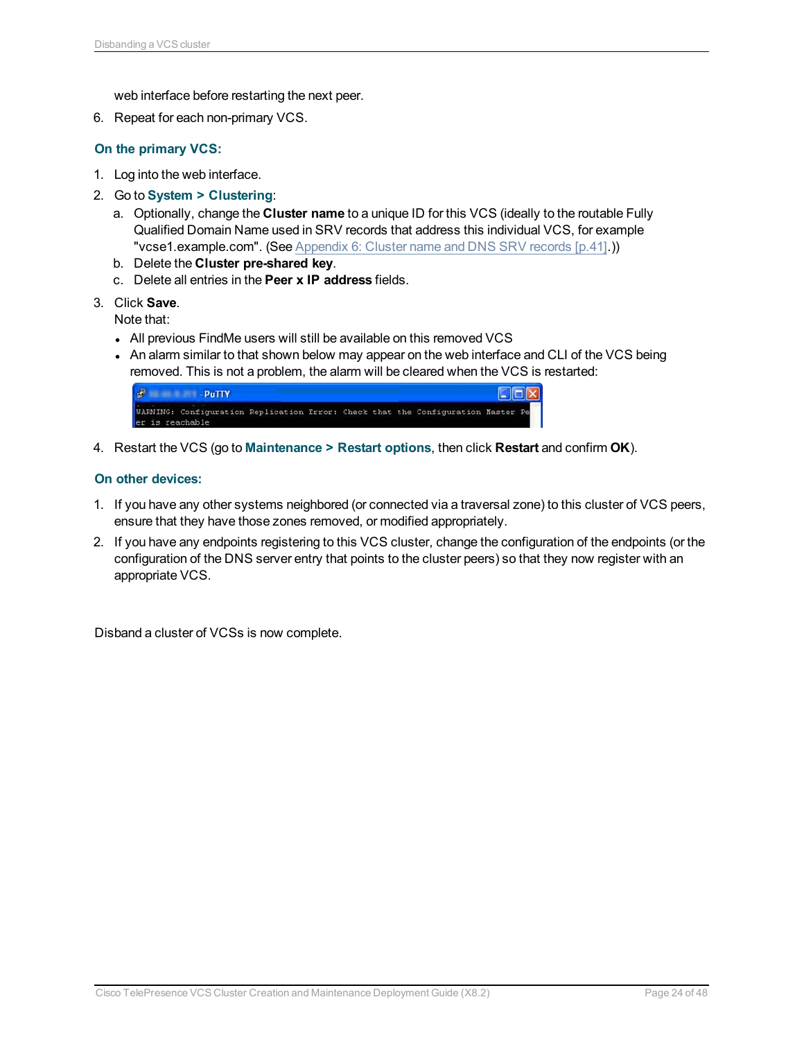web interface before restarting the next peer.

6. Repeat for each non-primary VCS.

### On the primary VCS:

1. Log into the web interface.
2. Go to **System > Clustering**:
   a. Optionally, change the **Cluster name** to a unique ID for this VCS (ideally to the routable Fully Qualified Domain Name used in SRV records that address this individual VCS, for example "vcse1.example.com". (See Appendix 6: Cluster name and DNS SRV records [p.41].))
   b. Delete the **Cluster pre-shared key**.
   c. Delete all entries in the **Peer x IP address** fields.
3. Click **Save**.
   Note that:
   - All previous FindMe users will still be available on this removed VCS
   - An alarm similar to that shown below may appear on the web interface and CLI of the VCS being removed. This is not a problem, the alarm will be cleared when the VCS is restarted:

   ```
   WARNING: Configuration Replication Error: Check that the Configuration Master Peer is reachable
   ```

4. Restart the VCS (go to **Maintenance > Restart options**, then click **Restart** and confirm **OK**).

### On other devices:

1. If you have any other systems neighbored (or connected via a traversal zone) to this cluster of VCS peers, ensure that they have those zones removed, or modified appropriately.
2. If you have any endpoints registering to this VCS cluster, change the configuration of the endpoints (or the configuration of the DNS server entry that points to the cluster peers) so that they now register with an appropriate VCS.

Disband a cluster of VCSs is now complete.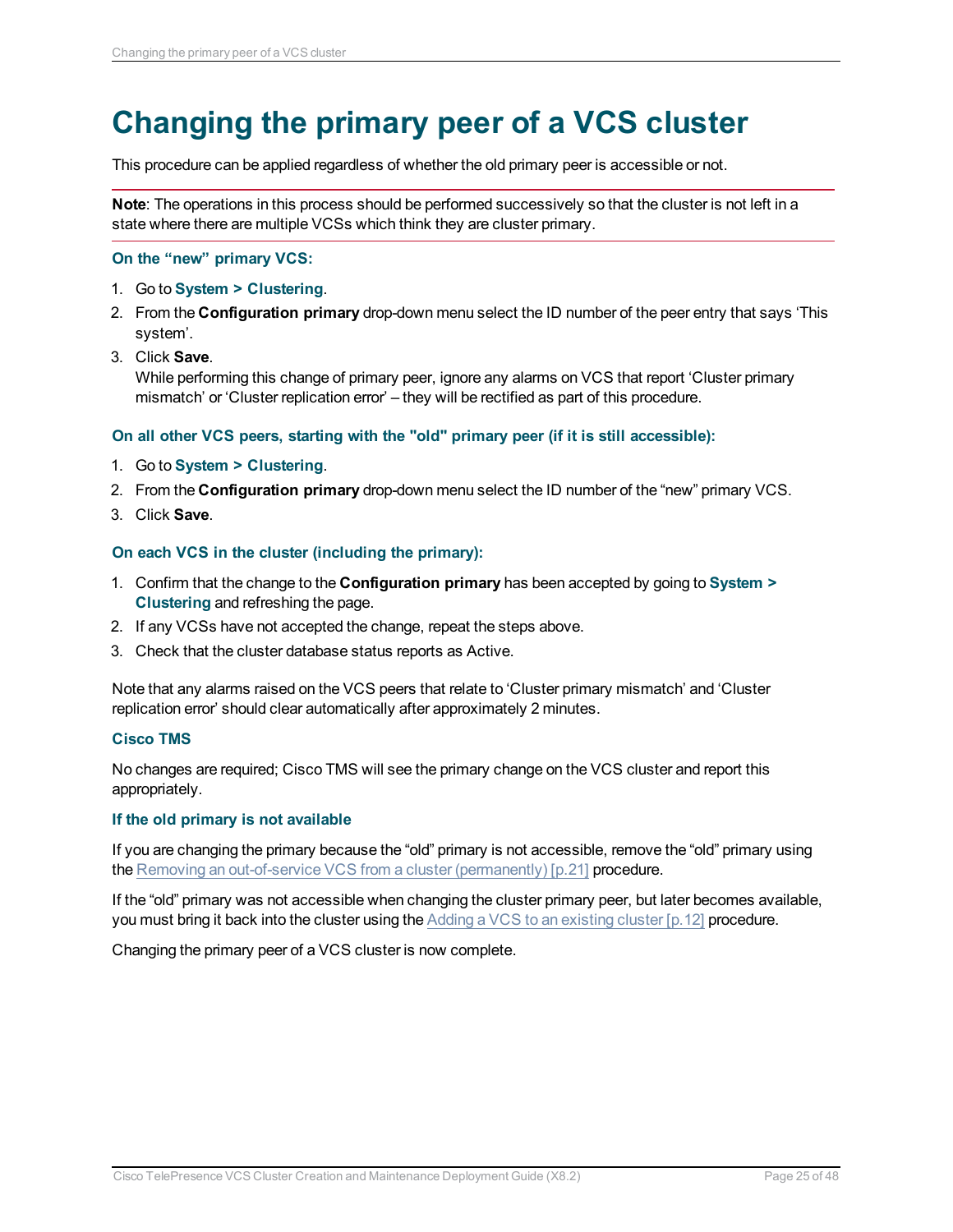# Changing the primary peer of a VCS cluster

This procedure can be applied regardless of whether the old primary peer is accessible or not.

**Note**: The operations in this process should be performed successively so that the cluster is not left in a state where there are multiple VCSs which think they are cluster primary.

### On the “new” primary VCS:

1. Go to **System > Clustering**.
2. From the **Configuration primary** drop-down menu select the ID number of the peer entry that says ‘This system’.
3. Click **Save**.
   While performing this change of primary peer, ignore any alarms on VCS that report ‘Cluster primary mismatch’ or ‘Cluster replication error’ – they will be rectified as part of this procedure.

### On all other VCS peers, starting with the "old" primary peer (if it is still accessible):

1. Go to **System > Clustering**.
2. From the **Configuration primary** drop-down menu select the ID number of the “new” primary VCS.
3. Click **Save**.

### On each VCS in the cluster (including the primary):

1. Confirm that the change to the **Configuration primary** has been accepted by going to **System > Clustering** and refreshing the page.
2. If any VCSs have not accepted the change, repeat the steps above.
3. Check that the cluster database status reports as Active.

Note that any alarms raised on the VCS peers that relate to ‘Cluster primary mismatch’ and ‘Cluster replication error’ should clear automatically after approximately 2 minutes.

### Cisco TMS

No changes are required; Cisco TMS will see the primary change on the VCS cluster and report this appropriately.

### If the old primary is not available

If you are changing the primary because the “old” primary is not accessible, remove the “old” primary using the Removing an out-of-service VCS from a cluster (permanently) [p.21] procedure.

If the “old” primary was not accessible when changing the cluster primary peer, but later becomes available, you must bring it back into the cluster using the Adding a VCS to an existing cluster [p.12] procedure.

Changing the primary peer of a VCS cluster is now complete.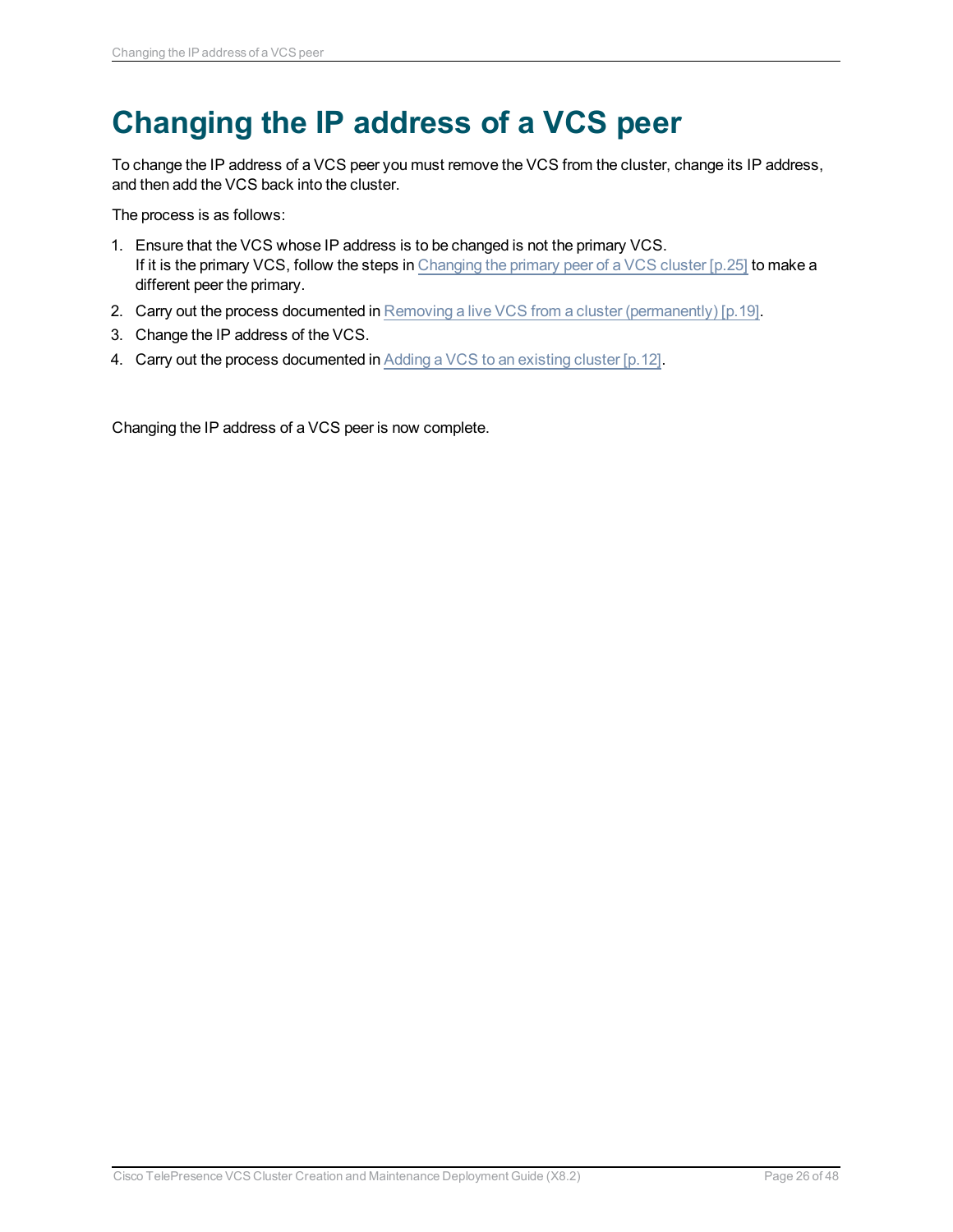# Changing the IP address of a VCS peer

To change the IP address of a VCS peer you must remove the VCS from the cluster, change its IP address, and then add the VCS back into the cluster.

The process is as follows:

1. Ensure that the VCS whose IP address is to be changed is not the primary VCS.
   If it is the primary VCS, follow the steps in Changing the primary peer of a VCS cluster [p.25] to make a different peer the primary.
2. Carry out the process documented in Removing a live VCS from a cluster (permanently) [p.19].
3. Change the IP address of the VCS.
4. Carry out the process documented in Adding a VCS to an existing cluster [p.12].

Changing the IP address of a VCS peer is now complete.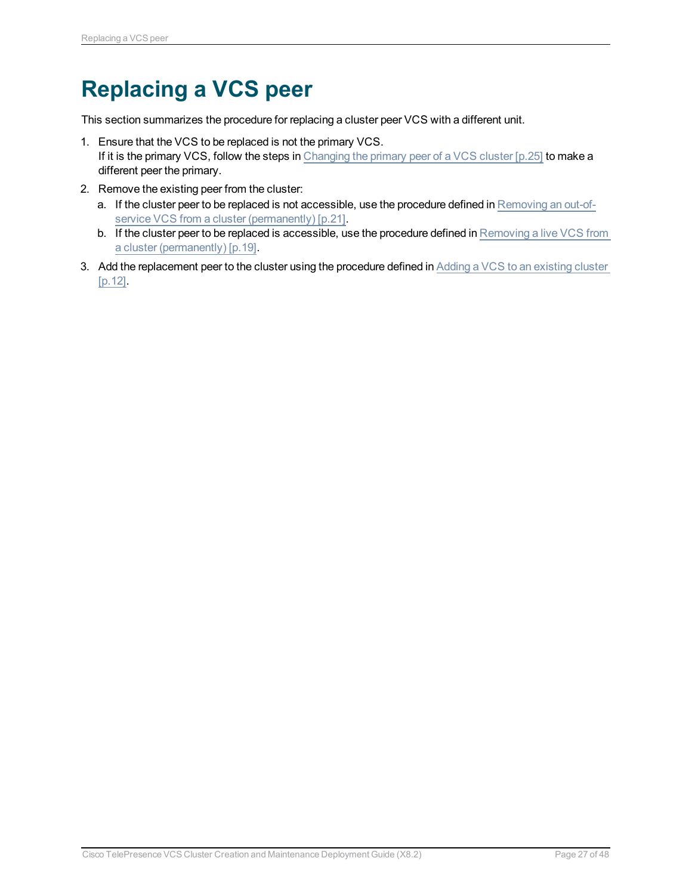# Replacing a VCS peer

This section summarizes the procedure for replacing a cluster peer VCS with a different unit.

1. Ensure that the VCS to be replaced is not the primary VCS.
   If it is the primary VCS, follow the steps in Changing the primary peer of a VCS cluster [p.25] to make a different peer the primary.
2. Remove the existing peer from the cluster:
   a. If the cluster peer to be replaced is not accessible, use the procedure defined in Removing an out-of-service VCS from a cluster (permanently) [p.21].
   b. If the cluster peer to be replaced is accessible, use the procedure defined in Removing a live VCS from a cluster (permanently) [p.19].
3. Add the replacement peer to the cluster using the procedure defined in Adding a VCS to an existing cluster [p.12].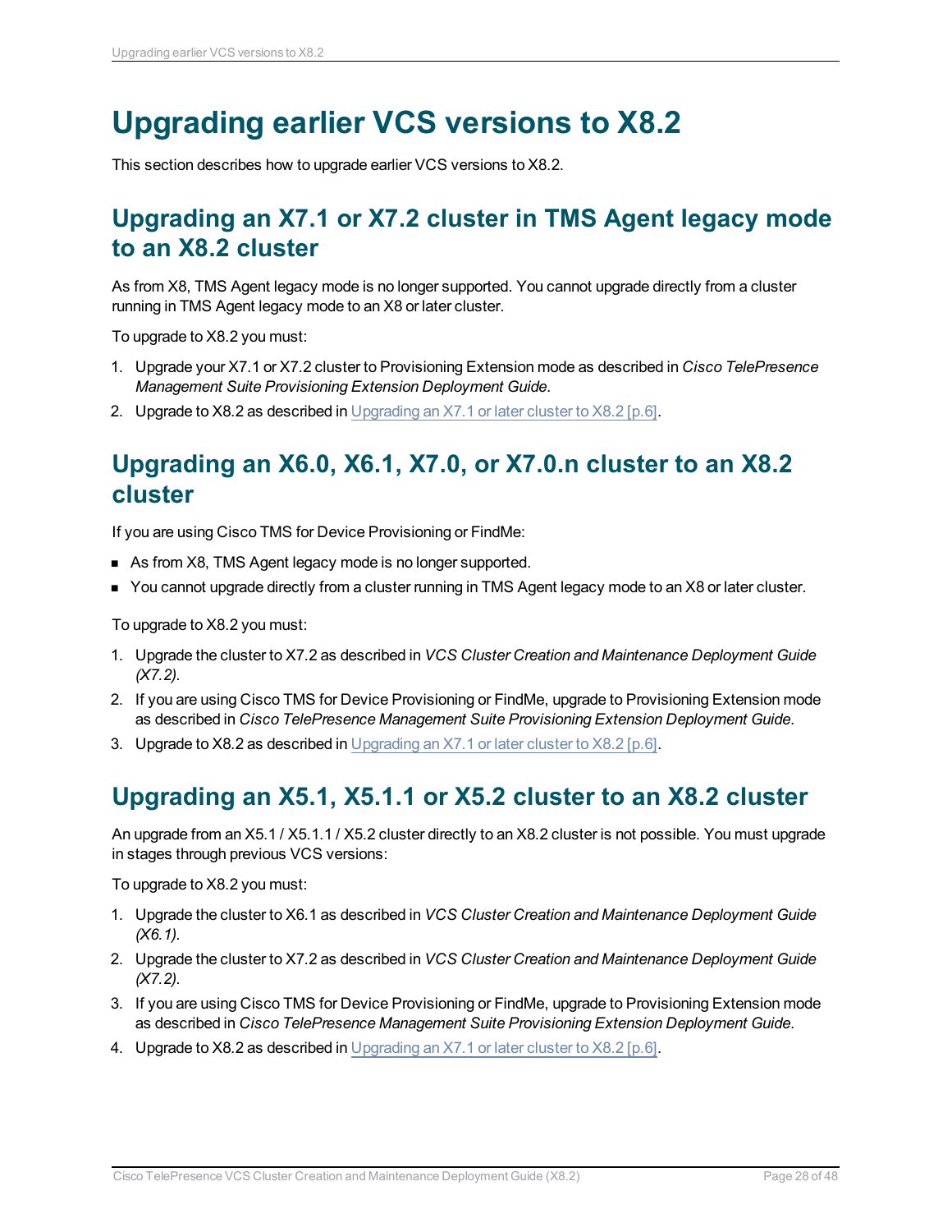# Upgrading earlier VCS versions to X8.2

This section describes how to upgrade earlier VCS versions to X8.2.

## Upgrading an X7.1 or X7.2 cluster in TMS Agent legacy mode to an X8.2 cluster

As from X8, TMS Agent legacy mode is no longer supported. You cannot upgrade directly from a cluster running in TMS Agent legacy mode to an X8 or later cluster.

To upgrade to X8.2 you must:

1. Upgrade your X7.1 or X7.2 cluster to Provisioning Extension mode as described in *Cisco TelePresence Management Suite Provisioning Extension Deployment Guide*.
2. Upgrade to X8.2 as described in Upgrading an X7.1 or later cluster to X8.2 [p.6].

## Upgrading an X6.0, X6.1, X7.0, or X7.0.n cluster to an X8.2 cluster

If you are using Cisco TMS for Device Provisioning or FindMe:

- As from X8, TMS Agent legacy mode is no longer supported.
- You cannot upgrade directly from a cluster running in TMS Agent legacy mode to an X8 or later cluster.

To upgrade to X8.2 you must:

1. Upgrade the cluster to X7.2 as described in *VCS Cluster Creation and Maintenance Deployment Guide (X7.2)*.
2. If you are using Cisco TMS for Device Provisioning or FindMe, upgrade to Provisioning Extension mode as described in *Cisco TelePresence Management Suite Provisioning Extension Deployment Guide*.
3. Upgrade to X8.2 as described in Upgrading an X7.1 or later cluster to X8.2 [p.6].

## Upgrading an X5.1, X5.1.1 or X5.2 cluster to an X8.2 cluster

An upgrade from an X5.1 / X5.1.1 / X5.2 cluster directly to an X8.2 cluster is not possible. You must upgrade in stages through previous VCS versions:

To upgrade to X8.2 you must:

1. Upgrade the cluster to X6.1 as described in *VCS Cluster Creation and Maintenance Deployment Guide (X6.1)*.
2. Upgrade the cluster to X7.2 as described in *VCS Cluster Creation and Maintenance Deployment Guide (X7.2)*.
3. If you are using Cisco TMS for Device Provisioning or FindMe, upgrade to Provisioning Extension mode as described in *Cisco TelePresence Management Suite Provisioning Extension Deployment Guide*.
4. Upgrade to X8.2 as described in Upgrading an X7.1 or later cluster to X8.2 [p.6].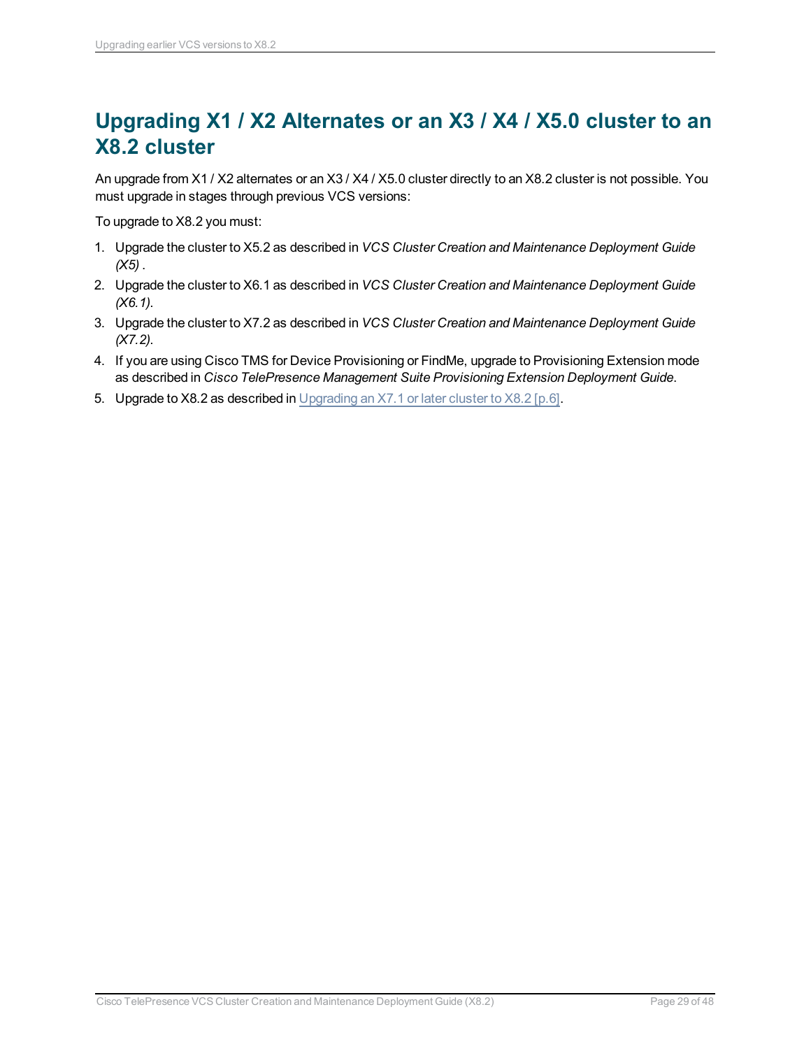# Upgrading X1 / X2 Alternates or an X3 / X4 / X5.0 cluster to an X8.2 cluster

An upgrade from X1 / X2 alternates or an X3 / X4 / X5.0 cluster directly to an X8.2 cluster is not possible. You must upgrade in stages through previous VCS versions:

To upgrade to X8.2 you must:

1. Upgrade the cluster to X5.2 as described in *VCS Cluster Creation and Maintenance Deployment Guide (X5)* .
2. Upgrade the cluster to X6.1 as described in *VCS Cluster Creation and Maintenance Deployment Guide (X6.1)*.
3. Upgrade the cluster to X7.2 as described in *VCS Cluster Creation and Maintenance Deployment Guide (X7.2)*.
4. If you are using Cisco TMS for Device Provisioning or FindMe, upgrade to Provisioning Extension mode as described in *Cisco TelePresence Management Suite Provisioning Extension Deployment Guide*.
5. Upgrade to X8.2 as described in Upgrading an X7.1 or later cluster to X8.2 [p.6].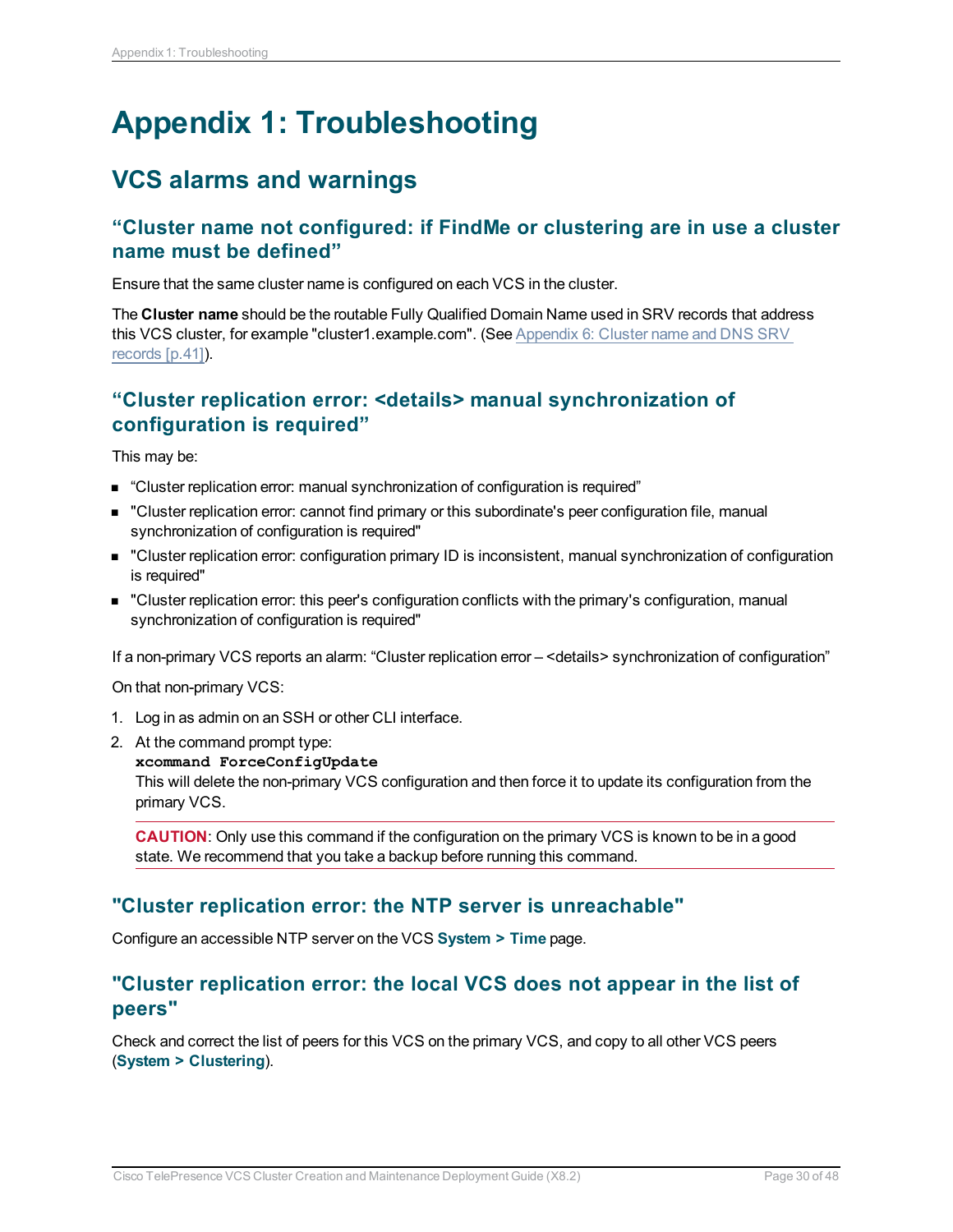# Appendix 1: Troubleshooting

## VCS alarms and warnings

### “Cluster name not configured: if FindMe or clustering are in use a cluster name must be defined”

Ensure that the same cluster name is configured on each VCS in the cluster.

The **Cluster name** should be the routable Fully Qualified Domain Name used in SRV records that address this VCS cluster, for example "cluster1.example.com". (See Appendix 6: Cluster name and DNS SRV records [p.41]).

### “Cluster replication error: <details> manual synchronization of configuration is required”

This may be:

- “Cluster replication error: manual synchronization of configuration is required”
- "Cluster replication error: cannot find primary or this subordinate's peer configuration file, manual synchronization of configuration is required"
- "Cluster replication error: configuration primary ID is inconsistent, manual synchronization of configuration is required"
- "Cluster replication error: this peer's configuration conflicts with the primary's configuration, manual synchronization of configuration is required"

If a non-primary VCS reports an alarm: “Cluster replication error – <details> synchronization of configuration”

On that non-primary VCS:

1. Log in as admin on an SSH or other CLI interface.
2. At the command prompt type:
   **`xcommand ForceConfigUpdate`**
   This will delete the non-primary VCS configuration and then force it to update its configuration from the primary VCS.

   **CAUTION**: Only use this command if the configuration on the primary VCS is known to be in a good state. We recommend that you take a backup before running this command.

### "Cluster replication error: the NTP server is unreachable"

Configure an accessible NTP server on the VCS **System > Time** page.

### "Cluster replication error: the local VCS does not appear in the list of peers"

Check and correct the list of peers for this VCS on the primary VCS, and copy to all other VCS peers (**System > Clustering**).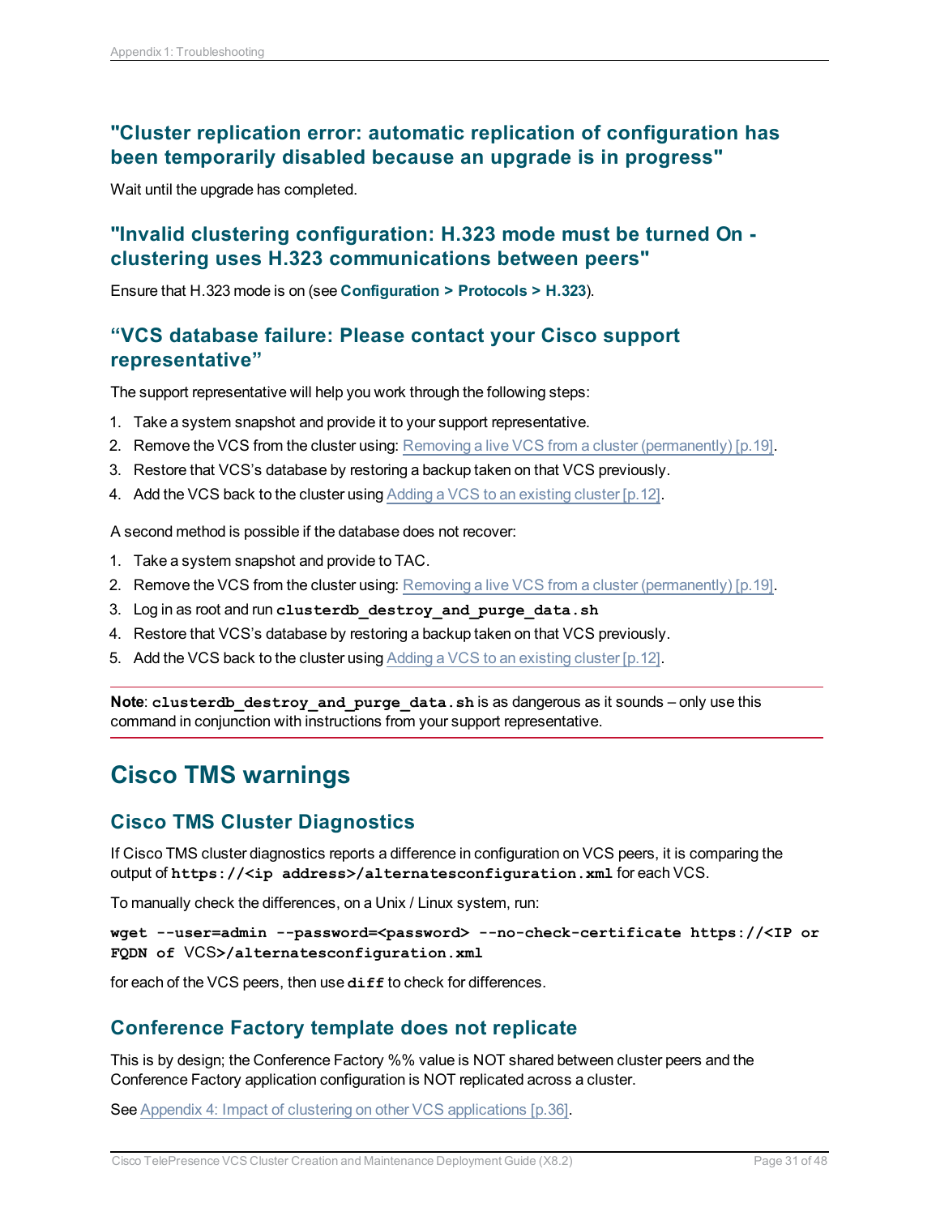### "Cluster replication error: automatic replication of configuration has been temporarily disabled because an upgrade is in progress"

Wait until the upgrade has completed.

### "Invalid clustering configuration: H.323 mode must be turned On - clustering uses H.323 communications between peers"

Ensure that H.323 mode is on (see **Configuration > Protocols > H.323**).

### “VCS database failure: Please contact your Cisco support representative”

The support representative will help you work through the following steps:

1. Take a system snapshot and provide it to your support representative.
2. Remove the VCS from the cluster using: Removing a live VCS from a cluster (permanently) [p.19].
3. Restore that VCS’s database by restoring a backup taken on that VCS previously.
4. Add the VCS back to the cluster using Adding a VCS to an existing cluster [p.12].

A second method is possible if the database does not recover:

1. Take a system snapshot and provide to TAC.
2. Remove the VCS from the cluster using: Removing a live VCS from a cluster (permanently) [p.19].
3. Log in as root and run `clusterdb_destroy_and_purge_data.sh`
4. Restore that VCS’s database by restoring a backup taken on that VCS previously.
5. Add the VCS back to the cluster using Adding a VCS to an existing cluster [p.12].

**Note**: `clusterdb_destroy_and_purge_data.sh` is as dangerous as it sounds – only use this command in conjunction with instructions from your support representative.

## Cisco TMS warnings

### Cisco TMS Cluster Diagnostics

If Cisco TMS cluster diagnostics reports a difference in configuration on VCS peers, it is comparing the output of `https://<ip address>/alternatesconfiguration.xml` for each VCS.

To manually check the differences, on a Unix / Linux system, run:

```
wget --user=admin --password=<password> --no-check-certificate https://<IP or FQDN of VCS>/alternatesconfiguration.xml
```

for each of the VCS peers, then use `diff` to check for differences.

### Conference Factory template does not replicate

This is by design; the Conference Factory %% value is NOT shared between cluster peers and the Conference Factory application configuration is NOT replicated across a cluster.

See Appendix 4: Impact of clustering on other VCS applications [p.36].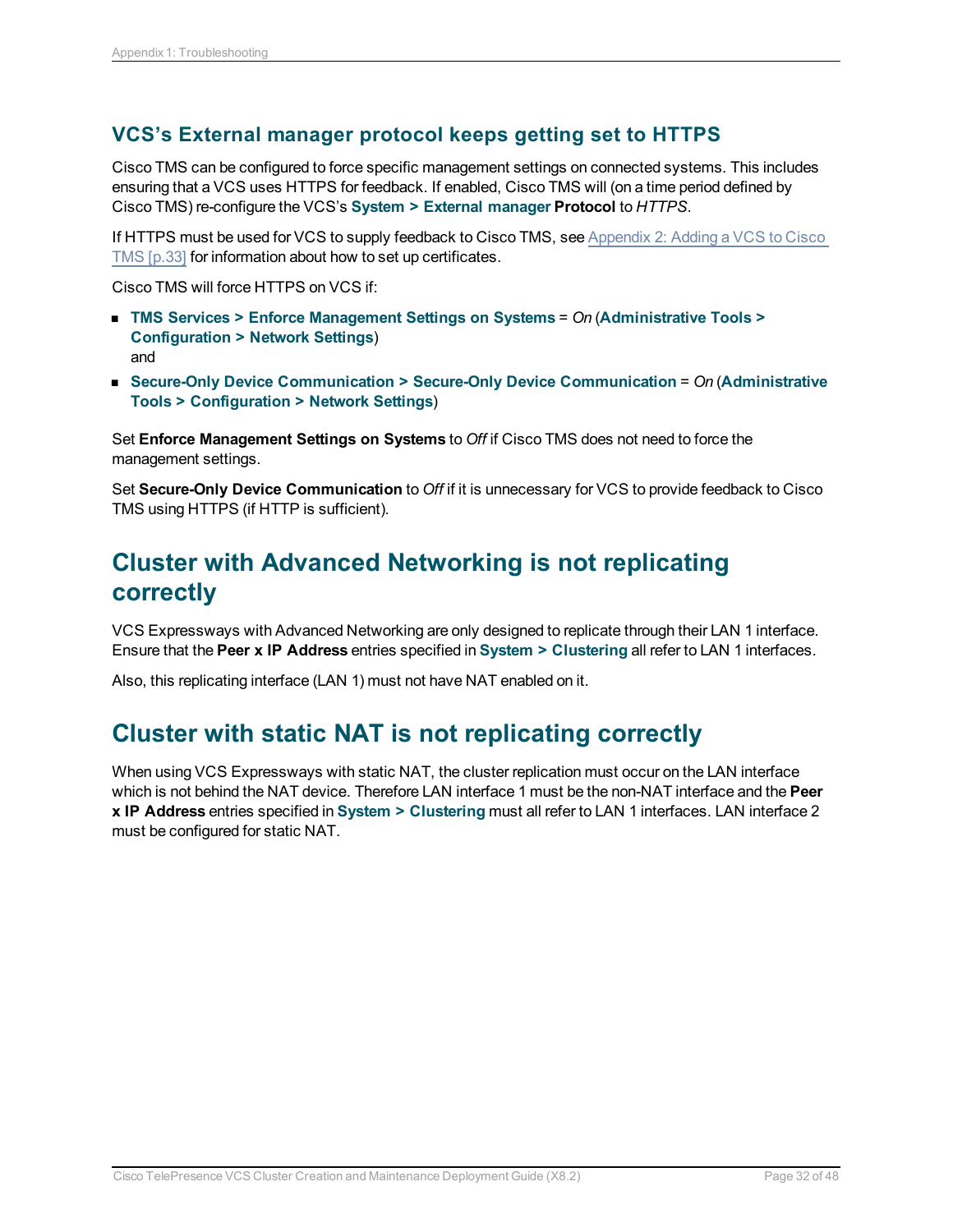### VCS's External manager protocol keeps getting set to HTTPS

Cisco TMS can be configured to force specific management settings on connected systems. This includes ensuring that a VCS uses HTTPS for feedback. If enabled, Cisco TMS will (on a time period defined by Cisco TMS) re-configure the VCS's **System > External manager** **Protocol** to *HTTPS*.

If HTTPS must be used for VCS to supply feedback to Cisco TMS, see Appendix 2: Adding a VCS to Cisco TMS [p.33] for information about how to set up certificates.

Cisco TMS will force HTTPS on VCS if:

- **TMS Services > Enforce Management Settings on Systems** = *On* (**Administrative Tools > Configuration > Network Settings**)
  and
- **Secure-Only Device Communication > Secure-Only Device Communication** = *On* (**Administrative Tools > Configuration > Network Settings**)

Set **Enforce Management Settings on Systems** to *Off* if Cisco TMS does not need to force the management settings.

Set **Secure-Only Device Communication** to *Off* if it is unnecessary for VCS to provide feedback to Cisco TMS using HTTPS (if HTTP is sufficient).

## Cluster with Advanced Networking is not replicating correctly

VCS Expressways with Advanced Networking are only designed to replicate through their LAN 1 interface. Ensure that the **Peer x IP Address** entries specified in **System > Clustering** all refer to LAN 1 interfaces.

Also, this replicating interface (LAN 1) must not have NAT enabled on it.

## Cluster with static NAT is not replicating correctly

When using VCS Expressways with static NAT, the cluster replication must occur on the LAN interface which is not behind the NAT device. Therefore LAN interface 1 must be the non-NAT interface and the **Peer x IP Address** entries specified in **System > Clustering** must all refer to LAN 1 interfaces. LAN interface 2 must be configured for static NAT.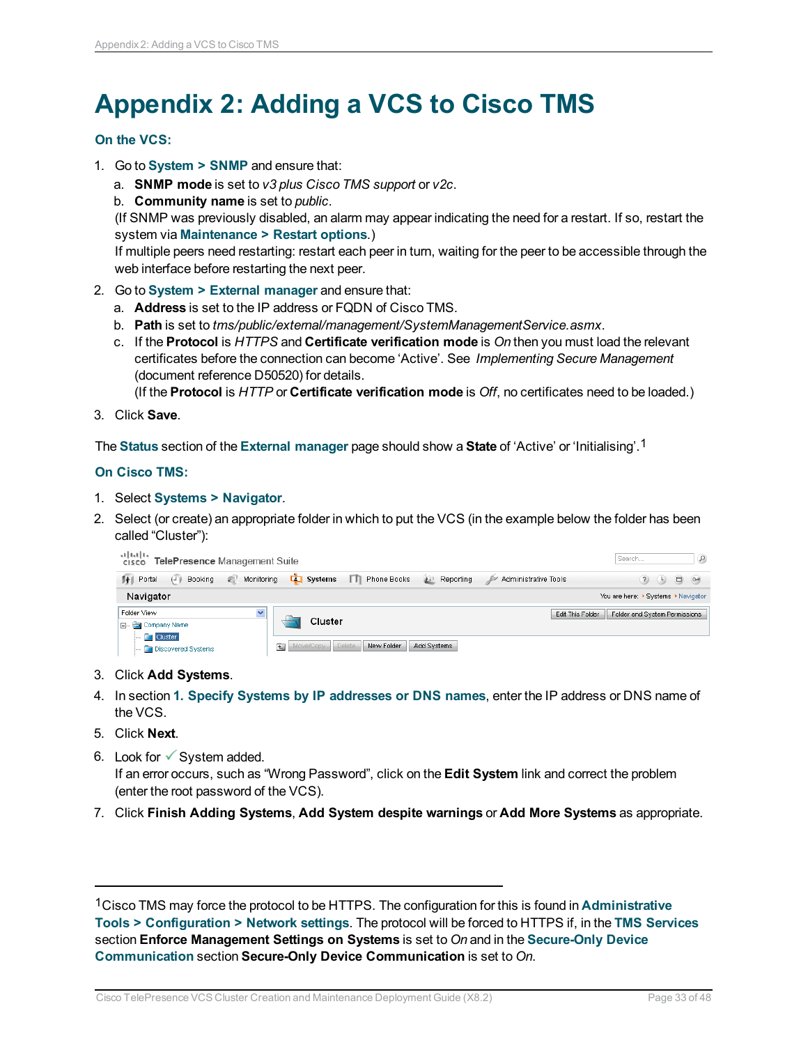# Appendix 2: Adding a VCS to Cisco TMS

### On the VCS:

1. Go to **System > SNMP** and ensure that:
   a. **SNMP mode** is set to *v3 plus Cisco TMS support* or *v2c*.
   b. **Community name** is set to *public*.
   (If SNMP was previously disabled, an alarm may appear indicating the need for a restart. If so, restart the system via **Maintenance > Restart options**.)
   If multiple peers need restarting: restart each peer in turn, waiting for the peer to be accessible through the web interface before restarting the next peer.
2. Go to **System > External manager** and ensure that:
   a. **Address** is set to the IP address or FQDN of Cisco TMS.
   b. **Path** is set to *tms/public/external/management/SystemManagementService.asmx*.
   c. If the **Protocol** is *HTTPS* and **Certificate verification mode** is *On* then you must load the relevant certificates before the connection can become 'Active'. See *Implementing Secure Management* (document reference D50520) for details.
   (If the **Protocol** is *HTTP* or **Certificate verification mode** is *Off*, no certificates need to be loaded.)
3. Click **Save**.

The **Status** section of the **External manager** page should show a **State** of 'Active' or 'Initialising'.[1]

### On Cisco TMS:

1. Select **Systems > Navigator**.
2. Select (or create) an appropriate folder in which to put the VCS (in the example below the folder has been called "Cluster"):
3. Click **Add Systems**.
4. In section **1. Specify Systems by IP addresses or DNS names**, enter the IP address or DNS name of the VCS.
5. Click **Next**.
6. Look for ✓ System added.
   If an error occurs, such as "Wrong Password", click on the **Edit System** link and correct the problem (enter the root password of the VCS).
7. Click **Finish Adding Systems**, **Add System despite warnings** or **Add More Systems** as appropriate.

---

[1] Cisco TMS may force the protocol to be HTTPS. The configuration for this is found in **Administrative Tools > Configuration > Network settings**. The protocol will be forced to HTTPS if, in the **TMS Services** section **Enforce Management Settings on Systems** is set to *On* and in the **Secure-Only Device Communication** section **Secure-Only Device Communication** is set to *On*.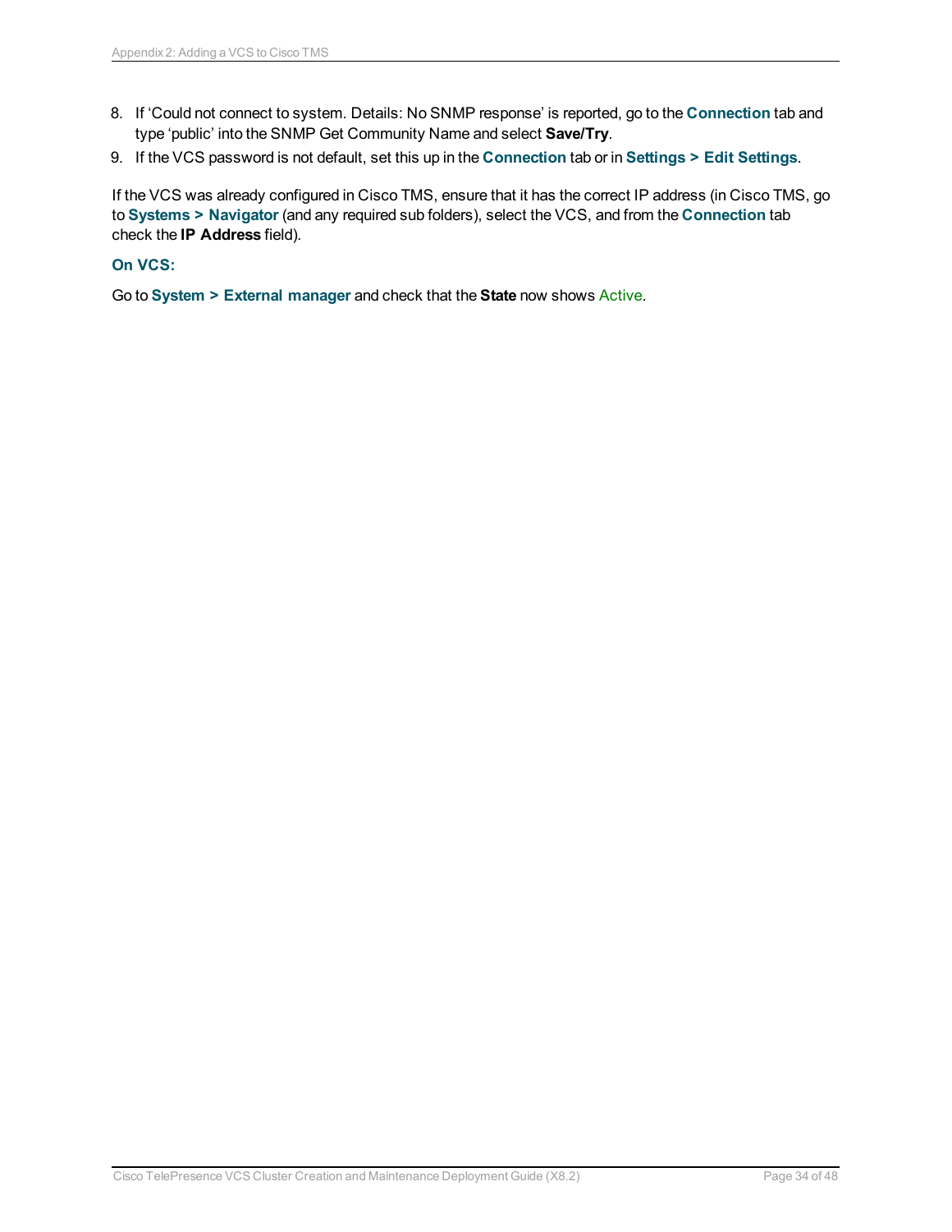8. If ‘Could not connect to system. Details: No SNMP response’ is reported, go to the **Connection** tab and type ‘public’ into the SNMP Get Community Name and select **Save/Try**.
9. If the VCS password is not default, set this up in the **Connection** tab or in **Settings > Edit Settings**.

If the VCS was already configured in Cisco TMS, ensure that it has the correct IP address (in Cisco TMS, go to **Systems > Navigator** (and any required sub folders), select the VCS, and from the **Connection** tab check the **IP Address** field).

### On VCS:

Go to **System > External manager** and check that the **State** now shows Active.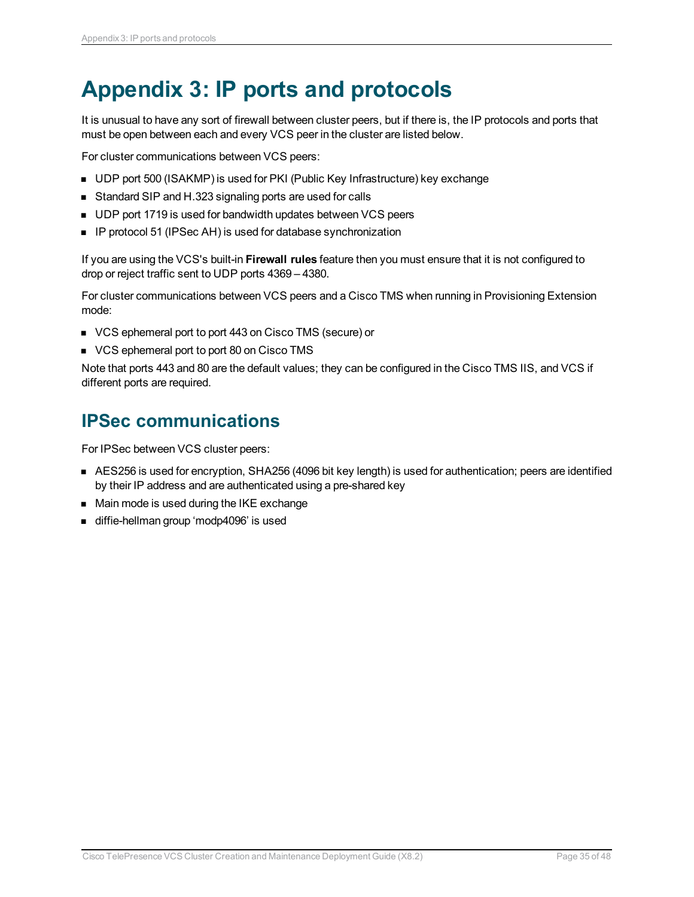# Appendix 3: IP ports and protocols

It is unusual to have any sort of firewall between cluster peers, but if there is, the IP protocols and ports that must be open between each and every VCS peer in the cluster are listed below.

For cluster communications between VCS peers:

- UDP port 500 (ISAKMP) is used for PKI (Public Key Infrastructure) key exchange
- Standard SIP and H.323 signaling ports are used for calls
- UDP port 1719 is used for bandwidth updates between VCS peers
- IP protocol 51 (IPSec AH) is used for database synchronization

If you are using the VCS's built-in **Firewall rules** feature then you must ensure that it is not configured to drop or reject traffic sent to UDP ports 4369 – 4380.

For cluster communications between VCS peers and a Cisco TMS when running in Provisioning Extension mode:

- VCS ephemeral port to port 443 on Cisco TMS (secure) or
- VCS ephemeral port to port 80 on Cisco TMS

Note that ports 443 and 80 are the default values; they can be configured in the Cisco TMS IIS, and VCS if different ports are required.

## IPSec communications

For IPSec between VCS cluster peers:

- AES256 is used for encryption, SHA256 (4096 bit key length) is used for authentication; peers are identified by their IP address and are authenticated using a pre-shared key
- Main mode is used during the IKE exchange
- diffie-hellman group 'modp4096' is used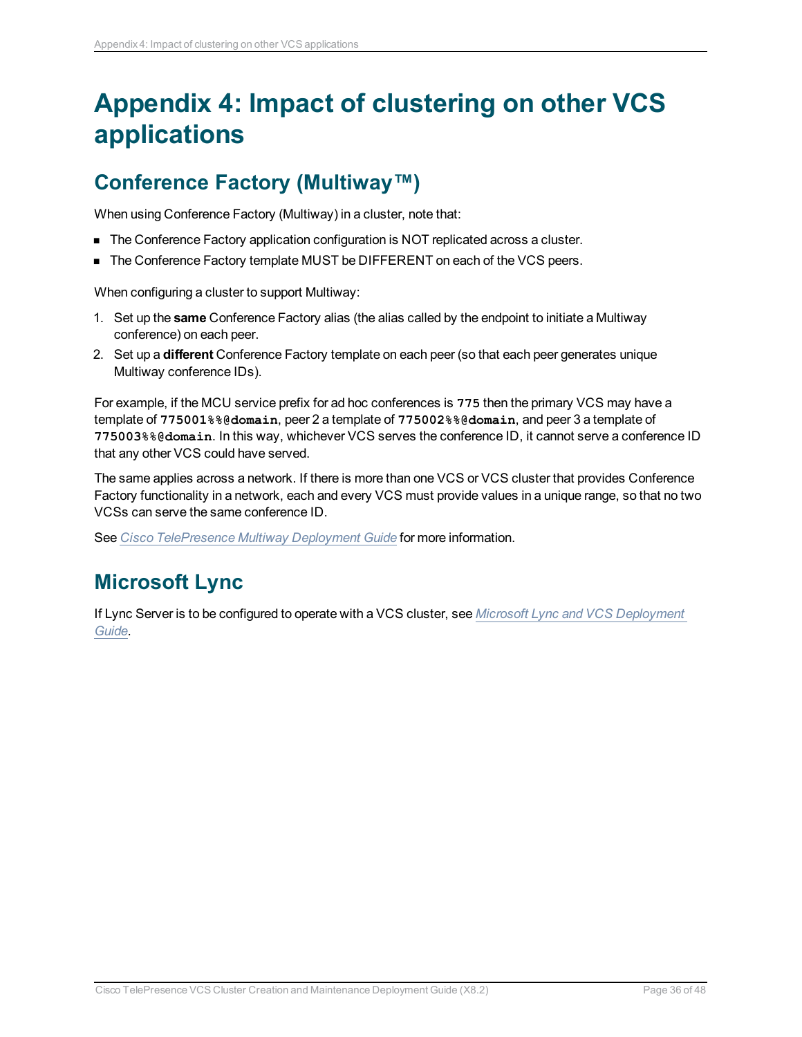# Appendix 4: Impact of clustering on other VCS applications

## Conference Factory (Multiway™)

When using Conference Factory (Multiway) in a cluster, note that:

- The Conference Factory application configuration is NOT replicated across a cluster.
- The Conference Factory template MUST be DIFFERENT on each of the VCS peers.

When configuring a cluster to support Multiway:

1. Set up the **same** Conference Factory alias (the alias called by the endpoint to initiate a Multiway conference) on each peer.
2. Set up a **different** Conference Factory template on each peer (so that each peer generates unique Multiway conference IDs).

For example, if the MCU service prefix for ad hoc conferences is **`775`** then the primary VCS may have a template of **`775001%%@domain`**, peer 2 a template of **`775002%%@domain`**, and peer 3 a template of **`775003%%@domain`**. In this way, whichever VCS serves the conference ID, it cannot serve a conference ID that any other VCS could have served.

The same applies across a network. If there is more than one VCS or VCS cluster that provides Conference Factory functionality in a network, each and every VCS must provide values in a unique range, so that no two VCSs can serve the same conference ID.

See *Cisco TelePresence Multiway Deployment Guide* for more information.

## Microsoft Lync

If Lync Server is to be configured to operate with a VCS cluster, see *Microsoft Lync and VCS Deployment Guide*.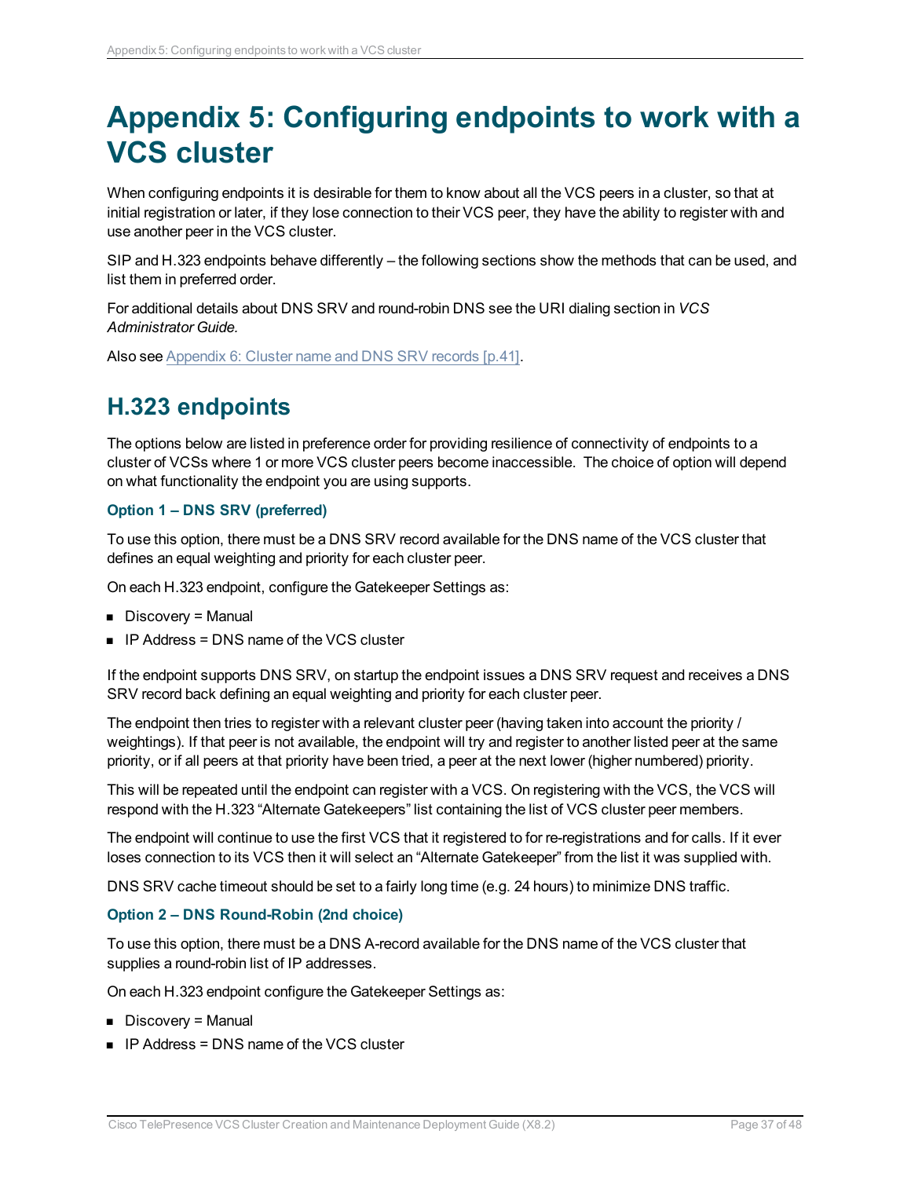# Appendix 5: Configuring endpoints to work with a VCS cluster

When configuring endpoints it is desirable for them to know about all the VCS peers in a cluster, so that at initial registration or later, if they lose connection to their VCS peer, they have the ability to register with and use another peer in the VCS cluster.

SIP and H.323 endpoints behave differently – the following sections show the methods that can be used, and list them in preferred order.

For additional details about DNS SRV and round-robin DNS see the URI dialing section in *VCS Administrator Guide*.

Also see Appendix 6: Cluster name and DNS SRV records [p.41].

## H.323 endpoints

The options below are listed in preference order for providing resilience of connectivity of endpoints to a cluster of VCSs where 1 or more VCS cluster peers become inaccessible. The choice of option will depend on what functionality the endpoint you are using supports.

### Option 1 – DNS SRV (preferred)

To use this option, there must be a DNS SRV record available for the DNS name of the VCS cluster that defines an equal weighting and priority for each cluster peer.

On each H.323 endpoint, configure the Gatekeeper Settings as:

- Discovery = Manual
- IP Address = DNS name of the VCS cluster

If the endpoint supports DNS SRV, on startup the endpoint issues a DNS SRV request and receives a DNS SRV record back defining an equal weighting and priority for each cluster peer.

The endpoint then tries to register with a relevant cluster peer (having taken into account the priority / weightings). If that peer is not available, the endpoint will try and register to another listed peer at the same priority, or if all peers at that priority have been tried, a peer at the next lower (higher numbered) priority.

This will be repeated until the endpoint can register with a VCS. On registering with the VCS, the VCS will respond with the H.323 "Alternate Gatekeepers" list containing the list of VCS cluster peer members.

The endpoint will continue to use the first VCS that it registered to for re-registrations and for calls. If it ever loses connection to its VCS then it will select an "Alternate Gatekeeper" from the list it was supplied with.

DNS SRV cache timeout should be set to a fairly long time (e.g. 24 hours) to minimize DNS traffic.

### Option 2 – DNS Round-Robin (2nd choice)

To use this option, there must be a DNS A-record available for the DNS name of the VCS cluster that supplies a round-robin list of IP addresses.

On each H.323 endpoint configure the Gatekeeper Settings as:

- Discovery = Manual
- IP Address = DNS name of the VCS cluster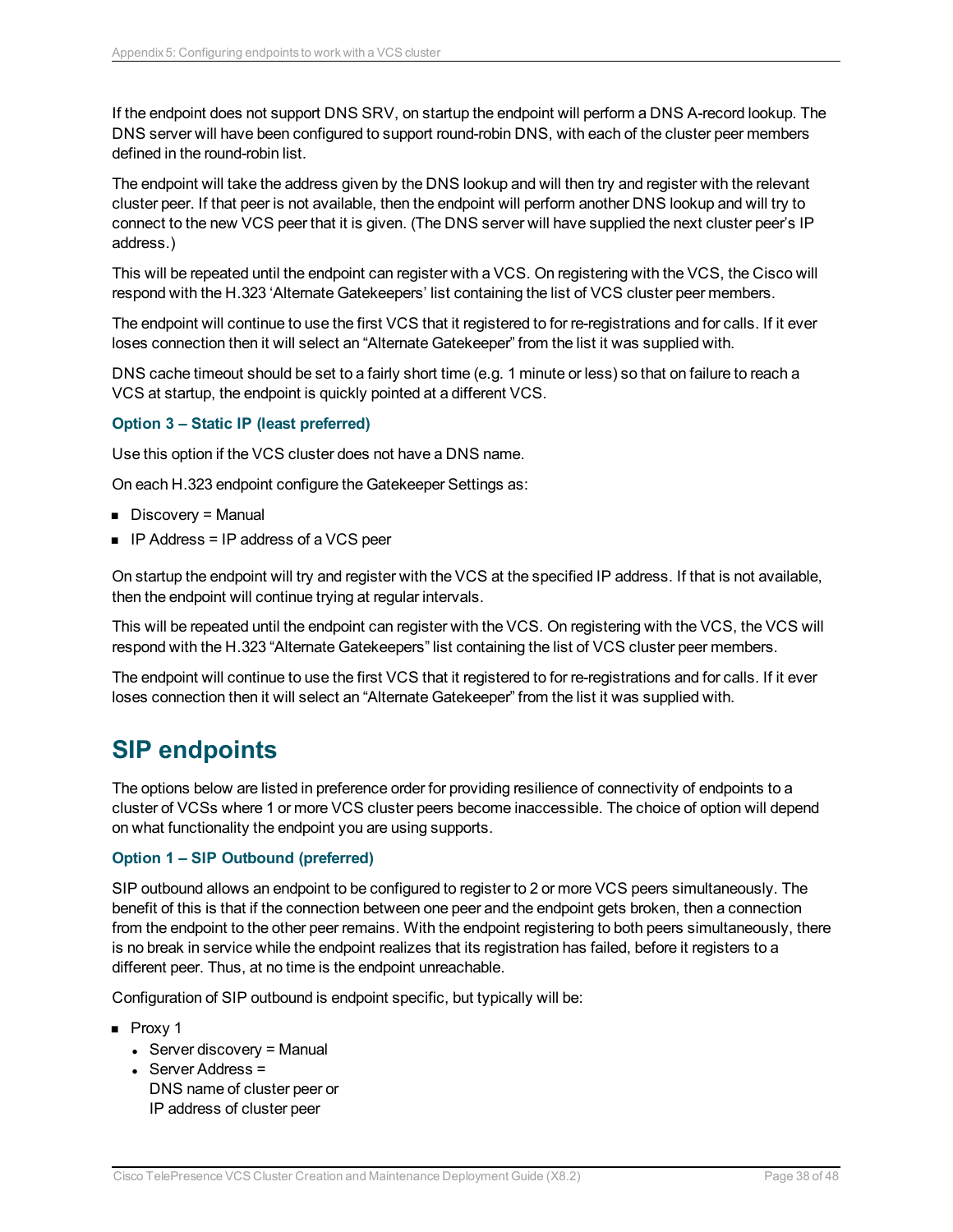If the endpoint does not support DNS SRV, on startup the endpoint will perform a DNS A-record lookup. The DNS server will have been configured to support round-robin DNS, with each of the cluster peer members defined in the round-robin list.

The endpoint will take the address given by the DNS lookup and will then try and register with the relevant cluster peer. If that peer is not available, then the endpoint will perform another DNS lookup and will try to connect to the new VCS peer that it is given. (The DNS server will have supplied the next cluster peer's IP address.)

This will be repeated until the endpoint can register with a VCS. On registering with the VCS, the Cisco will respond with the H.323 'Alternate Gatekeepers' list containing the list of VCS cluster peer members.

The endpoint will continue to use the first VCS that it registered to for re-registrations and for calls. If it ever loses connection then it will select an "Alternate Gatekeeper" from the list it was supplied with.

DNS cache timeout should be set to a fairly short time (e.g. 1 minute or less) so that on failure to reach a VCS at startup, the endpoint is quickly pointed at a different VCS.

### Option 3 – Static IP (least preferred)

Use this option if the VCS cluster does not have a DNS name.

On each H.323 endpoint configure the Gatekeeper Settings as:

- Discovery = Manual
- IP Address = IP address of a VCS peer

On startup the endpoint will try and register with the VCS at the specified IP address. If that is not available, then the endpoint will continue trying at regular intervals.

This will be repeated until the endpoint can register with the VCS. On registering with the VCS, the VCS will respond with the H.323 "Alternate Gatekeepers" list containing the list of VCS cluster peer members.

The endpoint will continue to use the first VCS that it registered to for re-registrations and for calls. If it ever loses connection then it will select an "Alternate Gatekeeper" from the list it was supplied with.

## SIP endpoints

The options below are listed in preference order for providing resilience of connectivity of endpoints to a cluster of VCSs where 1 or more VCS cluster peers become inaccessible. The choice of option will depend on what functionality the endpoint you are using supports.

### Option 1 – SIP Outbound (preferred)

SIP outbound allows an endpoint to be configured to register to 2 or more VCS peers simultaneously. The benefit of this is that if the connection between one peer and the endpoint gets broken, then a connection from the endpoint to the other peer remains. With the endpoint registering to both peers simultaneously, there is no break in service while the endpoint realizes that its registration has failed, before it registers to a different peer. Thus, at no time is the endpoint unreachable.

Configuration of SIP outbound is endpoint specific, but typically will be:

- Proxy 1
  - Server discovery = Manual
  - Server Address =
    DNS name of cluster peer or
    IP address of cluster peer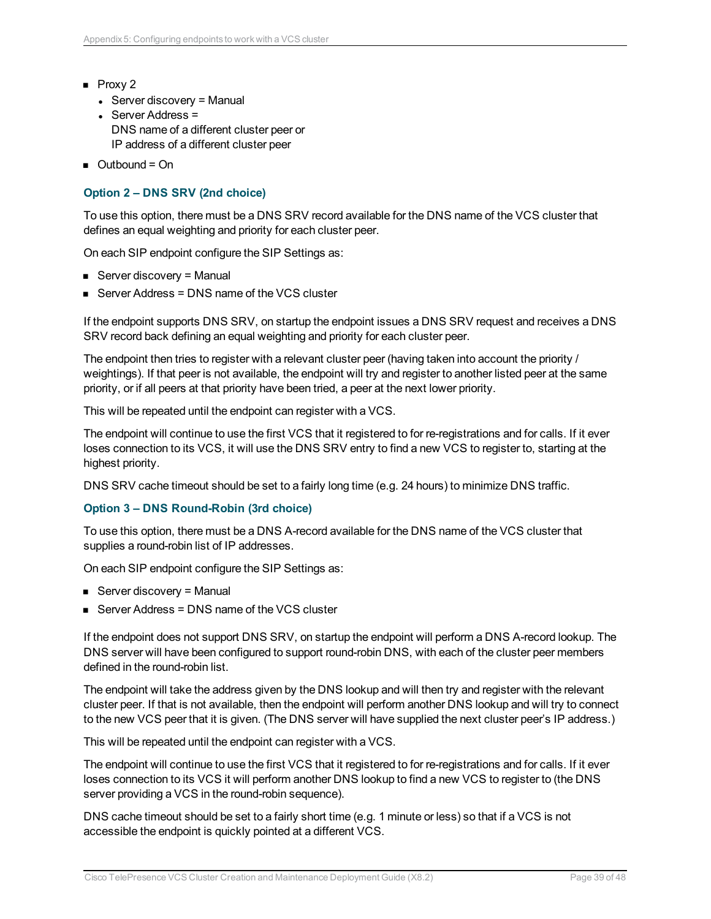- Proxy 2
  - Server discovery = Manual
  - Server Address = DNS name of a different cluster peer or IP address of a different cluster peer
- Outbound = On

#### Option 2 – DNS SRV (2nd choice)

To use this option, there must be a DNS SRV record available for the DNS name of the VCS cluster that defines an equal weighting and priority for each cluster peer.

On each SIP endpoint configure the SIP Settings as:

- Server discovery = Manual
- Server Address = DNS name of the VCS cluster

If the endpoint supports DNS SRV, on startup the endpoint issues a DNS SRV request and receives a DNS SRV record back defining an equal weighting and priority for each cluster peer.

The endpoint then tries to register with a relevant cluster peer (having taken into account the priority / weightings). If that peer is not available, the endpoint will try and register to another listed peer at the same priority, or if all peers at that priority have been tried, a peer at the next lower priority.

This will be repeated until the endpoint can register with a VCS.

The endpoint will continue to use the first VCS that it registered to for re-registrations and for calls. If it ever loses connection to its VCS, it will use the DNS SRV entry to find a new VCS to register to, starting at the highest priority.

DNS SRV cache timeout should be set to a fairly long time (e.g. 24 hours) to minimize DNS traffic.

#### Option 3 – DNS Round-Robin (3rd choice)

To use this option, there must be a DNS A-record available for the DNS name of the VCS cluster that supplies a round-robin list of IP addresses.

On each SIP endpoint configure the SIP Settings as:

- Server discovery = Manual
- Server Address = DNS name of the VCS cluster

If the endpoint does not support DNS SRV, on startup the endpoint will perform a DNS A-record lookup. The DNS server will have been configured to support round-robin DNS, with each of the cluster peer members defined in the round-robin list.

The endpoint will take the address given by the DNS lookup and will then try and register with the relevant cluster peer. If that is not available, then the endpoint will perform another DNS lookup and will try to connect to the new VCS peer that it is given. (The DNS server will have supplied the next cluster peer's IP address.)

This will be repeated until the endpoint can register with a VCS.

The endpoint will continue to use the first VCS that it registered to for re-registrations and for calls. If it ever loses connection to its VCS it will perform another DNS lookup to find a new VCS to register to (the DNS server providing a VCS in the round-robin sequence).

DNS cache timeout should be set to a fairly short time (e.g. 1 minute or less) so that if a VCS is not accessible the endpoint is quickly pointed at a different VCS.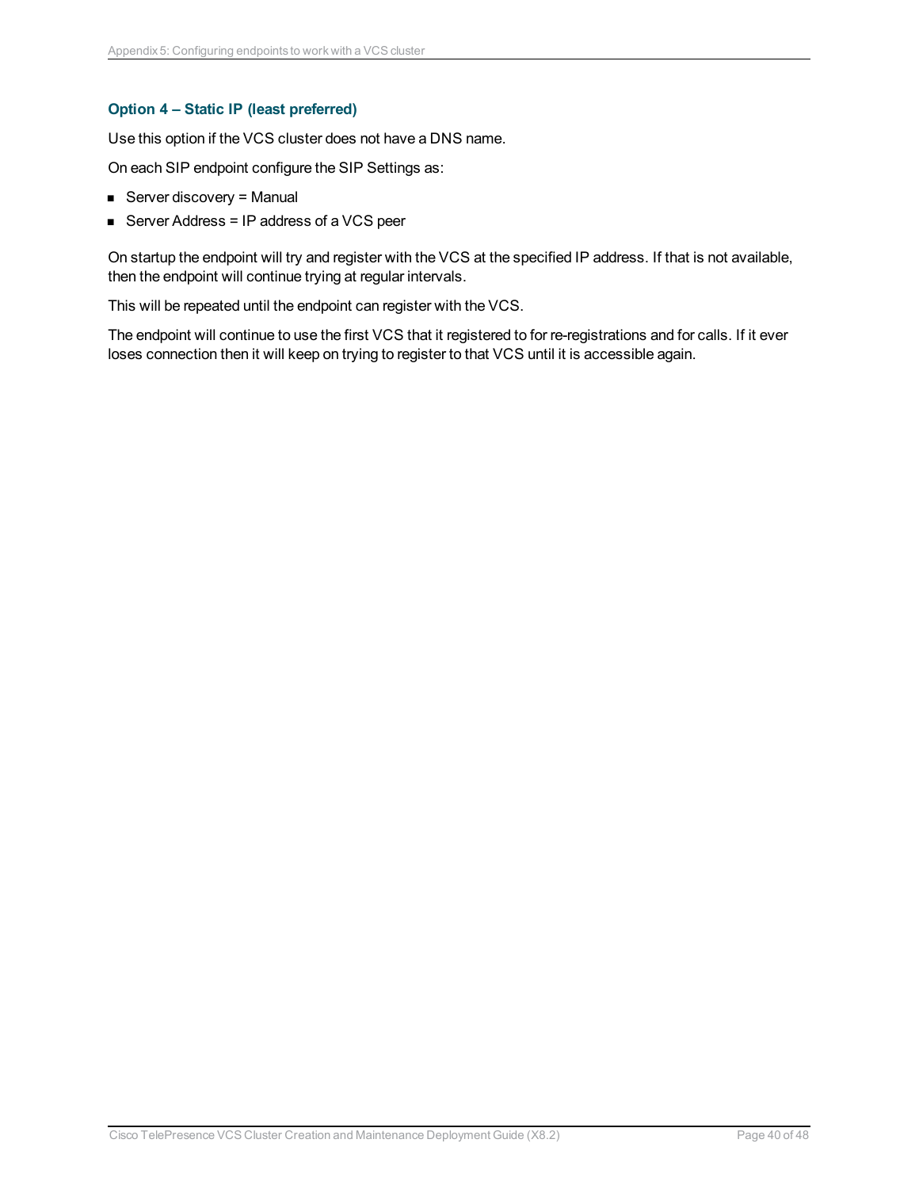### Option 4 – Static IP (least preferred)

Use this option if the VCS cluster does not have a DNS name.

On each SIP endpoint configure the SIP Settings as:

- Server discovery = Manual
- Server Address = IP address of a VCS peer

On startup the endpoint will try and register with the VCS at the specified IP address. If that is not available, then the endpoint will continue trying at regular intervals.

This will be repeated until the endpoint can register with the VCS.

The endpoint will continue to use the first VCS that it registered to for re-registrations and for calls. If it ever loses connection then it will keep on trying to register to that VCS until it is accessible again.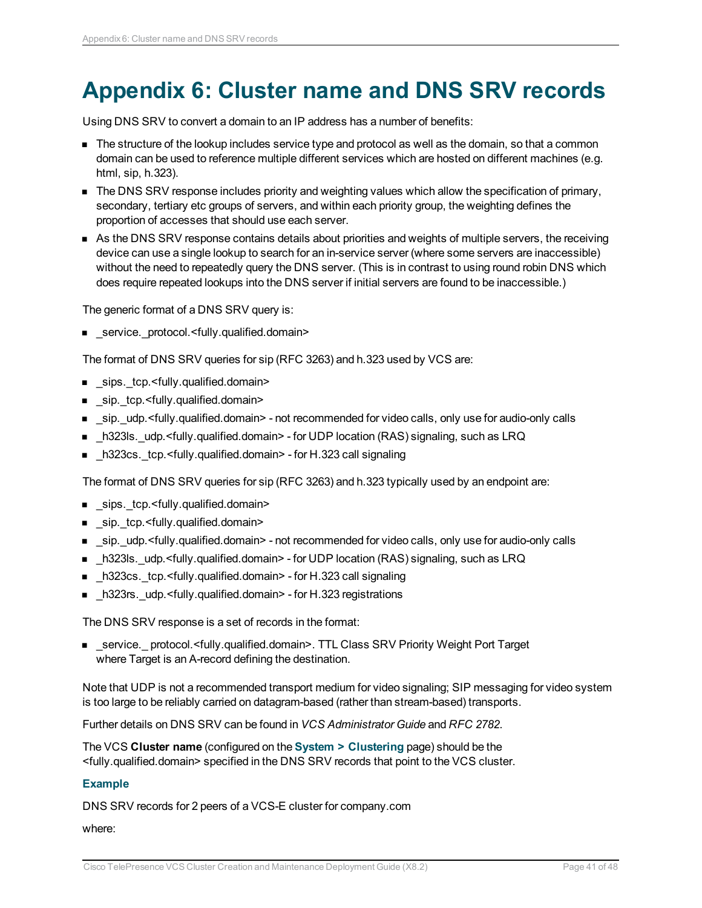# Appendix 6: Cluster name and DNS SRV records

Using DNS SRV to convert a domain to an IP address has a number of benefits:

- The structure of the lookup includes service type and protocol as well as the domain, so that a common domain can be used to reference multiple different services which are hosted on different machines (e.g. html, sip, h.323).
- The DNS SRV response includes priority and weighting values which allow the specification of primary, secondary, tertiary etc groups of servers, and within each priority group, the weighting defines the proportion of accesses that should use each server.
- As the DNS SRV response contains details about priorities and weights of multiple servers, the receiving device can use a single lookup to search for an in-service server (where some servers are inaccessible) without the need to repeatedly query the DNS server. (This is in contrast to using round robin DNS which does require repeated lookups into the DNS server if initial servers are found to be inaccessible.)

The generic format of a DNS SRV query is:

- _service._protocol.<fully.qualified.domain>

The format of DNS SRV queries for sip (RFC 3263) and h.323 used by VCS are:

- _sips._tcp.<fully.qualified.domain>
- _sip._tcp.<fully.qualified.domain>
- _sip._udp.<fully.qualified.domain> - not recommended for video calls, only use for audio-only calls
- _h323ls._udp.<fully.qualified.domain> - for UDP location (RAS) signaling, such as LRQ
- _h323cs._tcp.<fully.qualified.domain> - for H.323 call signaling

The format of DNS SRV queries for sip (RFC 3263) and h.323 typically used by an endpoint are:

- _sips._tcp.<fully.qualified.domain>
- _sip._tcp.<fully.qualified.domain>
- _sip._udp.<fully.qualified.domain> - not recommended for video calls, only use for audio-only calls
- _h323ls._udp.<fully.qualified.domain> - for UDP location (RAS) signaling, such as LRQ
- _h323cs._tcp.<fully.qualified.domain> - for H.323 call signaling
- _h323rs._udp.<fully.qualified.domain> - for H.323 registrations

The DNS SRV response is a set of records in the format:

- _service._ protocol.<fully.qualified.domain>. TTL Class SRV Priority Weight Port Target
  where Target is an A-record defining the destination.

Note that UDP is not a recommended transport medium for video signaling; SIP messaging for video system is too large to be reliably carried on datagram-based (rather than stream-based) transports.

Further details on DNS SRV can be found in *VCS Administrator Guide* and *RFC 2782.*

The VCS **Cluster name** (configured on the **System > Clustering** page) should be the <fully.qualified.domain> specified in the DNS SRV records that point to the VCS cluster.

### Example

DNS SRV records for 2 peers of a VCS-E cluster for company.com

where: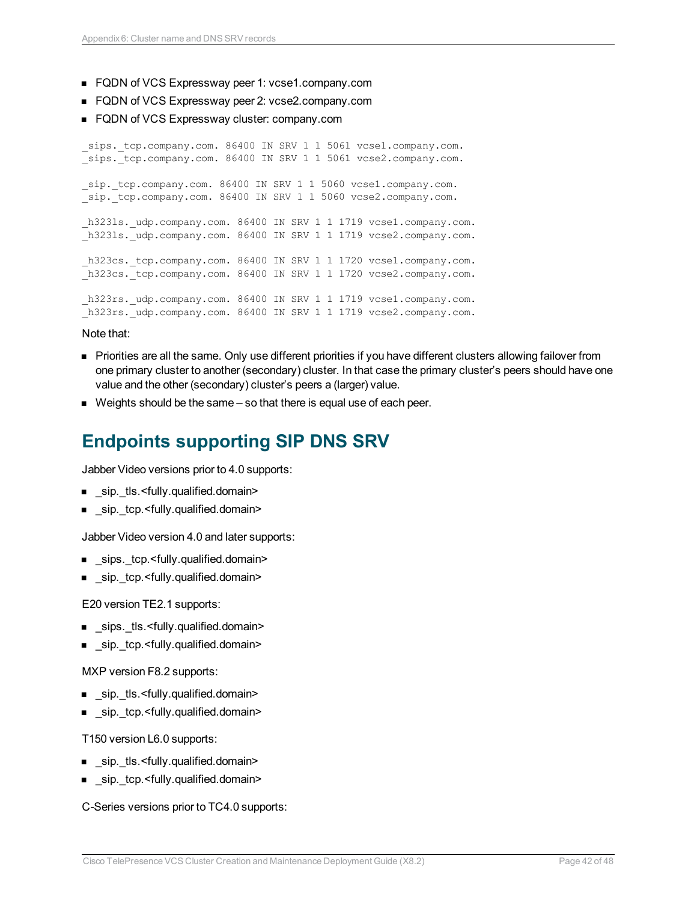- FQDN of VCS Expressway peer 1: vcse1.company.com
- FQDN of VCS Expressway peer 2: vcse2.company.com
- FQDN of VCS Expressway cluster: company.com

```
_sips._tcp.company.com. 86400 IN SRV 1 1 5061 vcse1.company.com.
_sips._tcp.company.com. 86400 IN SRV 1 1 5061 vcse2.company.com.

_sip._tcp.company.com. 86400 IN SRV 1 1 5060 vcse1.company.com.
_sip._tcp.company.com. 86400 IN SRV 1 1 5060 vcse2.company.com.

_h323ls._udp.company.com. 86400 IN SRV 1 1 1719 vcse1.company.com.
_h323ls._udp.company.com. 86400 IN SRV 1 1 1719 vcse2.company.com.

_h323cs._tcp.company.com. 86400 IN SRV 1 1 1720 vcse1.company.com.
_h323cs._tcp.company.com. 86400 IN SRV 1 1 1720 vcse2.company.com.

_h323rs._udp.company.com. 86400 IN SRV 1 1 1719 vcse1.company.com.
_h323rs._udp.company.com. 86400 IN SRV 1 1 1719 vcse2.company.com.
```

Note that:

- Priorities are all the same. Only use different priorities if you have different clusters allowing failover from one primary cluster to another (secondary) cluster. In that case the primary cluster's peers should have one value and the other (secondary) cluster's peers a (larger) value.
- Weights should be the same – so that there is equal use of each peer.

## Endpoints supporting SIP DNS SRV

Jabber Video versions prior to 4.0 supports:

- _sip._tls.<fully.qualified.domain>
- _sip._tcp.<fully.qualified.domain>

Jabber Video version 4.0 and later supports:

- _sips._tcp.<fully.qualified.domain>
- _sip._tcp.<fully.qualified.domain>

E20 version TE2.1 supports:

- _sips._tls.<fully.qualified.domain>
- _sip._tcp.<fully.qualified.domain>

MXP version F8.2 supports:

- _sip._tls.<fully.qualified.domain>
- _sip._tcp.<fully.qualified.domain>

T150 version L6.0 supports:

- _sip._tls.<fully.qualified.domain>
- _sip._tcp.<fully.qualified.domain>

C-Series versions prior to TC4.0 supports: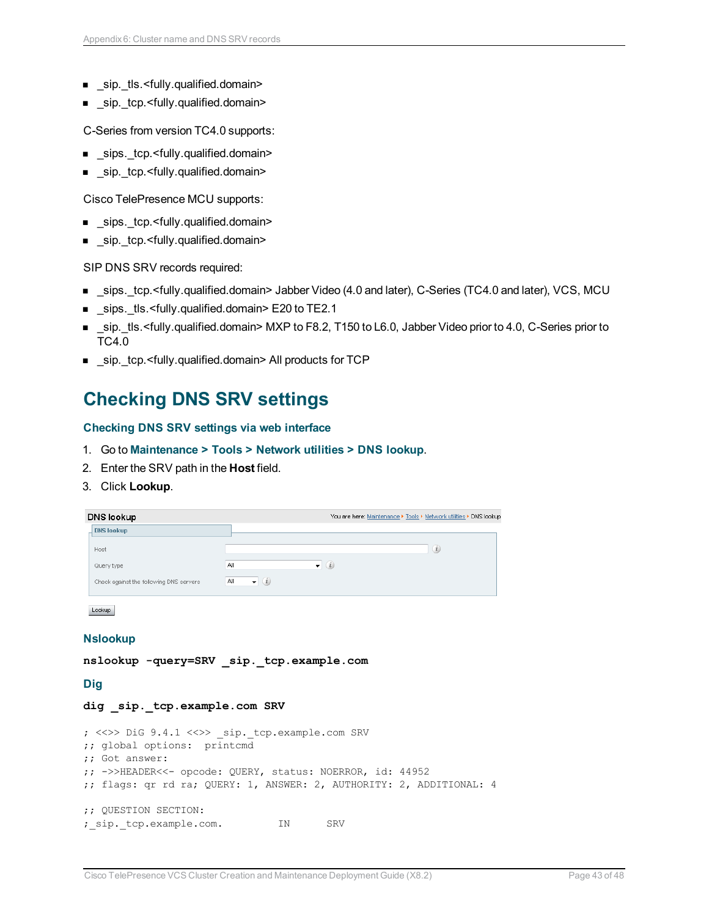- _sip._tls.<fully.qualified.domain>
- _sip._tcp.<fully.qualified.domain>

C-Series from version TC4.0 supports:

- _sips._tcp.<fully.qualified.domain>
- _sip._tcp.<fully.qualified.domain>

Cisco TelePresence MCU supports:

- _sips._tcp.<fully.qualified.domain>
- _sip._tcp.<fully.qualified.domain>

SIP DNS SRV records required:

- _sips._tcp.<fully.qualified.domain> Jabber Video (4.0 and later), C-Series (TC4.0 and later), VCS, MCU
- _sips._tls.<fully.qualified.domain> E20 to TE2.1
- _sip._tls.<fully.qualified.domain> MXP to F8.2, T150 to L6.0, Jabber Video prior to 4.0, C-Series prior to TC4.0
- _sip._tcp.<fully.qualified.domain> All products for TCP

# Checking DNS SRV settings

### Checking DNS SRV settings via web interface

1. Go to **Maintenance > Tools > Network utilities > DNS lookup**.
2. Enter the SRV path in the **Host** field.
3. Click **Lookup**.

DNS lookup — You are here: Maintenance ▸ Tools ▸ Network utilities ▸ DNS lookup

| DNS lookup | |
|---|---|
| Host | |
| Query type | All |
| Check against the following DNS servers | All |

Lookup

### Nslookup

```
nslookup -query=SRV _sip._tcp.example.com
```

### Dig

```
dig _sip._tcp.example.com SRV
```

```
; <<>> DiG 9.4.1 <<>> _sip._tcp.example.com SRV
;; global options:  printcmd
;; Got answer:
;; ->>HEADER<<- opcode: QUERY, status: NOERROR, id: 44952
;; flags: qr rd ra; QUERY: 1, ANSWER: 2, AUTHORITY: 2, ADDITIONAL: 4

;; QUESTION SECTION:
;_sip._tcp.example.com.         IN      SRV
```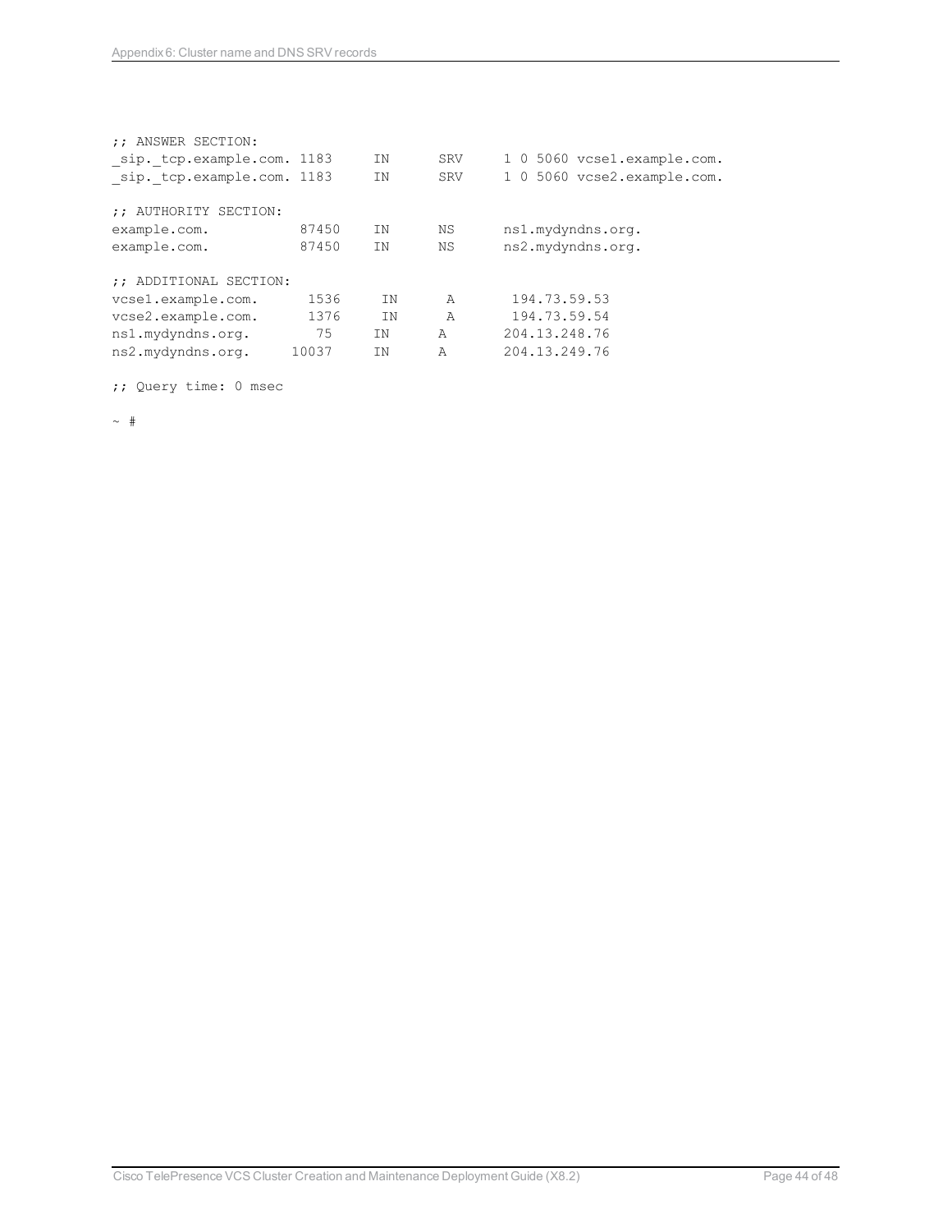```
;; ANSWER SECTION:
_sip._tcp.example.com. 1183     IN      SRV     1 0 5060 vcse1.example.com.
_sip._tcp.example.com. 1183     IN      SRV     1 0 5060 vcse2.example.com.

;; AUTHORITY SECTION:
example.com.           87450    IN      NS      ns1.mydyndns.org.
example.com.           87450    IN      NS      ns2.mydyndns.org.

;; ADDITIONAL SECTION:
vcse1.example.com.      1536     IN      A       194.73.59.53
vcse2.example.com.      1376     IN      A       194.73.59.54
ns1.mydyndns.org.        75     IN      A       204.13.248.76
ns2.mydyndns.org.     10037     IN      A       204.13.249.76

;; Query time: 0 msec

~ #
```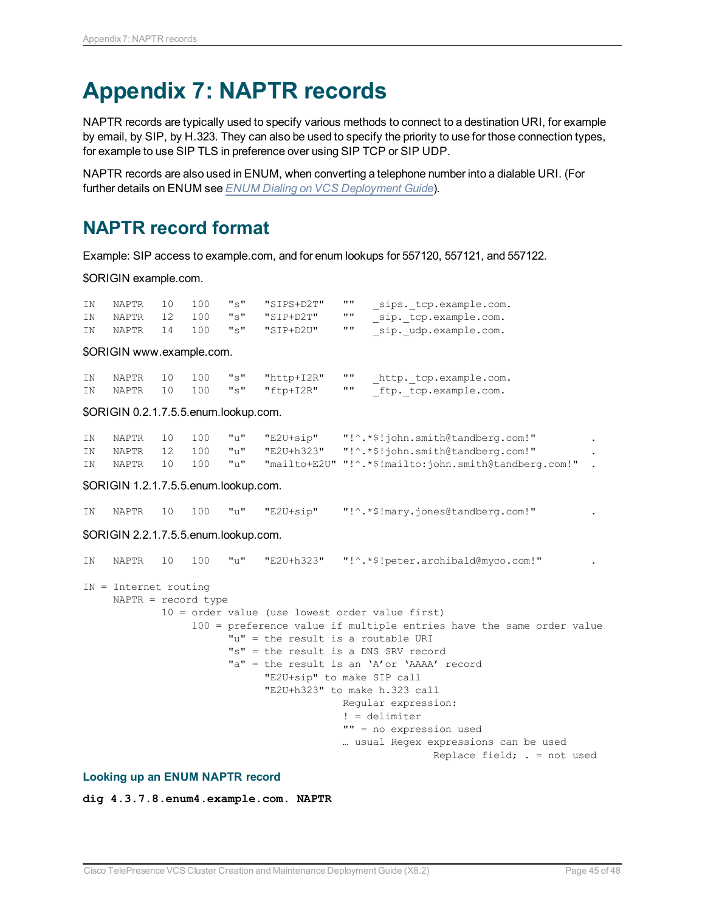# Appendix 7: NAPTR records

NAPTR records are typically used to specify various methods to connect to a destination URI, for example by email, by SIP, by H.323. They can also be used to specify the priority to use for those connection types, for example to use SIP TLS in preference over using SIP TCP or SIP UDP.

NAPTR records are also used in ENUM, when converting a telephone number into a dialable URI. (For further details on ENUM see *ENUM Dialing on VCS Deployment Guide*).

## NAPTR record format

Example: SIP access to example.com, and for enum lookups for 557120, 557121, and 557122.

$ORIGIN example.com.

```
IN   NAPTR   10   100   "s"   "SIPS+D2T"   ""   _sips._tcp.example.com.
IN   NAPTR   12   100   "s"   "SIP+D2T"    ""   _sip._tcp.example.com.
IN   NAPTR   14   100   "s"   "SIP+D2U"    ""   _sip._udp.example.com.
```

$ORIGIN www.example.com.

```
IN   NAPTR   10   100   "s"   "http+I2R"   ""   _http._tcp.example.com.
IN   NAPTR   10   100   "s"   "ftp+I2R"    ""   _ftp._tcp.example.com.
```

$ORIGIN 0.2.1.7.5.5.enum.lookup.com.

```
IN   NAPTR   10   100   "u"   "E2U+sip"    "!^.*$!john.smith@tandberg.com!"          .
IN   NAPTR   12   100   "u"   "E2U+h323"   "!^.*$!john.smith@tandberg.com!"          .
IN   NAPTR   10   100   "u"   "mailto+E2U" "!^.*$!mailto:john.smith@tandberg.com!"   .
```

$ORIGIN 1.2.1.7.5.5.enum.lookup.com.

```
IN   NAPTR   10   100   "u"   "E2U+sip"    "!^.*$!mary.jones@tandberg.com!"          .
```

$ORIGIN 2.2.1.7.5.5.enum.lookup.com.

```
IN   NAPTR   10   100   "u"   "E2U+h323"   "!^.*$!peter.archibald@myco.com!"         .
```

```
IN = Internet routing
     NAPTR = record type
             10 = order value (use lowest order value first)
                  100 = preference value if multiple entries have the same order value
                        "u" = the result is a routable URI
                        "s" = the result is a DNS SRV record
                        "a" = the result is an 'A'or 'AAAA' record
                              "E2U+sip" to make SIP call
                              "E2U+h323" to make h.323 call
                                           Regular expression:
                                           ! = delimiter
                                           "" = no expression used
                                           … usual Regex expressions can be used
                                                          Replace field; . = not used
```

### Looking up an ENUM NAPTR record

**`dig 4.3.7.8.enum4.example.com. NAPTR`**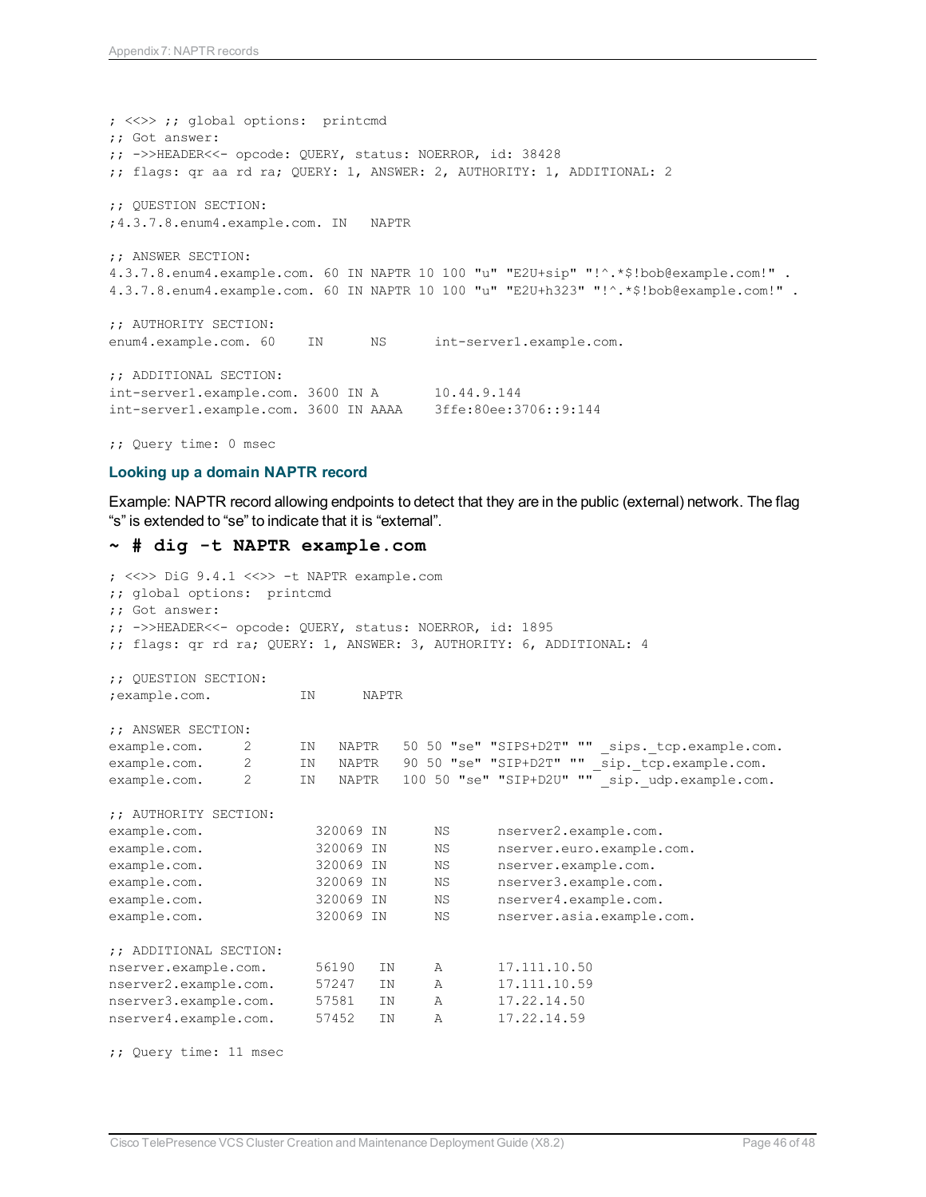```
; <<>> ;; global options:  printcmd
;; Got answer:
;; ->>HEADER<<- opcode: QUERY, status: NOERROR, id: 38428
;; flags: qr aa rd ra; QUERY: 1, ANSWER: 2, AUTHORITY: 1, ADDITIONAL: 2

;; QUESTION SECTION:
;4.3.7.8.enum4.example.com. IN   NAPTR

;; ANSWER SECTION:
4.3.7.8.enum4.example.com. 60 IN NAPTR 10 100 "u" "E2U+sip" "!^.*$!bob@example.com!" .
4.3.7.8.enum4.example.com. 60 IN NAPTR 10 100 "u" "E2U+h323" "!^.*$!bob@example.com!" .

;; AUTHORITY SECTION:
enum4.example.com. 60    IN      NS      int-server1.example.com.

;; ADDITIONAL SECTION:
int-server1.example.com. 3600 IN A       10.44.9.144
int-server1.example.com. 3600 IN AAAA    3ffe:80ee:3706::9:144

;; Query time: 0 msec
```

### Looking up a domain NAPTR record

Example: NAPTR record allowing endpoints to detect that they are in the public (external) network. The flag "s" is extended to "se" to indicate that it is "external".

**~ # dig -t NAPTR example.com**

```
; <<>> DiG 9.4.1 <<>> -t NAPTR example.com
;; global options:  printcmd
;; Got answer:
;; ->>HEADER<<- opcode: QUERY, status: NOERROR, id: 1895
;; flags: qr rd ra; QUERY: 1, ANSWER: 3, AUTHORITY: 6, ADDITIONAL: 4

;; QUESTION SECTION:
;example.com.           IN      NAPTR

;; ANSWER SECTION:
example.com.     2      IN   NAPTR   50 50 "se" "SIPS+D2T" "" _sips._tcp.example.com.
example.com.     2      IN   NAPTR   90 50 "se" "SIP+D2T" "" _sip._tcp.example.com.
example.com.     2      IN   NAPTR   100 50 "se" "SIP+D2U" "" _sip._udp.example.com.

;; AUTHORITY SECTION:
example.com.             320069 IN      NS      nserver2.example.com.
example.com.             320069 IN      NS      nserver.euro.example.com.
example.com.             320069 IN      NS      nserver.example.com.
example.com.             320069 IN      NS      nserver3.example.com.
example.com.             320069 IN      NS      nserver4.example.com.
example.com.             320069 IN      NS      nserver.asia.example.com.

;; ADDITIONAL SECTION:
nserver.example.com.      56190    IN     A       17.111.10.50
nserver2.example.com.     57247    IN     A       17.111.10.59
nserver3.example.com.     57581    IN     A       17.22.14.50
nserver4.example.com.     57452    IN     A       17.22.14.59

;; Query time: 11 msec
```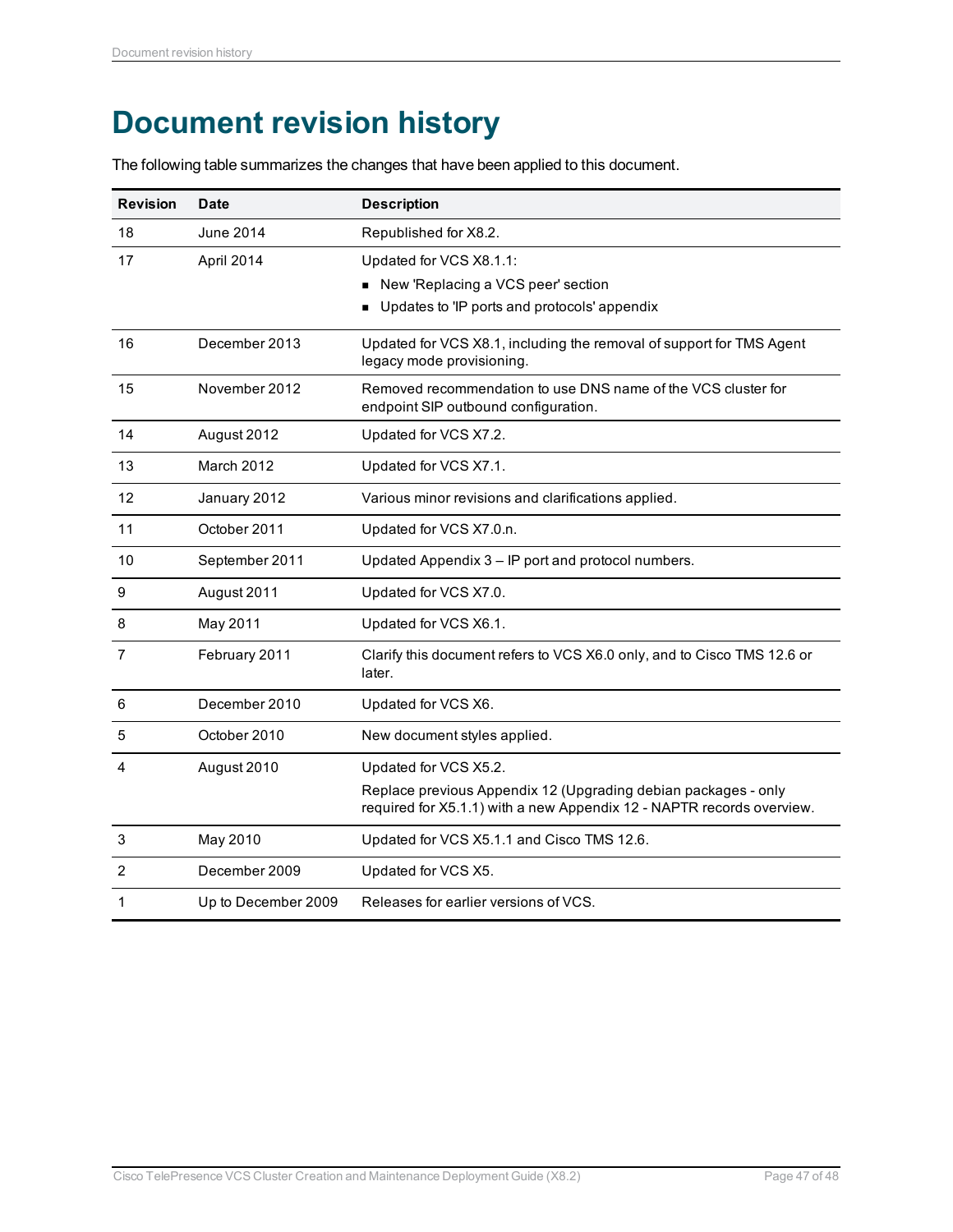# Document revision history

The following table summarizes the changes that have been applied to this document.

| Revision | Date | Description |
|---|---|---|
| 18 | June 2014 | Republished for X8.2. |
| 17 | April 2014 | Updated for VCS X8.1.1:<br>▪ New 'Replacing a VCS peer' section<br>▪ Updates to 'IP ports and protocols' appendix |
| 16 | December 2013 | Updated for VCS X8.1, including the removal of support for TMS Agent legacy mode provisioning. |
| 15 | November 2012 | Removed recommendation to use DNS name of the VCS cluster for endpoint SIP outbound configuration. |
| 14 | August 2012 | Updated for VCS X7.2. |
| 13 | March 2012 | Updated for VCS X7.1. |
| 12 | January 2012 | Various minor revisions and clarifications applied. |
| 11 | October 2011 | Updated for VCS X7.0.n. |
| 10 | September 2011 | Updated Appendix 3 – IP port and protocol numbers. |
| 9 | August 2011 | Updated for VCS X7.0. |
| 8 | May 2011 | Updated for VCS X6.1. |
| 7 | February 2011 | Clarify this document refers to VCS X6.0 only, and to Cisco TMS 12.6 or later. |
| 6 | December 2010 | Updated for VCS X6. |
| 5 | October 2010 | New document styles applied. |
| 4 | August 2010 | Updated for VCS X5.2.<br>Replace previous Appendix 12 (Upgrading debian packages - only required for X5.1.1) with a new Appendix 12 - NAPTR records overview. |
| 3 | May 2010 | Updated for VCS X5.1.1 and Cisco TMS 12.6. |
| 2 | December 2009 | Updated for VCS X5. |
| 1 | Up to December 2009 | Releases for earlier versions of VCS. |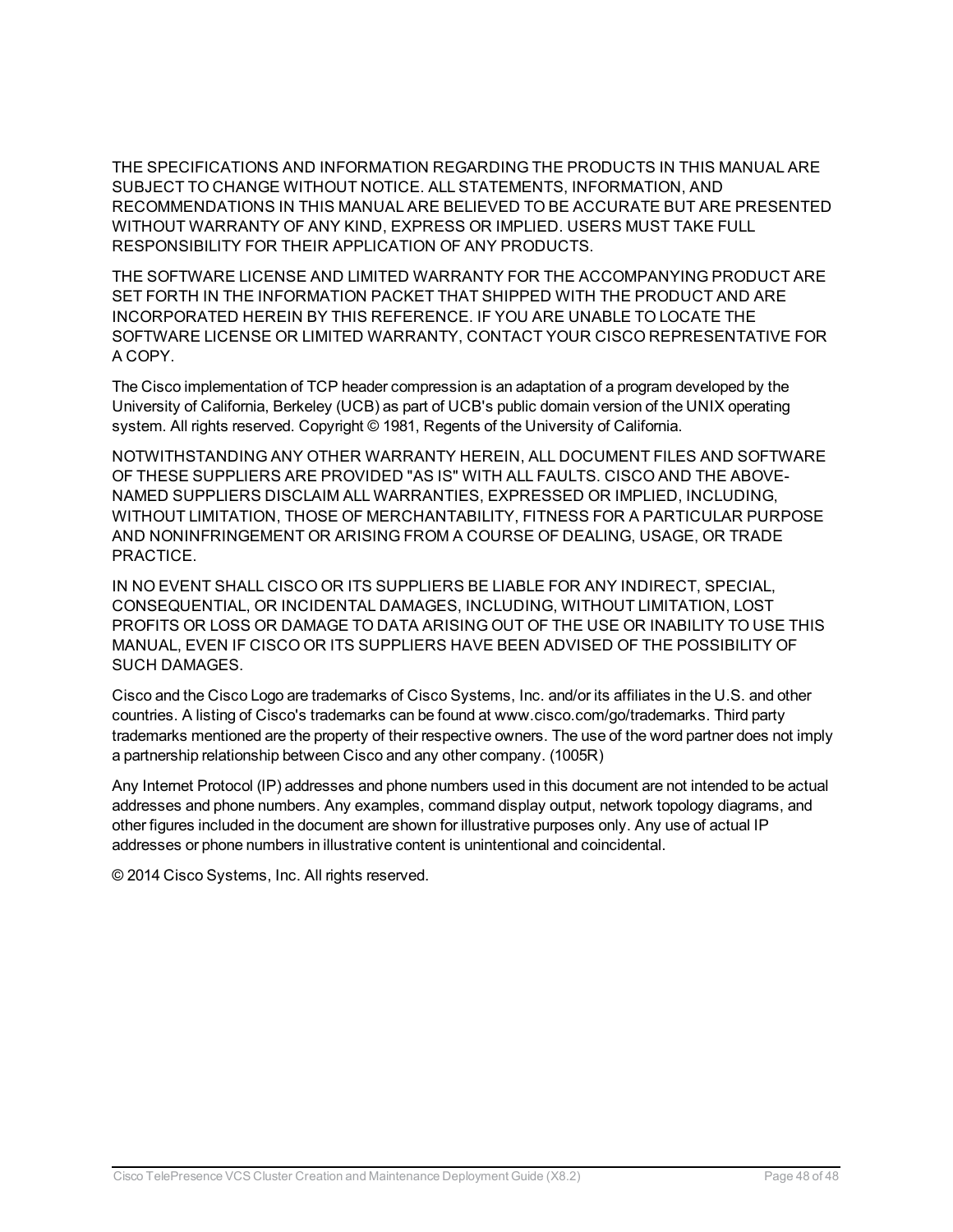THE SPECIFICATIONS AND INFORMATION REGARDING THE PRODUCTS IN THIS MANUAL ARE SUBJECT TO CHANGE WITHOUT NOTICE. ALL STATEMENTS, INFORMATION, AND RECOMMENDATIONS IN THIS MANUAL ARE BELIEVED TO BE ACCURATE BUT ARE PRESENTED WITHOUT WARRANTY OF ANY KIND, EXPRESS OR IMPLIED. USERS MUST TAKE FULL RESPONSIBILITY FOR THEIR APPLICATION OF ANY PRODUCTS.

THE SOFTWARE LICENSE AND LIMITED WARRANTY FOR THE ACCOMPANYING PRODUCT ARE SET FORTH IN THE INFORMATION PACKET THAT SHIPPED WITH THE PRODUCT AND ARE INCORPORATED HEREIN BY THIS REFERENCE. IF YOU ARE UNABLE TO LOCATE THE SOFTWARE LICENSE OR LIMITED WARRANTY, CONTACT YOUR CISCO REPRESENTATIVE FOR A COPY.

The Cisco implementation of TCP header compression is an adaptation of a program developed by the University of California, Berkeley (UCB) as part of UCB's public domain version of the UNIX operating system. All rights reserved. Copyright © 1981, Regents of the University of California.

NOTWITHSTANDING ANY OTHER WARRANTY HEREIN, ALL DOCUMENT FILES AND SOFTWARE OF THESE SUPPLIERS ARE PROVIDED "AS IS" WITH ALL FAULTS. CISCO AND THE ABOVE-NAMED SUPPLIERS DISCLAIM ALL WARRANTIES, EXPRESSED OR IMPLIED, INCLUDING, WITHOUT LIMITATION, THOSE OF MERCHANTABILITY, FITNESS FOR A PARTICULAR PURPOSE AND NONINFRINGEMENT OR ARISING FROM A COURSE OF DEALING, USAGE, OR TRADE PRACTICE.

IN NO EVENT SHALL CISCO OR ITS SUPPLIERS BE LIABLE FOR ANY INDIRECT, SPECIAL, CONSEQUENTIAL, OR INCIDENTAL DAMAGES, INCLUDING, WITHOUT LIMITATION, LOST PROFITS OR LOSS OR DAMAGE TO DATA ARISING OUT OF THE USE OR INABILITY TO USE THIS MANUAL, EVEN IF CISCO OR ITS SUPPLIERS HAVE BEEN ADVISED OF THE POSSIBILITY OF SUCH DAMAGES.

Cisco and the Cisco Logo are trademarks of Cisco Systems, Inc. and/or its affiliates in the U.S. and other countries. A listing of Cisco's trademarks can be found at www.cisco.com/go/trademarks. Third party trademarks mentioned are the property of their respective owners. The use of the word partner does not imply a partnership relationship between Cisco and any other company. (1005R)

Any Internet Protocol (IP) addresses and phone numbers used in this document are not intended to be actual addresses and phone numbers. Any examples, command display output, network topology diagrams, and other figures included in the document are shown for illustrative purposes only. Any use of actual IP addresses or phone numbers in illustrative content is unintentional and coincidental.

© 2014 Cisco Systems, Inc. All rights reserved.